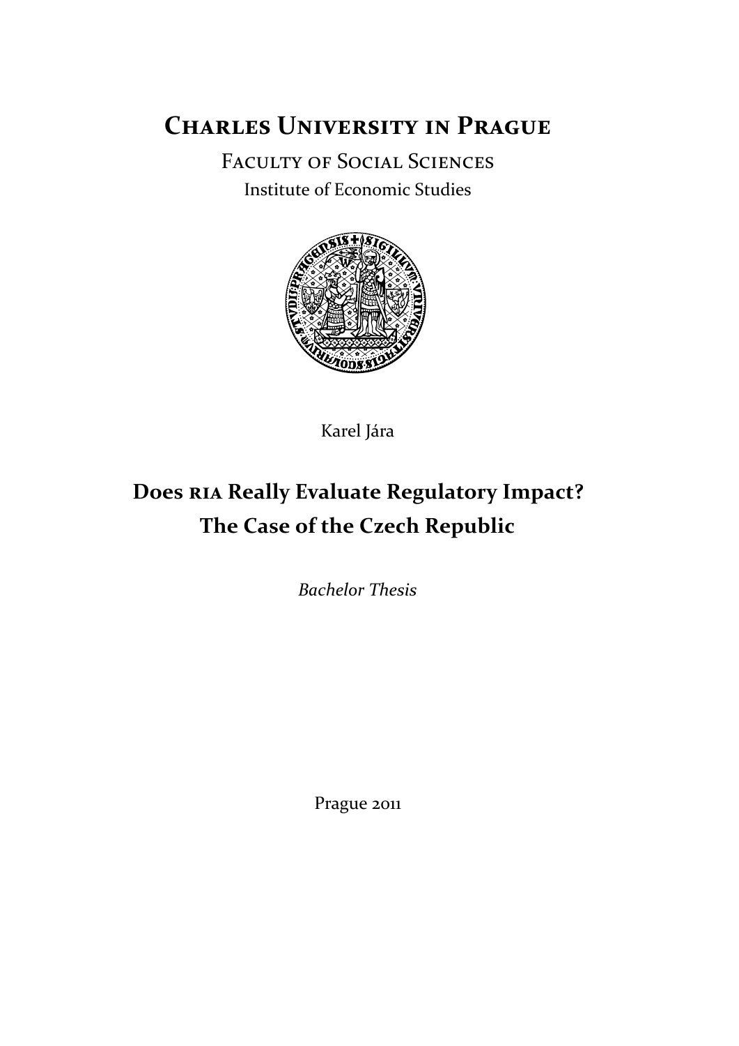# Charles University in Prague

Faculty of Social Sciences

Institute of Economic Studies

Karel Jára

## Does RIA Really Evaluate Regulatory Impact? The Case of the Czech Republic

*Bachelor Thesis*

Prague 2011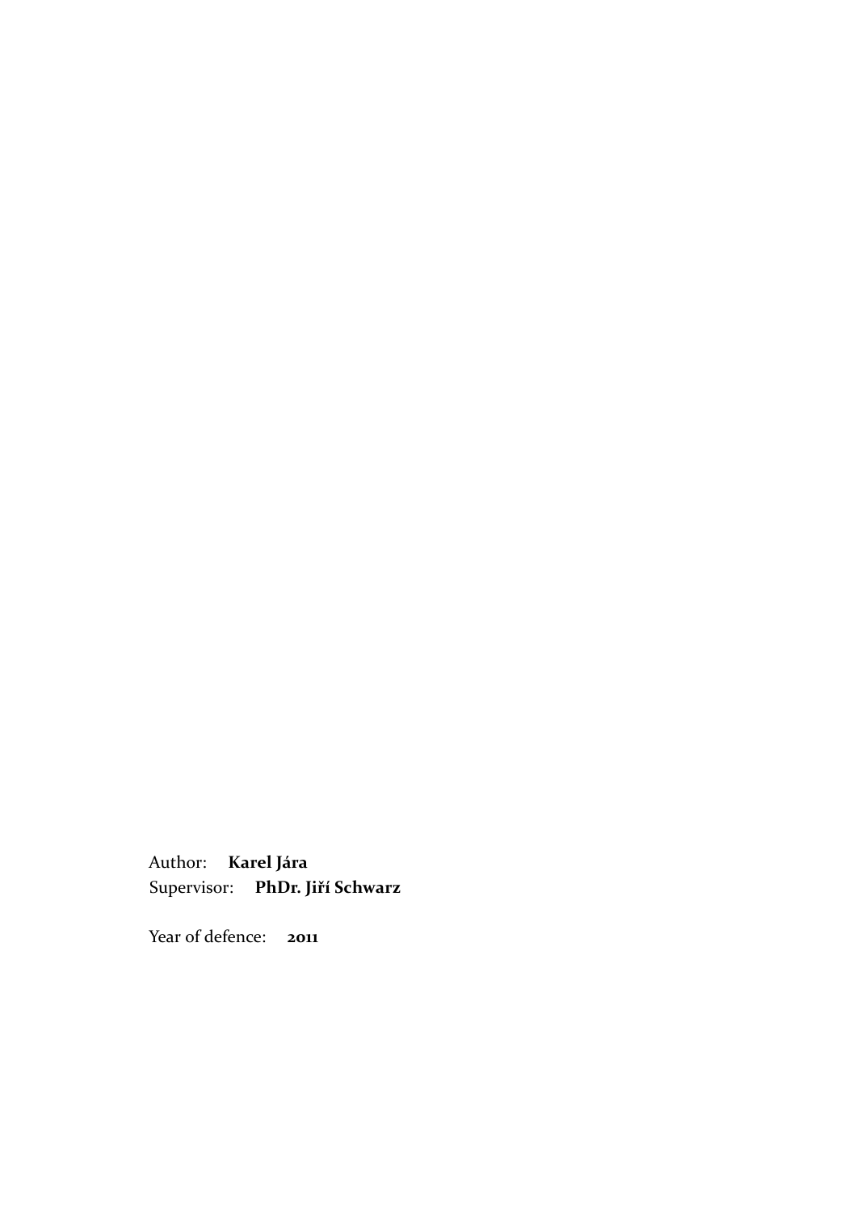Author: **Karel Jára**
Supervisor: **PhDr. Jiří Schwarz**

Year of defence: **2011**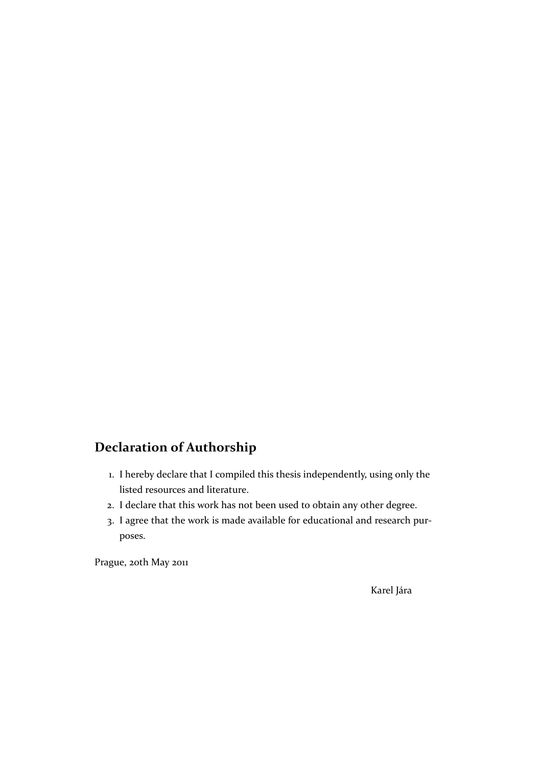## Declaration of Authorship

1. I hereby declare that I compiled this thesis independently, using only the listed resources and literature.
2. I declare that this work has not been used to obtain any other degree.
3. I agree that the work is made available for educational and research purposes.

Prague, 20th May 2011

Karel Jára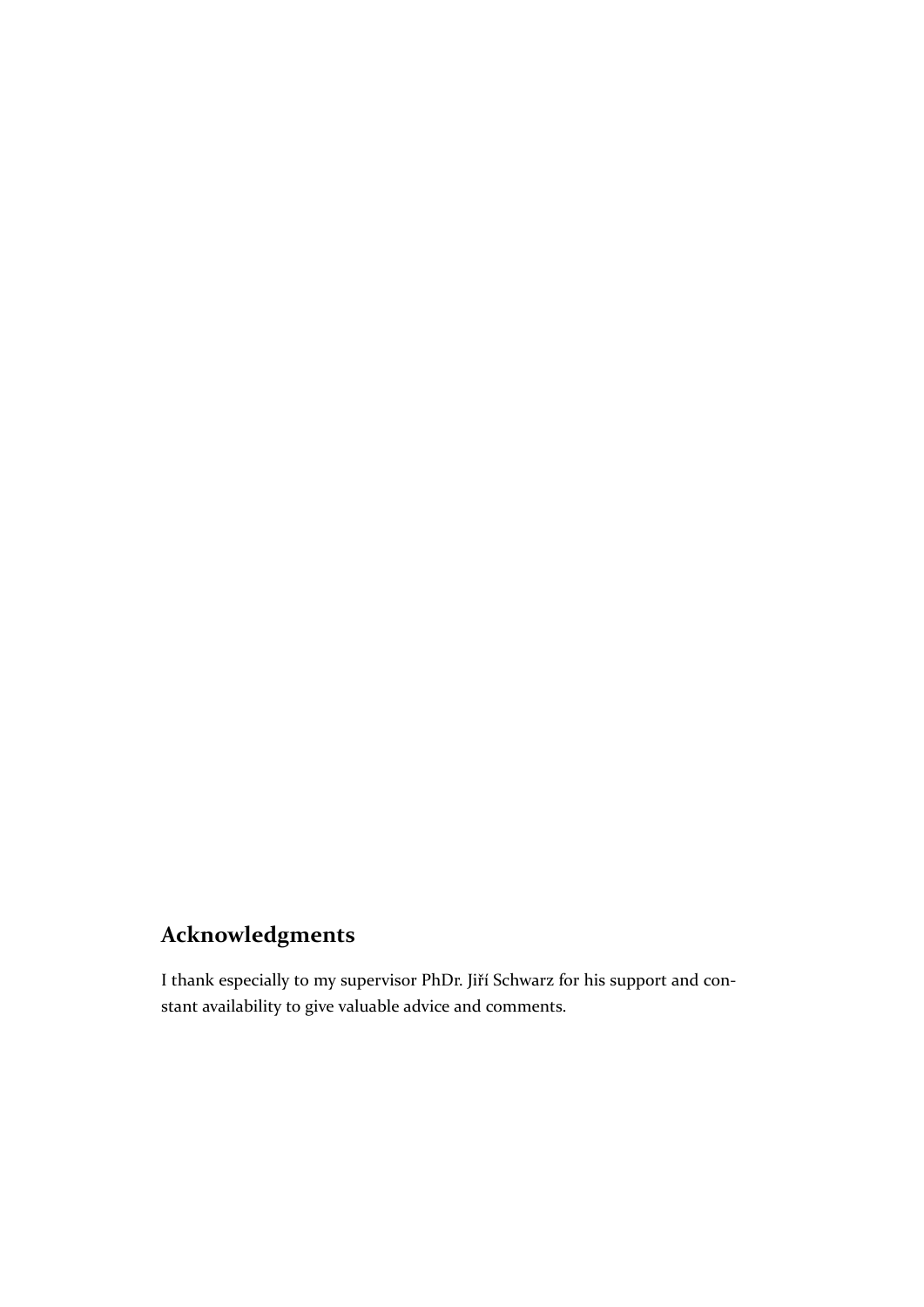## Acknowledgments

I thank especially to my supervisor PhDr. Jiří Schwarz for his support and constant availability to give valuable advice and comments.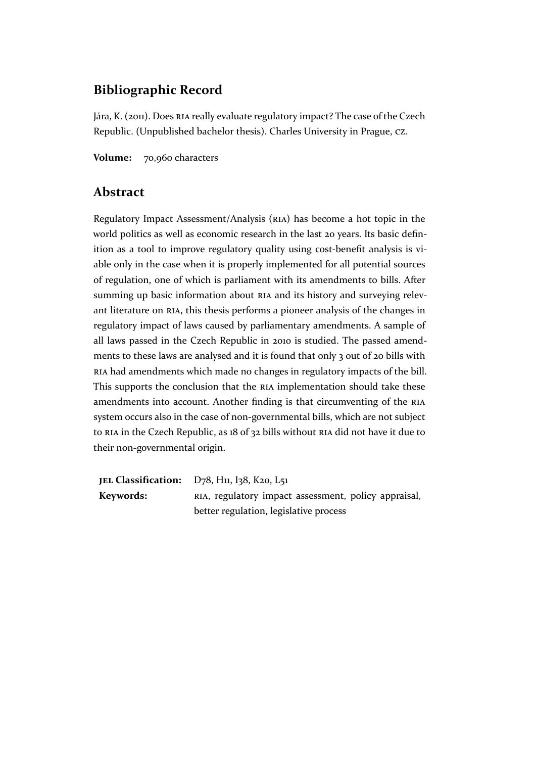## Bibliographic Record

Jára, K. (2011). Does RIA really evaluate regulatory impact? The case of the Czech Republic. (Unpublished bachelor thesis). Charles University in Prague, CZ.

**Volume:** 70,960 characters

## Abstract

Regulatory Impact Assessment/Analysis (RIA) has become a hot topic in the world politics as well as economic research in the last 20 years. Its basic definition as a tool to improve regulatory quality using cost-benefit analysis is viable only in the case when it is properly implemented for all potential sources of regulation, one of which is parliament with its amendments to bills. After summing up basic information about RIA and its history and surveying relevant literature on RIA, this thesis performs a pioneer analysis of the changes in regulatory impact of laws caused by parliamentary amendments. A sample of all laws passed in the Czech Republic in 2010 is studied. The passed amendments to these laws are analysed and it is found that only 3 out of 20 bills with RIA had amendments which made no changes in regulatory impacts of the bill. This supports the conclusion that the RIA implementation should take these amendments into account. Another finding is that circumventing of the RIA system occurs also in the case of non-governmental bills, which are not subject to RIA in the Czech Republic, as 18 of 32 bills without RIA did not have it due to their non-governmental origin.

**JEL Classification:** D78, H11, I38, K20, L51

**Keywords:** RIA, regulatory impact assessment, policy appraisal, better regulation, legislative process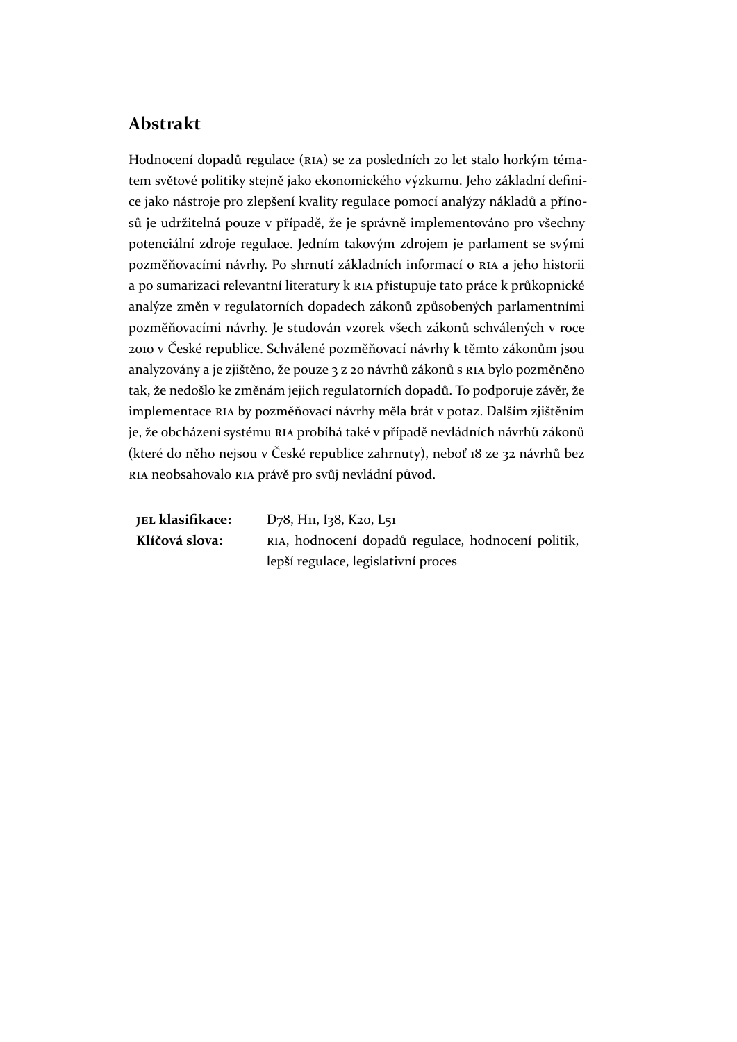# Abstrakt

Hodnocení dopadů regulace (RIA) se za posledních 20 let stalo horkým tématem světové politiky stejně jako ekonomického výzkumu. Jeho základní definice jako nástroje pro zlepšení kvality regulace pomocí analýzy nákladů a přínosů je udržitelná pouze v případě, že je správně implementováno pro všechny potenciální zdroje regulace. Jedním takovým zdrojem je parlament se svými pozměňovacími návrhy. Po shrnutí základních informací o RIA a jeho historii a po sumarizaci relevantní literatury k RIA přistupuje tato práce k průkopnické analýze změn v regulatorních dopadech zákonů způsobených parlamentními pozměňovacími návrhy. Je studován vzorek všech zákonů schválených v roce 2010 v České republice. Schválené pozměňovací návrhy k těmto zákonům jsou analyzovány a je zjištěno, že pouze 3 z 20 návrhů zákonů s RIA bylo pozměněno tak, že nedošlo ke změnám jejich regulatorních dopadů. To podporuje závěr, že implementace RIA by pozměňovací návrhy měla brát v potaz. Dalším zjištěním je, že obcházení systému RIA probíhá také v případě nevládních návrhů zákonů (které do něho nejsou v České republice zahrnuty), neboť 18 ze 32 návrhů bez RIA neobsahovalo RIA právě pro svůj nevládní původ.

| | |
|---|---|
| **JEL klasifikace:** | D78, H11, I38, K20, L51 |
| **Klíčová slova:** | RIA, hodnocení dopadů regulace, hodnocení politik, lepší regulace, legislativní proces |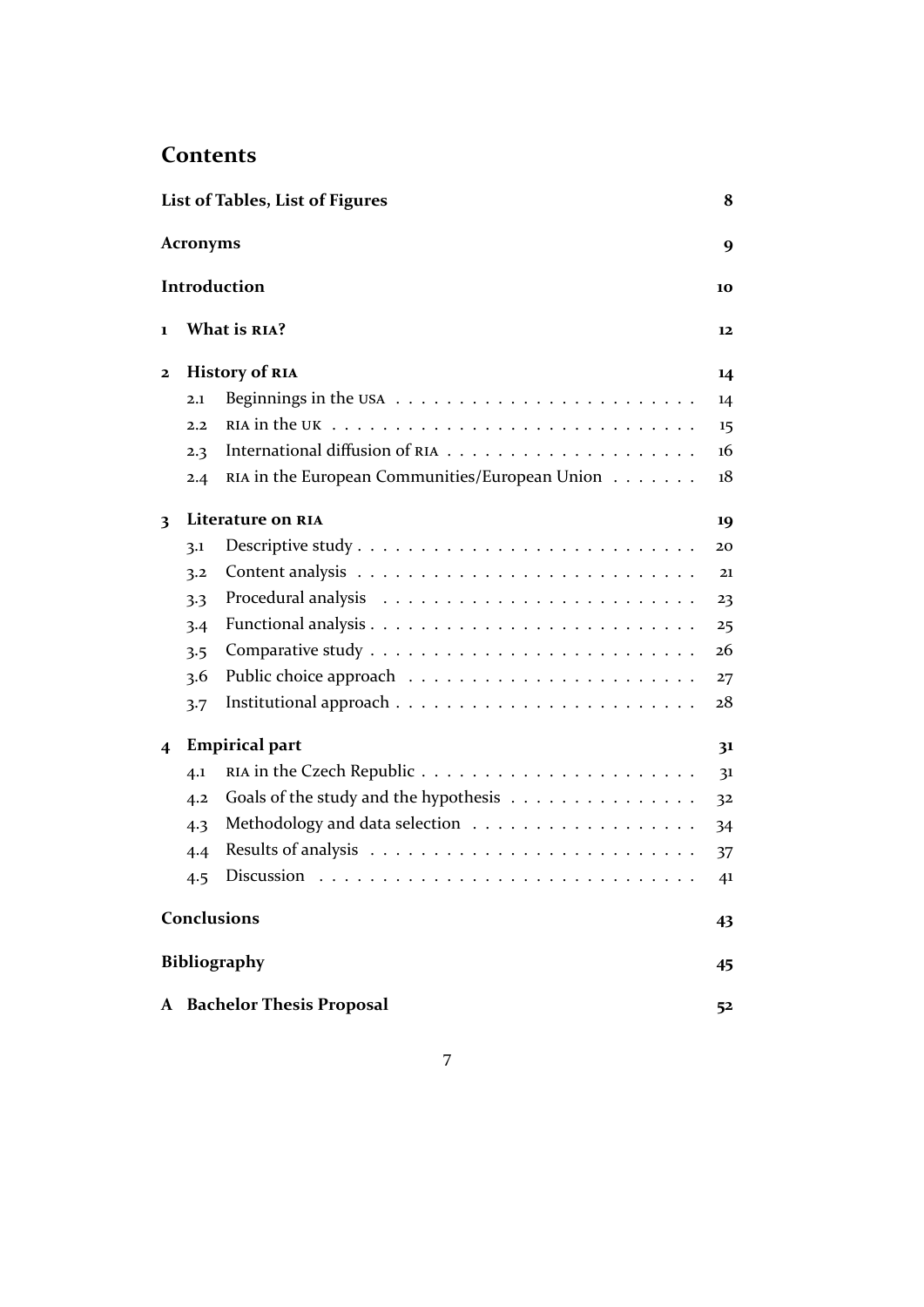# Contents

| | | |
|---|---|---|
| **List of Tables, List of Figures** | | **8** |
| **Acronyms** | | **9** |
| **Introduction** | | **10** |
| **1** | **What is RIA?** | **12** |
| **2** | **History of RIA** | **14** |
| 2.1 | Beginnings in the USA | 14 |
| 2.2 | RIA in the UK | 15 |
| 2.3 | International diffusion of RIA | 16 |
| 2.4 | RIA in the European Communities/European Union | 18 |
| **3** | **Literature on RIA** | **19** |
| 3.1 | Descriptive study | 20 |
| 3.2 | Content analysis | 21 |
| 3.3 | Procedural analysis | 23 |
| 3.4 | Functional analysis | 25 |
| 3.5 | Comparative study | 26 |
| 3.6 | Public choice approach | 27 |
| 3.7 | Institutional approach | 28 |
| **4** | **Empirical part** | **31** |
| 4.1 | RIA in the Czech Republic | 31 |
| 4.2 | Goals of the study and the hypothesis | 32 |
| 4.3 | Methodology and data selection | 34 |
| 4.4 | Results of analysis | 37 |
| 4.5 | Discussion | 41 |
| **Conclusions** | | **43** |
| **Bibliography** | | **45** |
| **A** | **Bachelor Thesis Proposal** | **52** |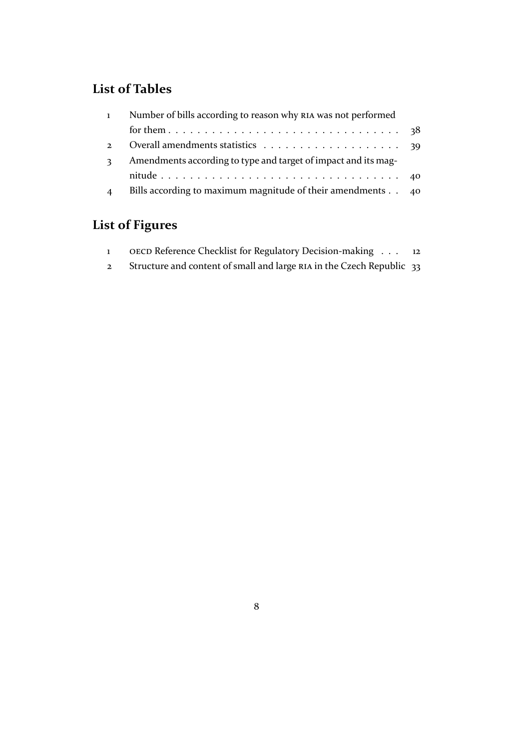## List of Tables

1 Number of bills according to reason why RIA was not performed for them . . . . . . . . . . . . . . . . . . . . . . . . . . . . . . . . 38
2 Overall amendments statistics . . . . . . . . . . . . . . . . . . . 39
3 Amendments according to type and target of impact and its magnitude . . . . . . . . . . . . . . . . . . . . . . . . . . . . . . . . 40
4 Bills according to maximum magnitude of their amendments . . 40

## List of Figures

1 OECD Reference Checklist for Regulatory Decision-making . . . 12
2 Structure and content of small and large RIA in the Czech Republic 33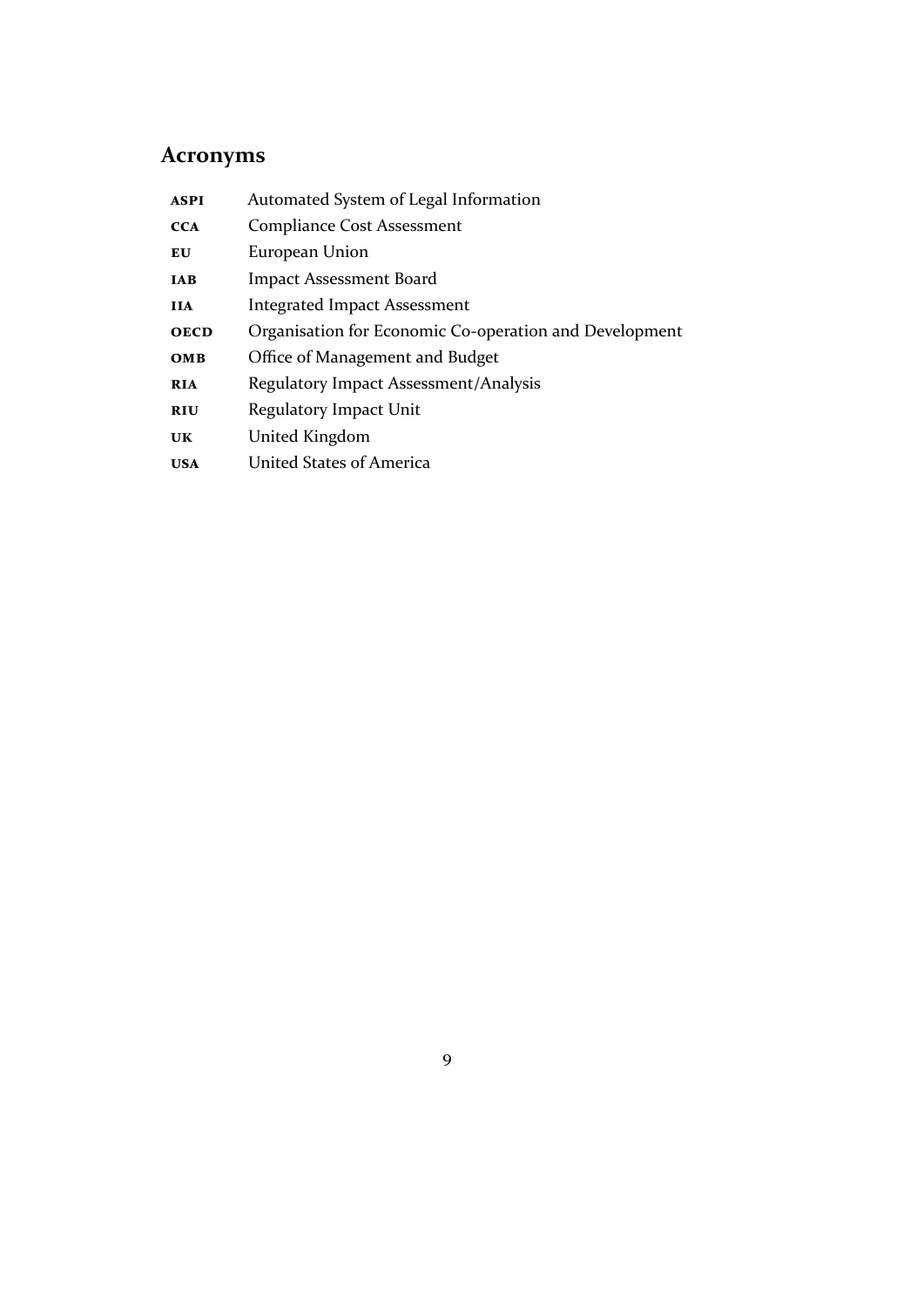# Acronyms

| | |
|---|---|
| **ASPI** | Automated System of Legal Information |
| **CCA** | Compliance Cost Assessment |
| **EU** | European Union |
| **IAB** | Impact Assessment Board |
| **IIA** | Integrated Impact Assessment |
| **OECD** | Organisation for Economic Co-operation and Development |
| **OMB** | Office of Management and Budget |
| **RIA** | Regulatory Impact Assessment/Analysis |
| **RIU** | Regulatory Impact Unit |
| **UK** | United Kingdom |
| **USA** | United States of America |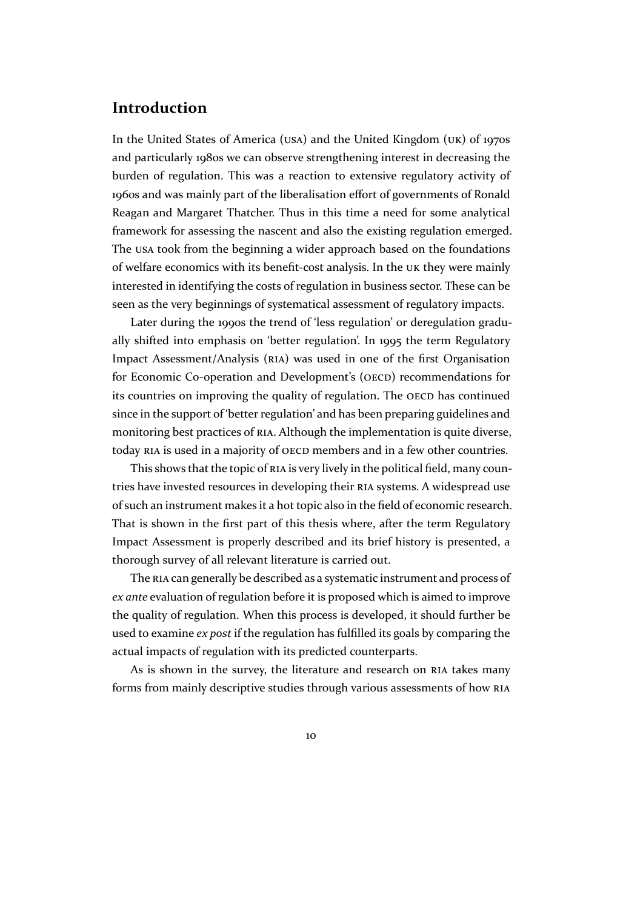# Introduction

In the United States of America (USA) and the United Kingdom (UK) of 1970s and particularly 1980s we can observe strengthening interest in decreasing the burden of regulation. This was a reaction to extensive regulatory activity of 1960s and was mainly part of the liberalisation effort of governments of Ronald Reagan and Margaret Thatcher. Thus in this time a need for some analytical framework for assessing the nascent and also the existing regulation emerged. The USA took from the beginning a wider approach based on the foundations of welfare economics with its benefit-cost analysis. In the UK they were mainly interested in identifying the costs of regulation in business sector. These can be seen as the very beginnings of systematical assessment of regulatory impacts.

Later during the 1990s the trend of 'less regulation' or deregulation gradually shifted into emphasis on 'better regulation'. In 1995 the term Regulatory Impact Assessment/Analysis (RIA) was used in one of the first Organisation for Economic Co-operation and Development's (OECD) recommendations for its countries on improving the quality of regulation. The OECD has continued since in the support of 'better regulation' and has been preparing guidelines and monitoring best practices of RIA. Although the implementation is quite diverse, today RIA is used in a majority of OECD members and in a few other countries.

This shows that the topic of RIA is very lively in the political field, many countries have invested resources in developing their RIA systems. A widespread use of such an instrument makes it a hot topic also in the field of economic research. That is shown in the first part of this thesis where, after the term Regulatory Impact Assessment is properly described and its brief history is presented, a thorough survey of all relevant literature is carried out.

The RIA can generally be described as a systematic instrument and process of *ex ante* evaluation of regulation before it is proposed which is aimed to improve the quality of regulation. When this process is developed, it should further be used to examine *ex post* if the regulation has fulfilled its goals by comparing the actual impacts of regulation with its predicted counterparts.

As is shown in the survey, the literature and research on RIA takes many forms from mainly descriptive studies through various assessments of how RIA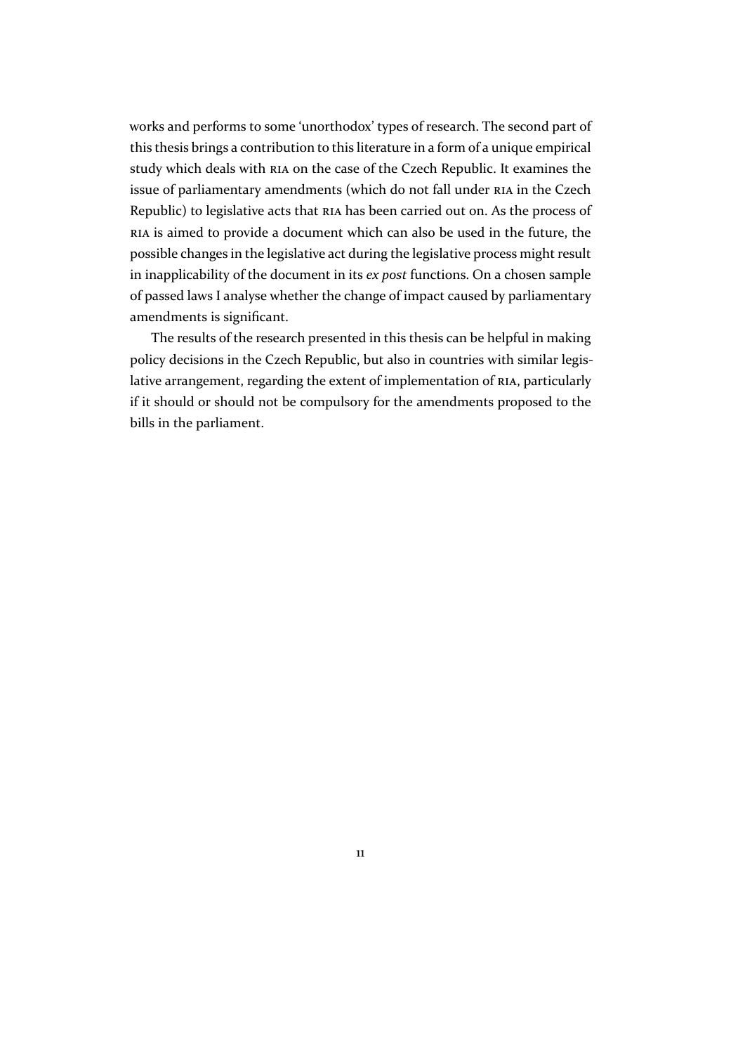works and performs to some 'unorthodox' types of research. The second part of this thesis brings a contribution to this literature in a form of a unique empirical study which deals with RIA on the case of the Czech Republic. It examines the issue of parliamentary amendments (which do not fall under RIA in the Czech Republic) to legislative acts that RIA has been carried out on. As the process of RIA is aimed to provide a document which can also be used in the future, the possible changes in the legislative act during the legislative process might result in inapplicability of the document in its *ex post* functions. On a chosen sample of passed laws I analyse whether the change of impact caused by parliamentary amendments is significant.

The results of the research presented in this thesis can be helpful in making policy decisions in the Czech Republic, but also in countries with similar legislative arrangement, regarding the extent of implementation of RIA, particularly if it should or should not be compulsory for the amendments proposed to the bills in the parliament.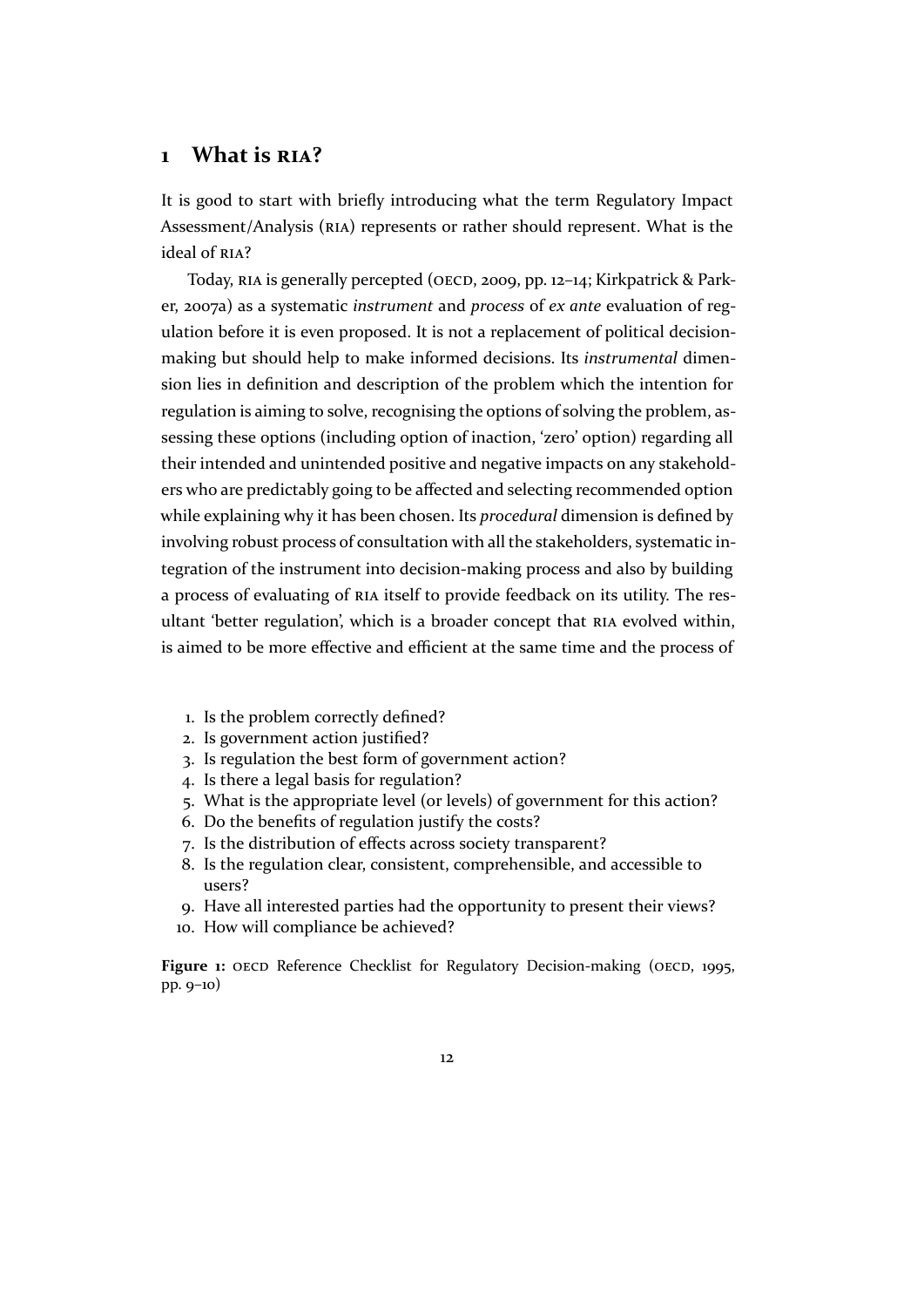# 1 What is RIA?

It is good to start with briefly introducing what the term Regulatory Impact Assessment/Analysis (RIA) represents or rather should represent. What is the ideal of RIA?

Today, RIA is generally percepted (OECD, 2009, pp. 12–14; Kirkpatrick & Parker, 2007a) as a systematic *instrument* and *process* of *ex ante* evaluation of regulation before it is even proposed. It is not a replacement of political decision-making but should help to make informed decisions. Its *instrumental* dimension lies in definition and description of the problem which the intention for regulation is aiming to solve, recognising the options of solving the problem, assessing these options (including option of inaction, 'zero' option) regarding all their intended and unintended positive and negative impacts on any stakeholders who are predictably going to be affected and selecting recommended option while explaining why it has been chosen. Its *procedural* dimension is defined by involving robust process of consultation with all the stakeholders, systematic integration of the instrument into decision-making process and also by building a process of evaluating of RIA itself to provide feedback on its utility. The resultant 'better regulation', which is a broader concept that RIA evolved within, is aimed to be more effective and efficient at the same time and the process of

1. Is the problem correctly defined?
2. Is government action justified?
3. Is regulation the best form of government action?
4. Is there a legal basis for regulation?
5. What is the appropriate level (or levels) of government for this action?
6. Do the benefits of regulation justify the costs?
7. Is the distribution of effects across society transparent?
8. Is the regulation clear, consistent, comprehensible, and accessible to users?
9. Have all interested parties had the opportunity to present their views?
10. How will compliance be achieved?

**Figure 1:** OECD Reference Checklist for Regulatory Decision-making (OECD, 1995, pp. 9–10)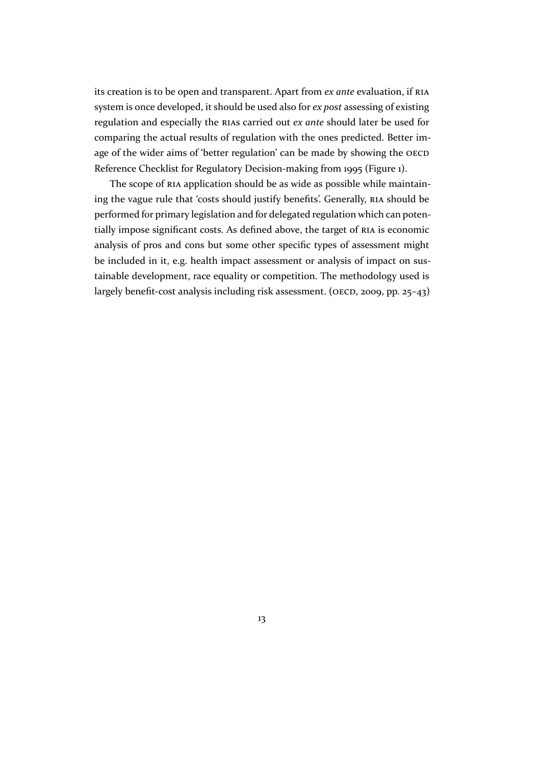its creation is to be open and transparent. Apart from *ex ante* evaluation, if RIA system is once developed, it should be used also for *ex post* assessing of existing regulation and especially the RIAs carried out *ex ante* should later be used for comparing the actual results of regulation with the ones predicted. Better image of the wider aims of 'better regulation' can be made by showing the OECD Reference Checklist for Regulatory Decision-making from 1995 (Figure 1).

The scope of RIA application should be as wide as possible while maintaining the vague rule that 'costs should justify benefits'. Generally, RIA should be performed for primary legislation and for delegated regulation which can potentially impose significant costs. As defined above, the target of RIA is economic analysis of pros and cons but some other specific types of assessment might be included in it, e.g. health impact assessment or analysis of impact on sustainable development, race equality or competition. The methodology used is largely benefit-cost analysis including risk assessment. (OECD, 2009, pp. 25–43)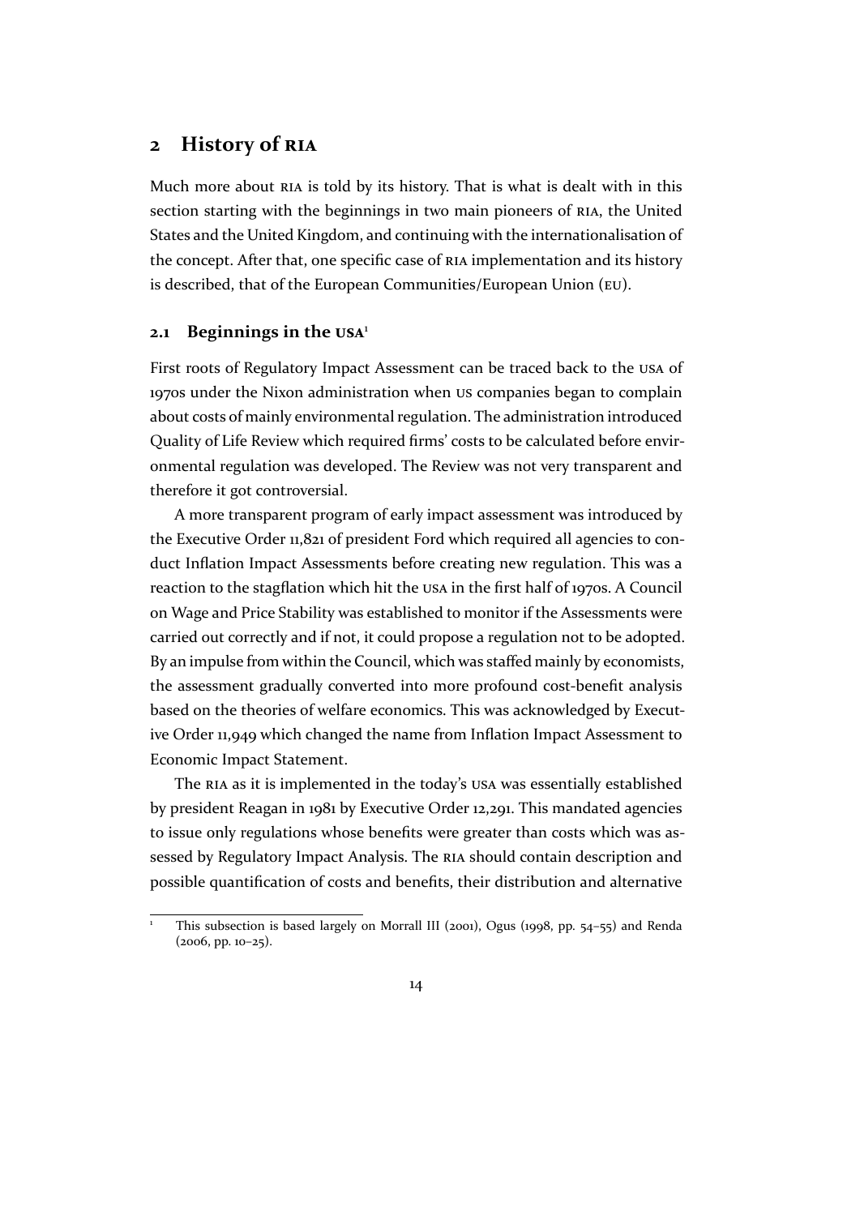## 2 History of RIA

Much more about RIA is told by its history. That is what is dealt with in this section starting with the beginnings in two main pioneers of RIA, the United States and the United Kingdom, and continuing with the internationalisation of the concept. After that, one specific case of RIA implementation and its history is described, that of the European Communities/European Union (EU).

### 2.1 Beginnings in the USA[1]

First roots of Regulatory Impact Assessment can be traced back to the USA of 1970s under the Nixon administration when US companies began to complain about costs of mainly environmental regulation. The administration introduced Quality of Life Review which required firms' costs to be calculated before environmental regulation was developed. The Review was not very transparent and therefore it got controversial.

A more transparent program of early impact assessment was introduced by the Executive Order 11,821 of president Ford which required all agencies to conduct Inflation Impact Assessments before creating new regulation. This was a reaction to the stagflation which hit the USA in the first half of 1970s. A Council on Wage and Price Stability was established to monitor if the Assessments were carried out correctly and if not, it could propose a regulation not to be adopted. By an impulse from within the Council, which was staffed mainly by economists, the assessment gradually converted into more profound cost-benefit analysis based on the theories of welfare economics. This was acknowledged by Executive Order 11,949 which changed the name from Inflation Impact Assessment to Economic Impact Statement.

The RIA as it is implemented in the today's USA was essentially established by president Reagan in 1981 by Executive Order 12,291. This mandated agencies to issue only regulations whose benefits were greater than costs which was assessed by Regulatory Impact Analysis. The RIA should contain description and possible quantification of costs and benefits, their distribution and alternative

[1] This subsection is based largely on Morrall III (2001), Ogus (1998, pp. 54–55) and Renda (2006, pp. 10–25).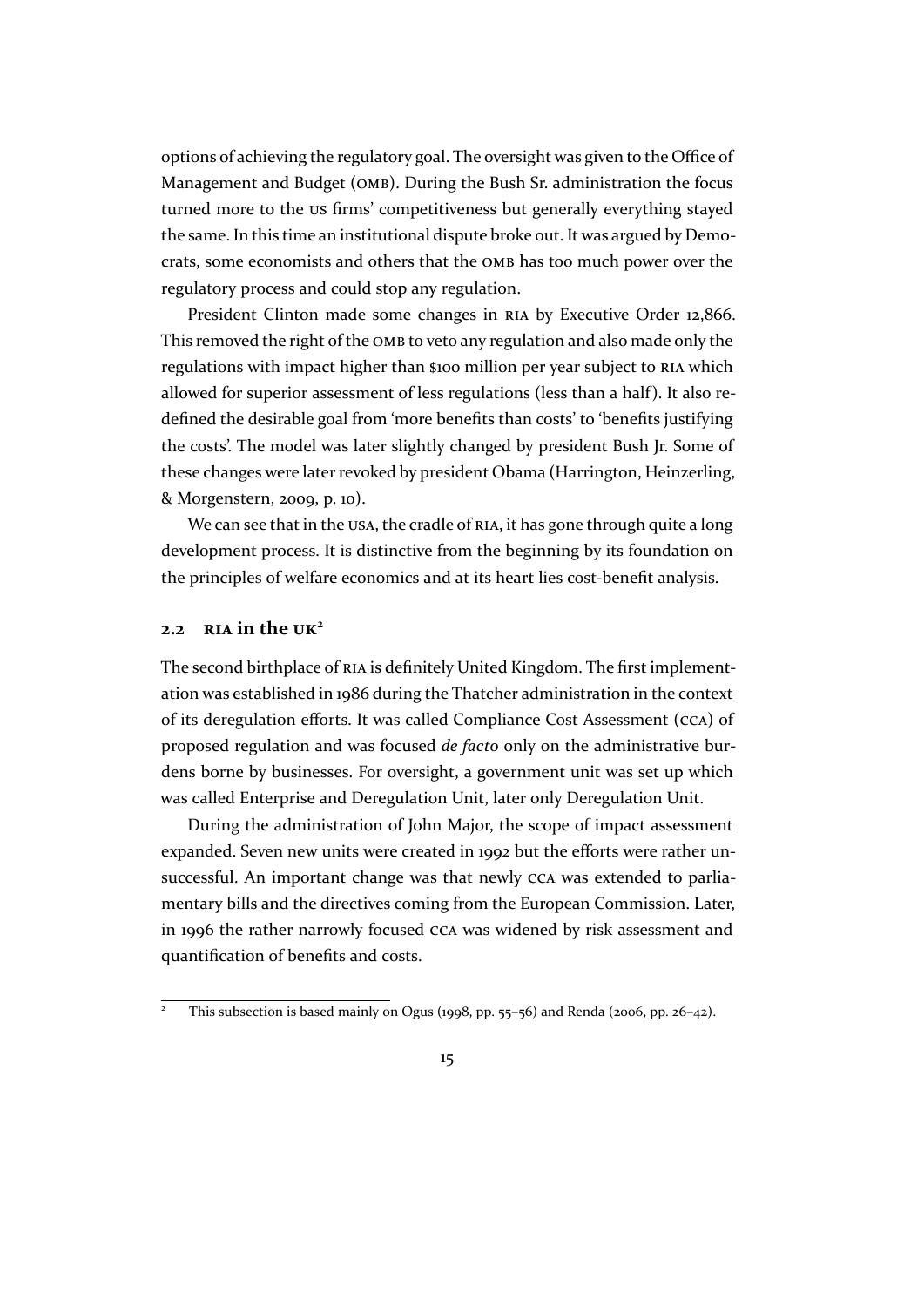options of achieving the regulatory goal. The oversight was given to the Office of Management and Budget (OMB). During the Bush Sr. administration the focus turned more to the US firms' competitiveness but generally everything stayed the same. In this time an institutional dispute broke out. It was argued by Democrats, some economists and others that the OMB has too much power over the regulatory process and could stop any regulation.

President Clinton made some changes in RIA by Executive Order 12,866. This removed the right of the OMB to veto any regulation and also made only the regulations with impact higher than $100 million per year subject to RIA which allowed for superior assessment of less regulations (less than a half). It also redefined the desirable goal from 'more benefits than costs' to 'benefits justifying the costs'. The model was later slightly changed by president Bush Jr. Some of these changes were later revoked by president Obama (Harrington, Heinzerling, & Morgenstern, 2009, p. 10).

We can see that in the USA, the cradle of RIA, it has gone through quite a long development process. It is distinctive from the beginning by its foundation on the principles of welfare economics and at its heart lies cost-benefit analysis.

## 2.2 RIA in the UK[2]

The second birthplace of RIA is definitely United Kingdom. The first implementation was established in 1986 during the Thatcher administration in the context of its deregulation efforts. It was called Compliance Cost Assessment (CCA) of proposed regulation and was focused *de facto* only on the administrative burdens borne by businesses. For oversight, a government unit was set up which was called Enterprise and Deregulation Unit, later only Deregulation Unit.

During the administration of John Major, the scope of impact assessment expanded. Seven new units were created in 1992 but the efforts were rather unsuccessful. An important change was that newly CCA was extended to parliamentary bills and the directives coming from the European Commission. Later, in 1996 the rather narrowly focused CCA was widened by risk assessment and quantification of benefits and costs.

---

[2] This subsection is based mainly on Ogus (1998, pp. 55–56) and Renda (2006, pp. 26–42).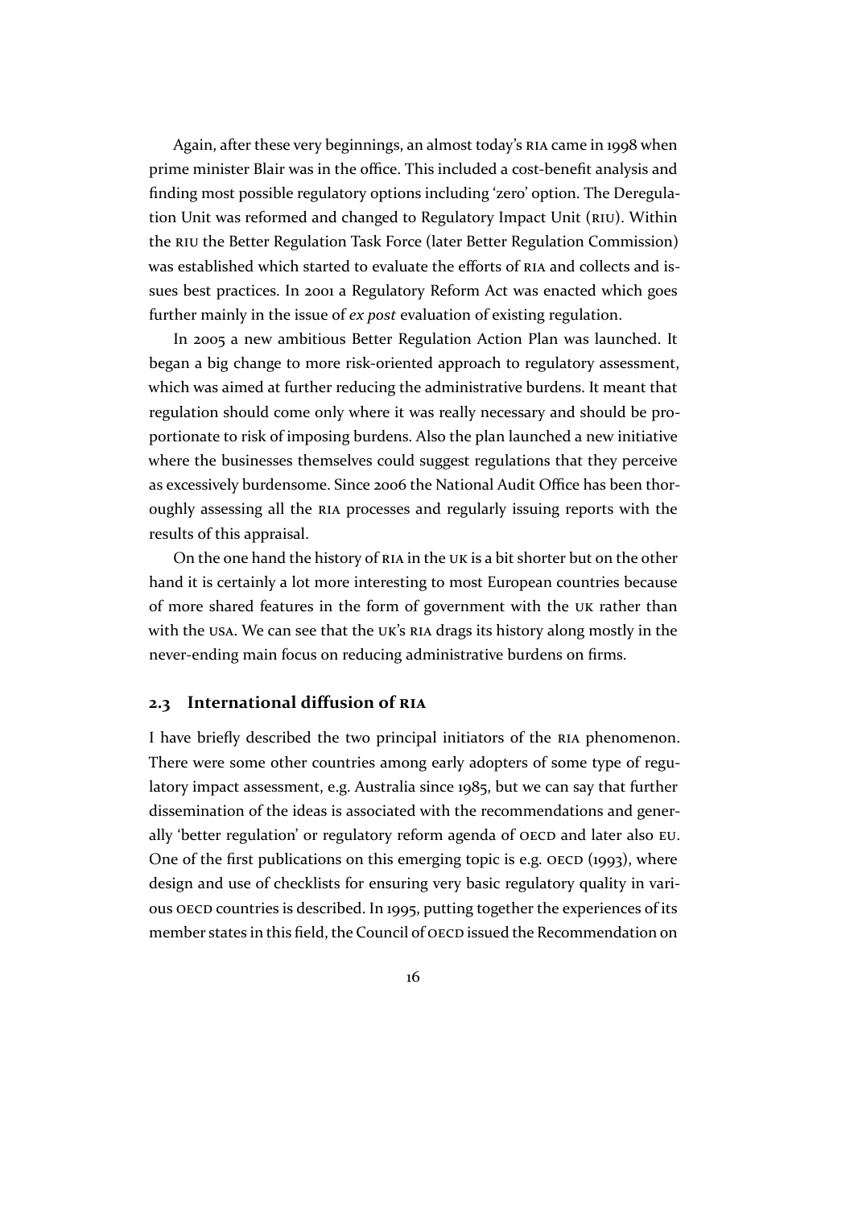Again, after these very beginnings, an almost today's RIA came in 1998 when prime minister Blair was in the office. This included a cost-benefit analysis and finding most possible regulatory options including 'zero' option. The Deregulation Unit was reformed and changed to Regulatory Impact Unit (RIU). Within the RIU the Better Regulation Task Force (later Better Regulation Commission) was established which started to evaluate the efforts of RIA and collects and issues best practices. In 2001 a Regulatory Reform Act was enacted which goes further mainly in the issue of *ex post* evaluation of existing regulation.

In 2005 a new ambitious Better Regulation Action Plan was launched. It began a big change to more risk-oriented approach to regulatory assessment, which was aimed at further reducing the administrative burdens. It meant that regulation should come only where it was really necessary and should be proportionate to risk of imposing burdens. Also the plan launched a new initiative where the businesses themselves could suggest regulations that they perceive as excessively burdensome. Since 2006 the National Audit Office has been thoroughly assessing all the RIA processes and regularly issuing reports with the results of this appraisal.

On the one hand the history of RIA in the UK is a bit shorter but on the other hand it is certainly a lot more interesting to most European countries because of more shared features in the form of government with the UK rather than with the USA. We can see that the UK's RIA drags its history along mostly in the never-ending main focus on reducing administrative burdens on firms.

## 2.3 International diffusion of RIA

I have briefly described the two principal initiators of the RIA phenomenon. There were some other countries among early adopters of some type of regulatory impact assessment, e.g. Australia since 1985, but we can say that further dissemination of the ideas is associated with the recommendations and generally 'better regulation' or regulatory reform agenda of OECD and later also EU. One of the first publications on this emerging topic is e.g. OECD (1993), where design and use of checklists for ensuring very basic regulatory quality in various OECD countries is described. In 1995, putting together the experiences of its member states in this field, the Council of OECD issued the Recommendation on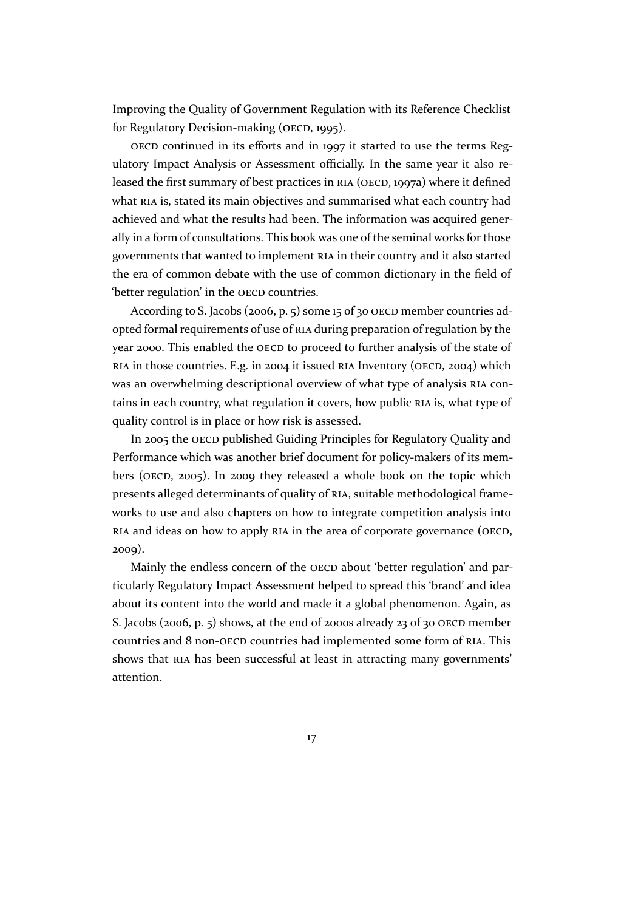Improving the Quality of Government Regulation with its Reference Checklist for Regulatory Decision-making (OECD, 1995).

OECD continued in its efforts and in 1997 it started to use the terms Regulatory Impact Analysis or Assessment officially. In the same year it also released the first summary of best practices in RIA (OECD, 1997a) where it defined what RIA is, stated its main objectives and summarised what each country had achieved and what the results had been. The information was acquired generally in a form of consultations. This book was one of the seminal works for those governments that wanted to implement RIA in their country and it also started the era of common debate with the use of common dictionary in the field of 'better regulation' in the OECD countries.

According to S. Jacobs (2006, p. 5) some 15 of 30 OECD member countries adopted formal requirements of use of RIA during preparation of regulation by the year 2000. This enabled the OECD to proceed to further analysis of the state of RIA in those countries. E.g. in 2004 it issued RIA Inventory (OECD, 2004) which was an overwhelming descriptional overview of what type of analysis RIA contains in each country, what regulation it covers, how public RIA is, what type of quality control is in place or how risk is assessed.

In 2005 the OECD published Guiding Principles for Regulatory Quality and Performance which was another brief document for policy-makers of its members (OECD, 2005). In 2009 they released a whole book on the topic which presents alleged determinants of quality of RIA, suitable methodological frameworks to use and also chapters on how to integrate competition analysis into RIA and ideas on how to apply RIA in the area of corporate governance (OECD, 2009).

Mainly the endless concern of the OECD about 'better regulation' and particularly Regulatory Impact Assessment helped to spread this 'brand' and idea about its content into the world and made it a global phenomenon. Again, as S. Jacobs (2006, p. 5) shows, at the end of 2000s already 23 of 30 OECD member countries and 8 non-OECD countries had implemented some form of RIA. This shows that RIA has been successful at least in attracting many governments' attention.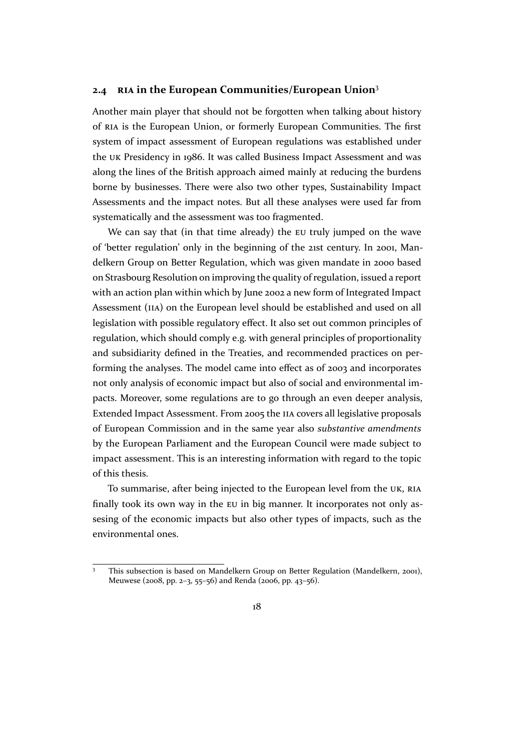## 2.4 RIA in the European Communities/European Union[3]

Another main player that should not be forgotten when talking about history of RIA is the European Union, or formerly European Communities. The first system of impact assessment of European regulations was established under the UK Presidency in 1986. It was called Business Impact Assessment and was along the lines of the British approach aimed mainly at reducing the burdens borne by businesses. There were also two other types, Sustainability Impact Assessments and the impact notes. But all these analyses were used far from systematically and the assessment was too fragmented.

We can say that (in that time already) the EU truly jumped on the wave of 'better regulation' only in the beginning of the 21st century. In 2001, Mandelkern Group on Better Regulation, which was given mandate in 2000 based on Strasbourg Resolution on improving the quality of regulation, issued a report with an action plan within which by June 2002 a new form of Integrated Impact Assessment (IIA) on the European level should be established and used on all legislation with possible regulatory effect. It also set out common principles of regulation, which should comply e.g. with general principles of proportionality and subsidiarity defined in the Treaties, and recommended practices on performing the analyses. The model came into effect as of 2003 and incorporates not only analysis of economic impact but also of social and environmental impacts. Moreover, some regulations are to go through an even deeper analysis, Extended Impact Assessment. From 2005 the IIA covers all legislative proposals of European Commission and in the same year also *substantive amendments* by the European Parliament and the European Council were made subject to impact assessment. This is an interesting information with regard to the topic of this thesis.

To summarise, after being injected to the European level from the UK, RIA finally took its own way in the EU in big manner. It incorporates not only assesing of the economic impacts but also other types of impacts, such as the environmental ones.

---

[3] This subsection is based on Mandelkern Group on Better Regulation (Mandelkern, 2001), Meuwese (2008, pp. 2–3, 55–56) and Renda (2006, pp. 43–56).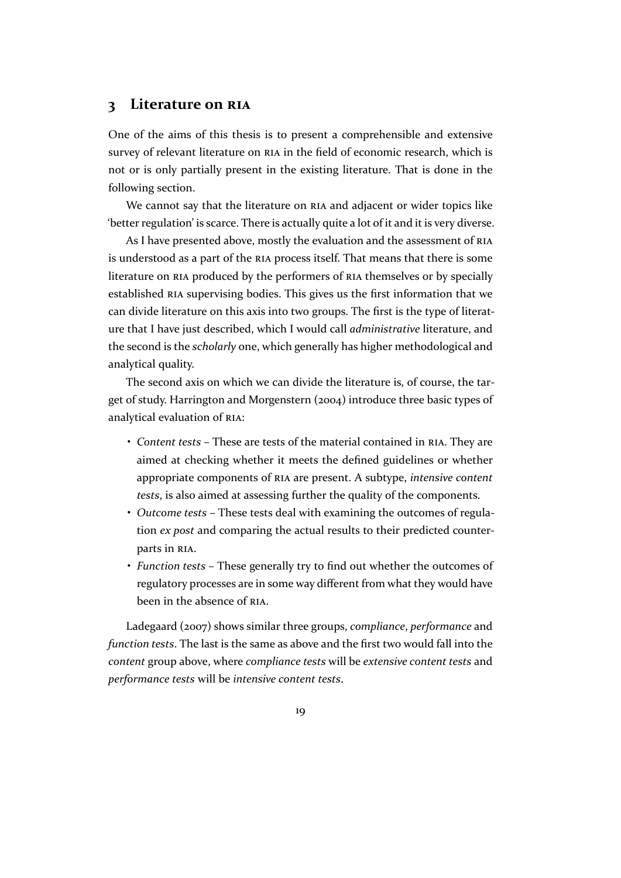# 3 Literature on RIA

One of the aims of this thesis is to present a comprehensible and extensive survey of relevant literature on RIA in the field of economic research, which is not or is only partially present in the existing literature. That is done in the following section.

We cannot say that the literature on RIA and adjacent or wider topics like 'better regulation' is scarce. There is actually quite a lot of it and it is very diverse.

As I have presented above, mostly the evaluation and the assessment of RIA is understood as a part of the RIA process itself. That means that there is some literature on RIA produced by the performers of RIA themselves or by specially established RIA supervising bodies. This gives us the first information that we can divide literature on this axis into two groups. The first is the type of literature that I have just described, which I would call *administrative* literature, and the second is the *scholarly* one, which generally has higher methodological and analytical quality.

The second axis on which we can divide the literature is, of course, the target of study. Harrington and Morgenstern (2004) introduce three basic types of analytical evaluation of RIA:

- *Content tests* – These are tests of the material contained in RIA. They are aimed at checking whether it meets the defined guidelines or whether appropriate components of RIA are present. A subtype, *intensive content tests*, is also aimed at assessing further the quality of the components.
- *Outcome tests* – These tests deal with examining the outcomes of regulation *ex post* and comparing the actual results to their predicted counterparts in RIA.
- *Function tests* – These generally try to find out whether the outcomes of regulatory processes are in some way different from what they would have been in the absence of RIA.

Ladegaard (2007) shows similar three groups, *compliance*, *performance* and *function tests*. The last is the same as above and the first two would fall into the *content* group above, where *compliance tests* will be *extensive content tests* and *performance tests* will be *intensive content tests*.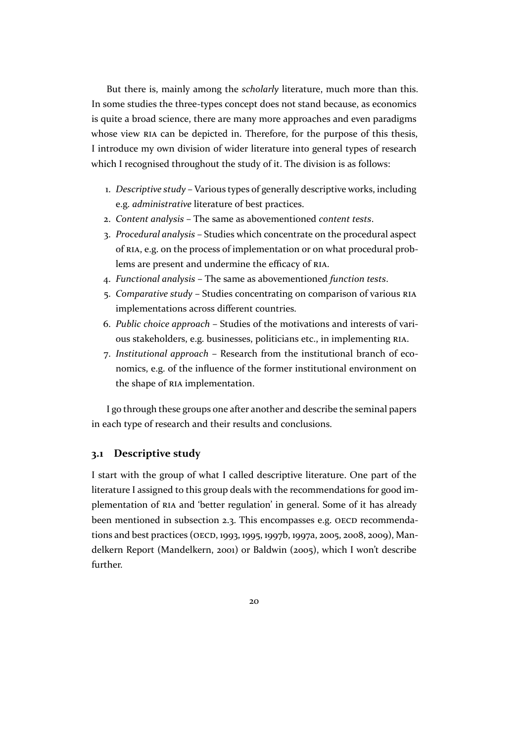But there is, mainly among the *scholarly* literature, much more than this. In some studies the three-types concept does not stand because, as economics is quite a broad science, there are many more approaches and even paradigms whose view RIA can be depicted in. Therefore, for the purpose of this thesis, I introduce my own division of wider literature into general types of research which I recognised throughout the study of it. The division is as follows:

1. *Descriptive study* – Various types of generally descriptive works, including e.g. *administrative* literature of best practices.
2. *Content analysis* – The same as abovementioned *content tests*.
3. *Procedural analysis* – Studies which concentrate on the procedural aspect of RIA, e.g. on the process of implementation or on what procedural problems are present and undermine the efficacy of RIA.
4. *Functional analysis* – The same as abovementioned *function tests*.
5. *Comparative study* – Studies concentrating on comparison of various RIA implementations across different countries.
6. *Public choice approach* – Studies of the motivations and interests of various stakeholders, e.g. businesses, politicians etc., in implementing RIA.
7. *Institutional approach* – Research from the institutional branch of economics, e.g. of the influence of the former institutional environment on the shape of RIA implementation.

I go through these groups one after another and describe the seminal papers in each type of research and their results and conclusions.

## 3.1 Descriptive study

I start with the group of what I called descriptive literature. One part of the literature I assigned to this group deals with the recommendations for good implementation of RIA and 'better regulation' in general. Some of it has already been mentioned in subsection 2.3. This encompasses e.g. OECD recommendations and best practices (OECD, 1993, 1995, 1997b, 1997a, 2005, 2008, 2009), Mandelkern Report (Mandelkern, 2001) or Baldwin (2005), which I won't describe further.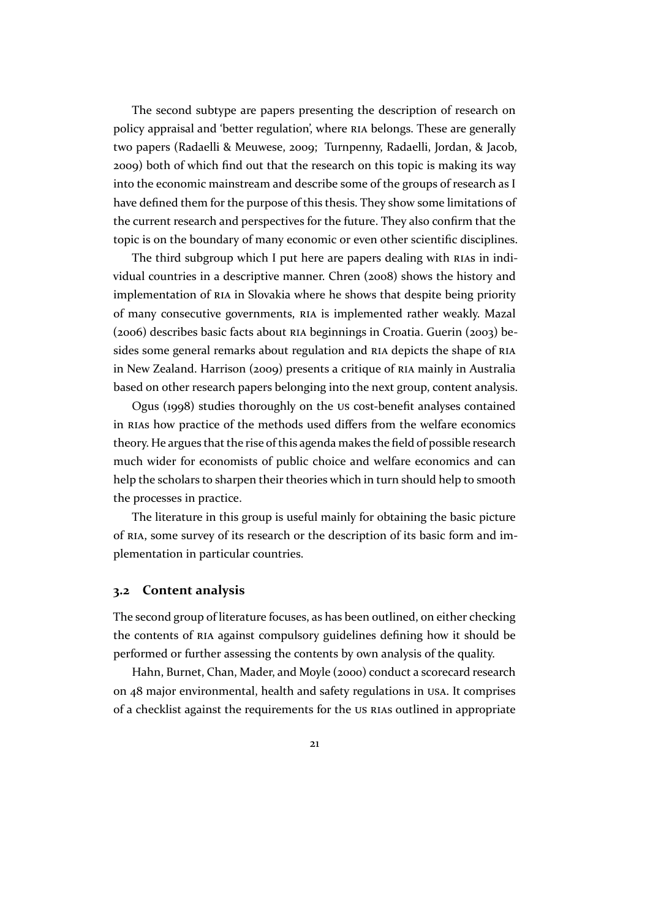The second subtype are papers presenting the description of research on policy appraisal and 'better regulation', where RIA belongs. These are generally two papers (Radaelli & Meuwese, 2009; Turnpenny, Radaelli, Jordan, & Jacob, 2009) both of which find out that the research on this topic is making its way into the economic mainstream and describe some of the groups of research as I have defined them for the purpose of this thesis. They show some limitations of the current research and perspectives for the future. They also confirm that the topic is on the boundary of many economic or even other scientific disciplines.

The third subgroup which I put here are papers dealing with RIAs in individual countries in a descriptive manner. Chren (2008) shows the history and implementation of RIA in Slovakia where he shows that despite being priority of many consecutive governments, RIA is implemented rather weakly. Mazal (2006) describes basic facts about RIA beginnings in Croatia. Guerin (2003) besides some general remarks about regulation and RIA depicts the shape of RIA in New Zealand. Harrison (2009) presents a critique of RIA mainly in Australia based on other research papers belonging into the next group, content analysis.

Ogus (1998) studies thoroughly on the US cost-benefit analyses contained in RIAs how practice of the methods used differs from the welfare economics theory. He argues that the rise of this agenda makes the field of possible research much wider for economists of public choice and welfare economics and can help the scholars to sharpen their theories which in turn should help to smooth the processes in practice.

The literature in this group is useful mainly for obtaining the basic picture of RIA, some survey of its research or the description of its basic form and implementation in particular countries.

## 3.2 Content analysis

The second group of literature focuses, as has been outlined, on either checking the contents of RIA against compulsory guidelines defining how it should be performed or further assessing the contents by own analysis of the quality.

Hahn, Burnet, Chan, Mader, and Moyle (2000) conduct a scorecard research on 48 major environmental, health and safety regulations in USA. It comprises of a checklist against the requirements for the US RIAs outlined in appropriate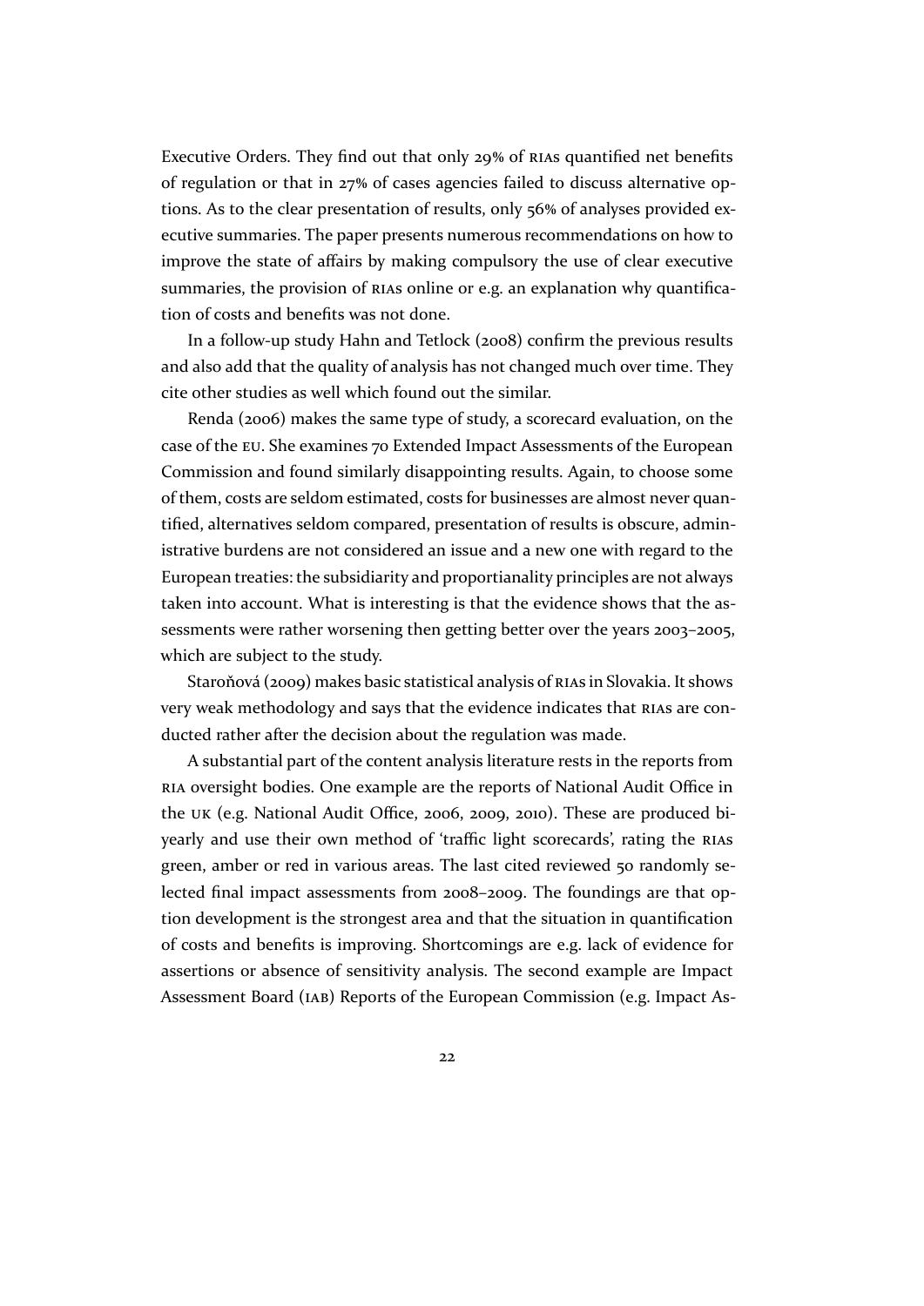Executive Orders. They find out that only 29% of RIAs quantified net benefits of regulation or that in 27% of cases agencies failed to discuss alternative options. As to the clear presentation of results, only 56% of analyses provided executive summaries. The paper presents numerous recommendations on how to improve the state of affairs by making compulsory the use of clear executive summaries, the provision of RIAs online or e.g. an explanation why quantification of costs and benefits was not done.

In a follow-up study Hahn and Tetlock (2008) confirm the previous results and also add that the quality of analysis has not changed much over time. They cite other studies as well which found out the similar.

Renda (2006) makes the same type of study, a scorecard evaluation, on the case of the EU. She examines 70 Extended Impact Assessments of the European Commission and found similarly disappointing results. Again, to choose some of them, costs are seldom estimated, costs for businesses are almost never quantified, alternatives seldom compared, presentation of results is obscure, administrative burdens are not considered an issue and a new one with regard to the European treaties: the subsidiarity and proportianality principles are not always taken into account. What is interesting is that the evidence shows that the assessments were rather worsening then getting better over the years 2003–2005, which are subject to the study.

Staroňová (2009) makes basic statistical analysis of RIAs in Slovakia. It shows very weak methodology and says that the evidence indicates that RIAs are conducted rather after the decision about the regulation was made.

A substantial part of the content analysis literature rests in the reports from RIA oversight bodies. One example are the reports of National Audit Office in the UK (e.g. National Audit Office, 2006, 2009, 2010). These are produced biyearly and use their own method of 'traffic light scorecards', rating the RIAs green, amber or red in various areas. The last cited reviewed 50 randomly selected final impact assessments from 2008–2009. The foundings are that option development is the strongest area and that the situation in quantification of costs and benefits is improving. Shortcomings are e.g. lack of evidence for assertions or absence of sensitivity analysis. The second example are Impact Assessment Board (IAB) Reports of the European Commission (e.g. Impact As-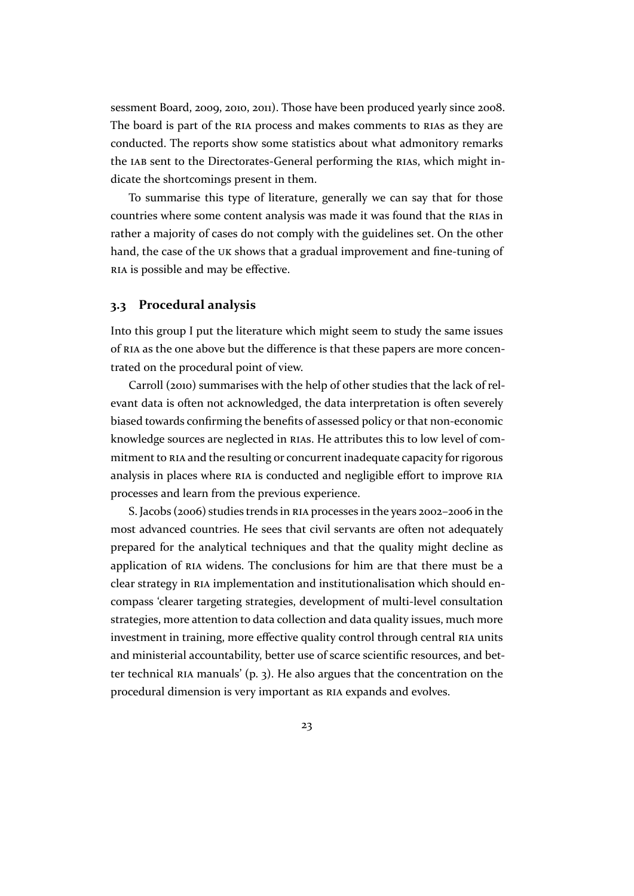sessment Board, 2009, 2010, 2011). Those have been produced yearly since 2008. The board is part of the RIA process and makes comments to RIAs as they are conducted. The reports show some statistics about what admonitory remarks the IAB sent to the Directorates-General performing the RIAs, which might indicate the shortcomings present in them.

To summarise this type of literature, generally we can say that for those countries where some content analysis was made it was found that the RIAs in rather a majority of cases do not comply with the guidelines set. On the other hand, the case of the UK shows that a gradual improvement and fine-tuning of RIA is possible and may be effective.

### 3.3 Procedural analysis

Into this group I put the literature which might seem to study the same issues of RIA as the one above but the difference is that these papers are more concentrated on the procedural point of view.

Carroll (2010) summarises with the help of other studies that the lack of relevant data is often not acknowledged, the data interpretation is often severely biased towards confirming the benefits of assessed policy or that non-economic knowledge sources are neglected in RIAs. He attributes this to low level of commitment to RIA and the resulting or concurrent inadequate capacity for rigorous analysis in places where RIA is conducted and negligible effort to improve RIA processes and learn from the previous experience.

S. Jacobs (2006) studies trends in RIA processes in the years 2002–2006 in the most advanced countries. He sees that civil servants are often not adequately prepared for the analytical techniques and that the quality might decline as application of RIA widens. The conclusions for him are that there must be a clear strategy in RIA implementation and institutionalisation which should encompass 'clearer targeting strategies, development of multi-level consultation strategies, more attention to data collection and data quality issues, much more investment in training, more effective quality control through central RIA units and ministerial accountability, better use of scarce scientific resources, and better technical RIA manuals' (p. 3). He also argues that the concentration on the procedural dimension is very important as RIA expands and evolves.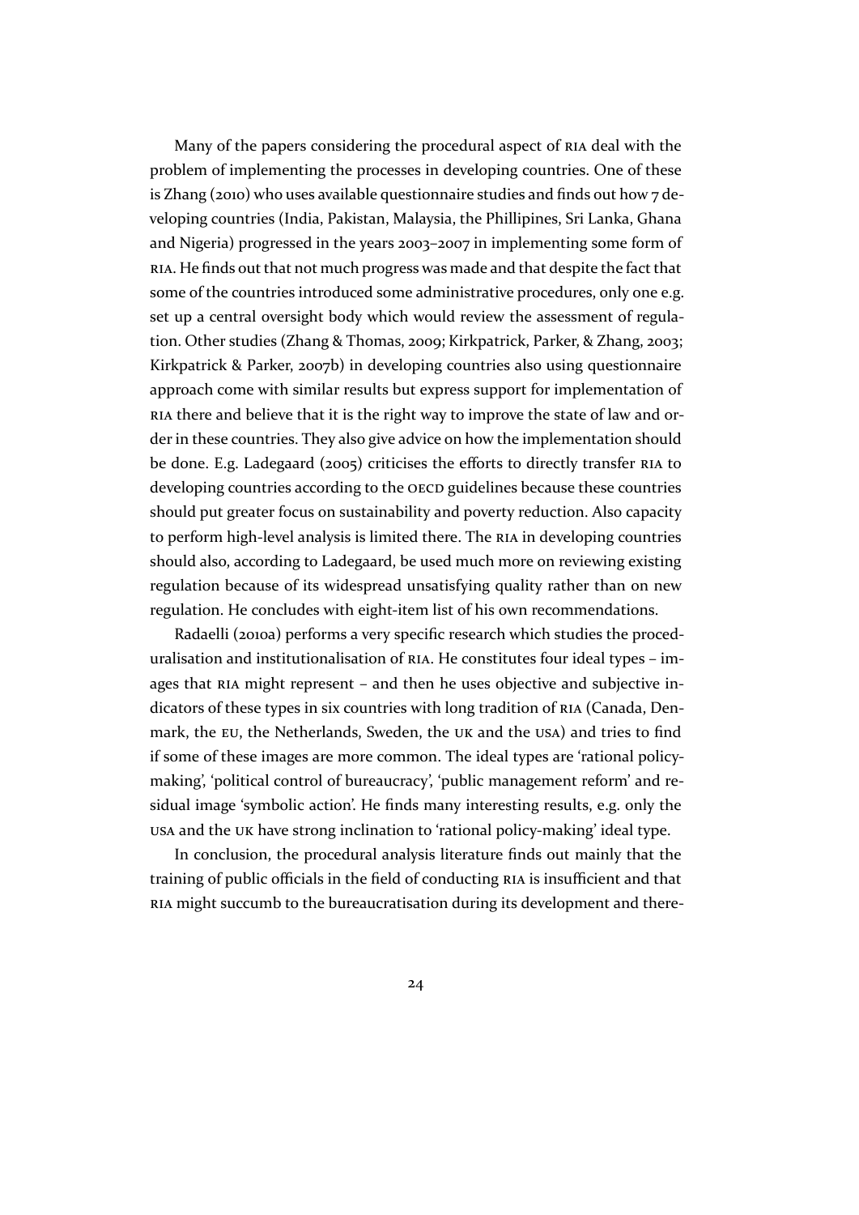Many of the papers considering the procedural aspect of RIA deal with the problem of implementing the processes in developing countries. One of these is Zhang (2010) who uses available questionnaire studies and finds out how 7 developing countries (India, Pakistan, Malaysia, the Phillipines, Sri Lanka, Ghana and Nigeria) progressed in the years 2003–2007 in implementing some form of RIA. He finds out that not much progress was made and that despite the fact that some of the countries introduced some administrative procedures, only one e.g. set up a central oversight body which would review the assessment of regulation. Other studies (Zhang & Thomas, 2009; Kirkpatrick, Parker, & Zhang, 2003; Kirkpatrick & Parker, 2007b) in developing countries also using questionnaire approach come with similar results but express support for implementation of RIA there and believe that it is the right way to improve the state of law and order in these countries. They also give advice on how the implementation should be done. E.g. Ladegaard (2005) criticises the efforts to directly transfer RIA to developing countries according to the OECD guidelines because these countries should put greater focus on sustainability and poverty reduction. Also capacity to perform high-level analysis is limited there. The RIA in developing countries should also, according to Ladegaard, be used much more on reviewing existing regulation because of its widespread unsatisfying quality rather than on new regulation. He concludes with eight-item list of his own recommendations.

Radaelli (2010a) performs a very specific research which studies the proceduralisation and institutionalisation of RIA. He constitutes four ideal types – images that RIA might represent – and then he uses objective and subjective indicators of these types in six countries with long tradition of RIA (Canada, Denmark, the EU, the Netherlands, Sweden, the UK and the USA) and tries to find if some of these images are more common. The ideal types are 'rational policy-making', 'political control of bureaucracy', 'public management reform' and residual image 'symbolic action'. He finds many interesting results, e.g. only the USA and the UK have strong inclination to 'rational policy-making' ideal type.

In conclusion, the procedural analysis literature finds out mainly that the training of public officials in the field of conducting RIA is insufficient and that RIA might succumb to the bureaucratisation during its development and there-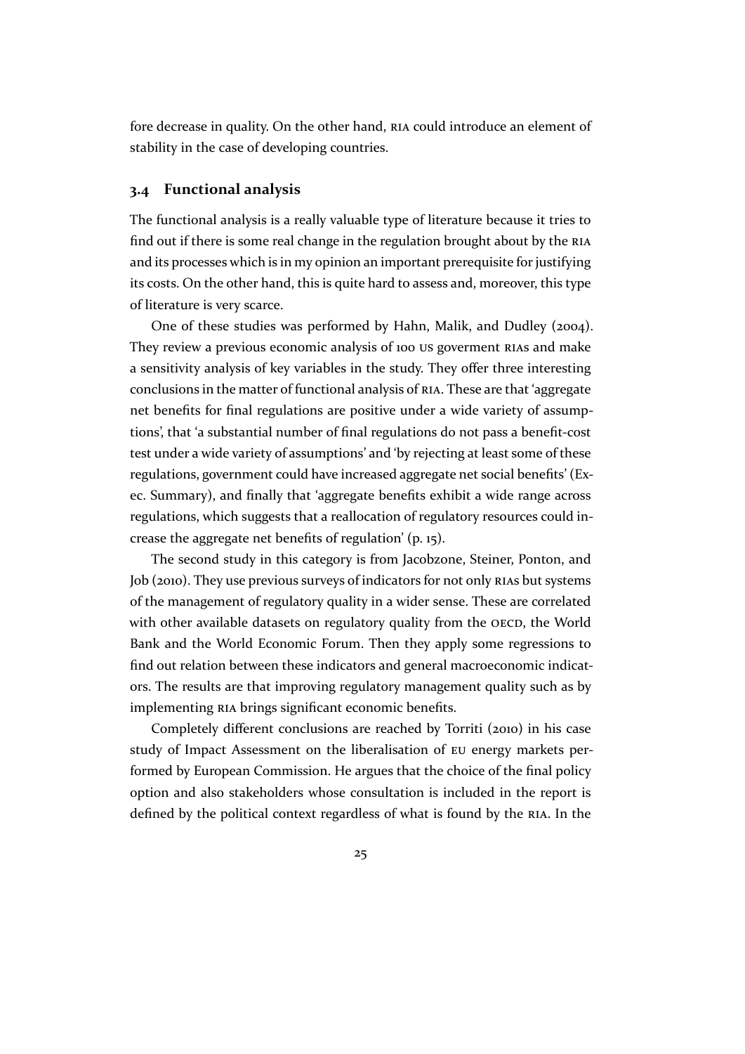fore decrease in quality. On the other hand, RIA could introduce an element of stability in the case of developing countries.

## 3.4 Functional analysis

The functional analysis is a really valuable type of literature because it tries to find out if there is some real change in the regulation brought about by the RIA and its processes which is in my opinion an important prerequisite for justifying its costs. On the other hand, this is quite hard to assess and, moreover, this type of literature is very scarce.

One of these studies was performed by Hahn, Malik, and Dudley (2004). They review a previous economic analysis of 100 US goverment RIAs and make a sensitivity analysis of key variables in the study. They offer three interesting conclusions in the matter of functional analysis of RIA. These are that 'aggregate net benefits for final regulations are positive under a wide variety of assumptions', that 'a substantial number of final regulations do not pass a benefit-cost test under a wide variety of assumptions' and 'by rejecting at least some of these regulations, government could have increased aggregate net social benefits' (Exec. Summary), and finally that 'aggregate benefits exhibit a wide range across regulations, which suggests that a reallocation of regulatory resources could increase the aggregate net benefits of regulation' (p. 15).

The second study in this category is from Jacobzone, Steiner, Ponton, and Job (2010). They use previous surveys of indicators for not only RIAs but systems of the management of regulatory quality in a wider sense. These are correlated with other available datasets on regulatory quality from the OECD, the World Bank and the World Economic Forum. Then they apply some regressions to find out relation between these indicators and general macroeconomic indicators. The results are that improving regulatory management quality such as by implementing RIA brings significant economic benefits.

Completely different conclusions are reached by Torriti (2010) in his case study of Impact Assessment on the liberalisation of EU energy markets performed by European Commission. He argues that the choice of the final policy option and also stakeholders whose consultation is included in the report is defined by the political context regardless of what is found by the RIA. In the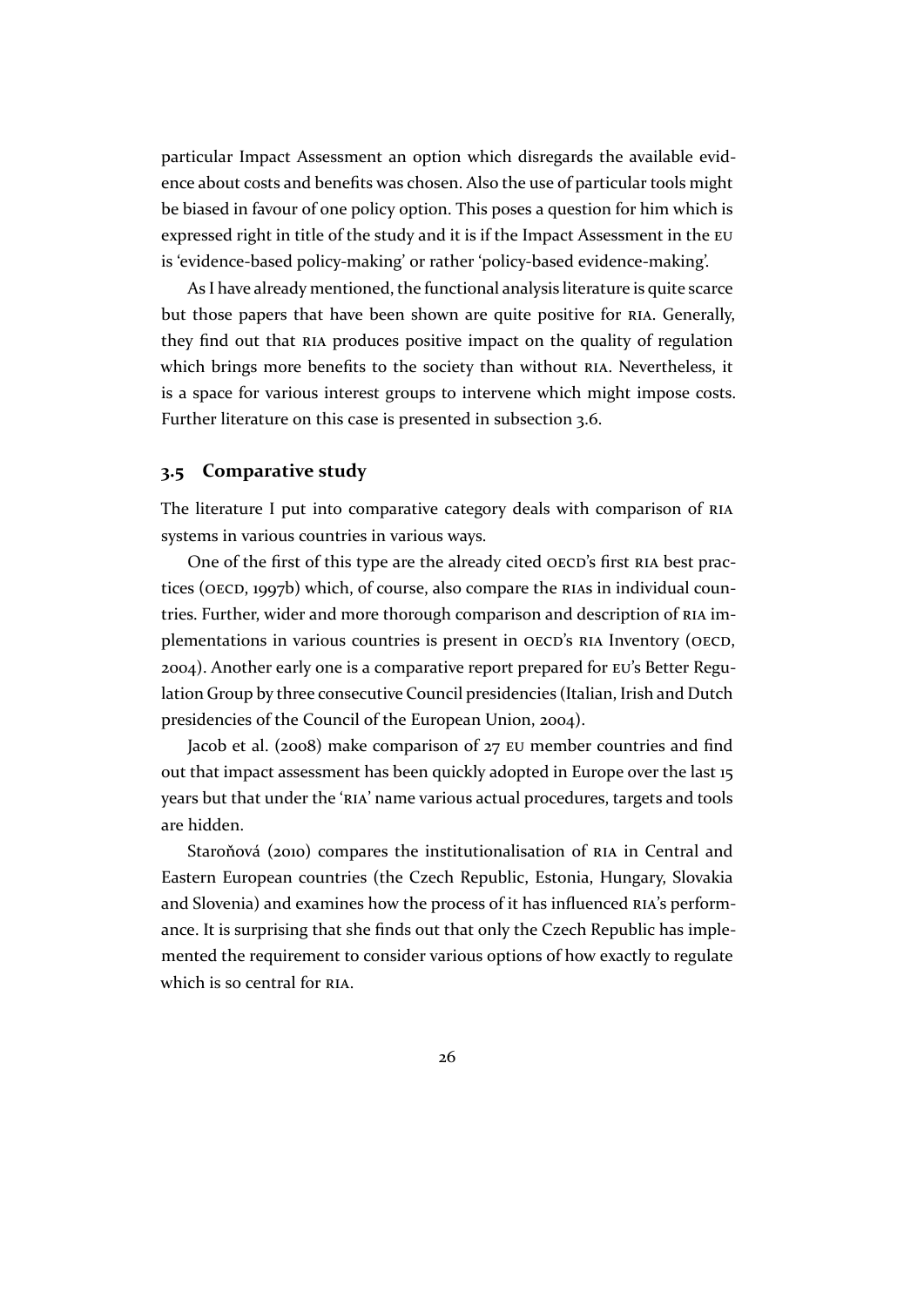particular Impact Assessment an option which disregards the available evidence about costs and benefits was chosen. Also the use of particular tools might be biased in favour of one policy option. This poses a question for him which is expressed right in title of the study and it is if the Impact Assessment in the EU is 'evidence-based policy-making' or rather 'policy-based evidence-making'.

As I have already mentioned, the functional analysis literature is quite scarce but those papers that have been shown are quite positive for RIA. Generally, they find out that RIA produces positive impact on the quality of regulation which brings more benefits to the society than without RIA. Nevertheless, it is a space for various interest groups to intervene which might impose costs. Further literature on this case is presented in subsection 3.6.

## 3.5 Comparative study

The literature I put into comparative category deals with comparison of RIA systems in various countries in various ways.

One of the first of this type are the already cited OECD's first RIA best practices (OECD, 1997b) which, of course, also compare the RIAs in individual countries. Further, wider and more thorough comparison and description of RIA implementations in various countries is present in OECD's RIA Inventory (OECD, 2004). Another early one is a comparative report prepared for EU's Better Regulation Group by three consecutive Council presidencies (Italian, Irish and Dutch presidencies of the Council of the European Union, 2004).

Jacob et al. (2008) make comparison of 27 EU member countries and find out that impact assessment has been quickly adopted in Europe over the last 15 years but that under the 'RIA' name various actual procedures, targets and tools are hidden.

Staroňová (2010) compares the institutionalisation of RIA in Central and Eastern European countries (the Czech Republic, Estonia, Hungary, Slovakia and Slovenia) and examines how the process of it has influenced RIA's performance. It is surprising that she finds out that only the Czech Republic has implemented the requirement to consider various options of how exactly to regulate which is so central for RIA.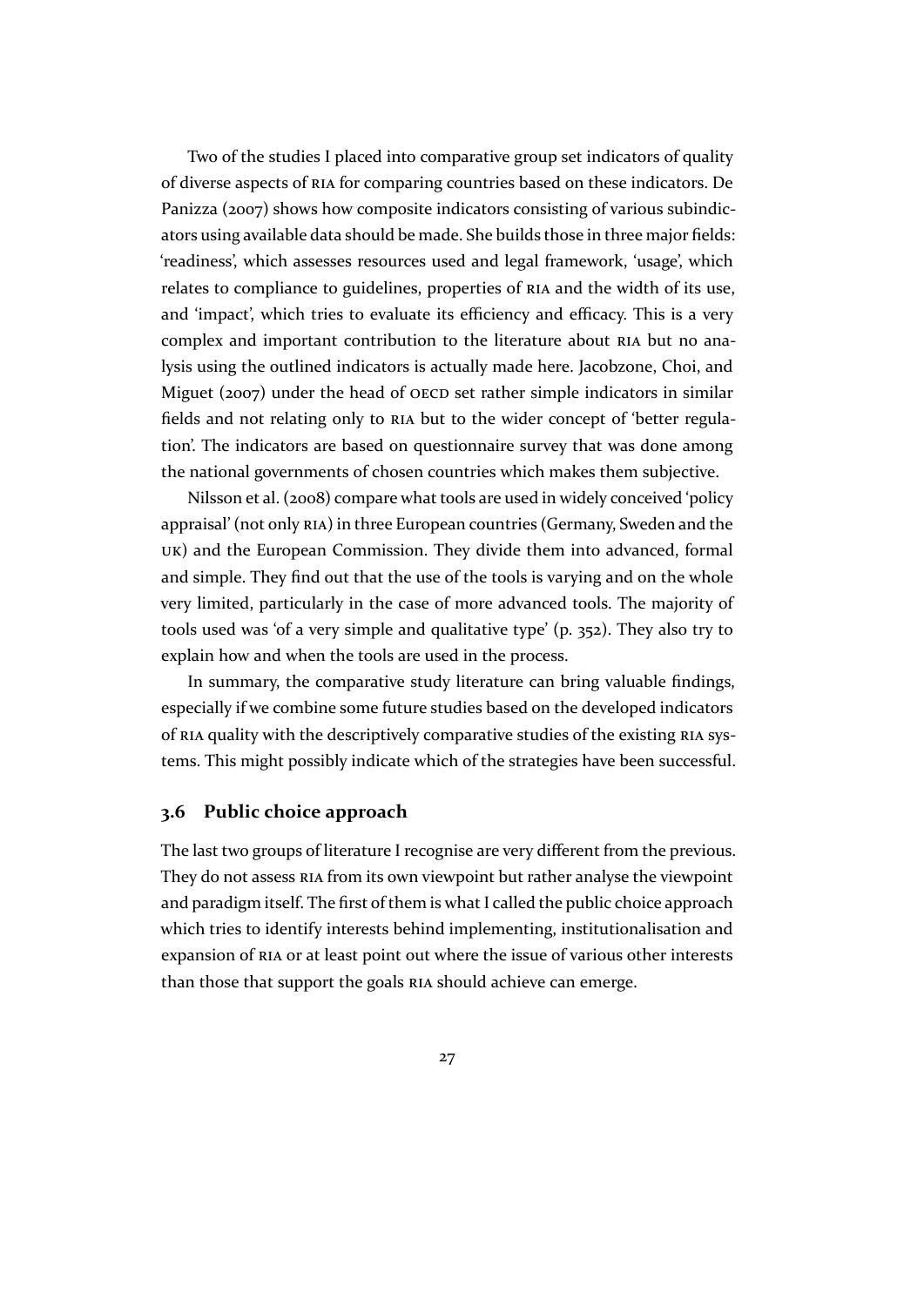Two of the studies I placed into comparative group set indicators of quality of diverse aspects of RIA for comparing countries based on these indicators. De Panizza (2007) shows how composite indicators consisting of various subindicators using available data should be made. She builds those in three major fields: 'readiness', which assesses resources used and legal framework, 'usage', which relates to compliance to guidelines, properties of RIA and the width of its use, and 'impact', which tries to evaluate its efficiency and efficacy. This is a very complex and important contribution to the literature about RIA but no analysis using the outlined indicators is actually made here. Jacobzone, Choi, and Miguet (2007) under the head of OECD set rather simple indicators in similar fields and not relating only to RIA but to the wider concept of 'better regulation'. The indicators are based on questionnaire survey that was done among the national governments of chosen countries which makes them subjective.

Nilsson et al. (2008) compare what tools are used in widely conceived 'policy appraisal' (not only RIA) in three European countries (Germany, Sweden and the UK) and the European Commission. They divide them into advanced, formal and simple. They find out that the use of the tools is varying and on the whole very limited, particularly in the case of more advanced tools. The majority of tools used was 'of a very simple and qualitative type' (p. 352). They also try to explain how and when the tools are used in the process.

In summary, the comparative study literature can bring valuable findings, especially if we combine some future studies based on the developed indicators of RIA quality with the descriptively comparative studies of the existing RIA systems. This might possibly indicate which of the strategies have been successful.

## 3.6 Public choice approach

The last two groups of literature I recognise are very different from the previous. They do not assess RIA from its own viewpoint but rather analyse the viewpoint and paradigm itself. The first of them is what I called the public choice approach which tries to identify interests behind implementing, institutionalisation and expansion of RIA or at least point out where the issue of various other interests than those that support the goals RIA should achieve can emerge.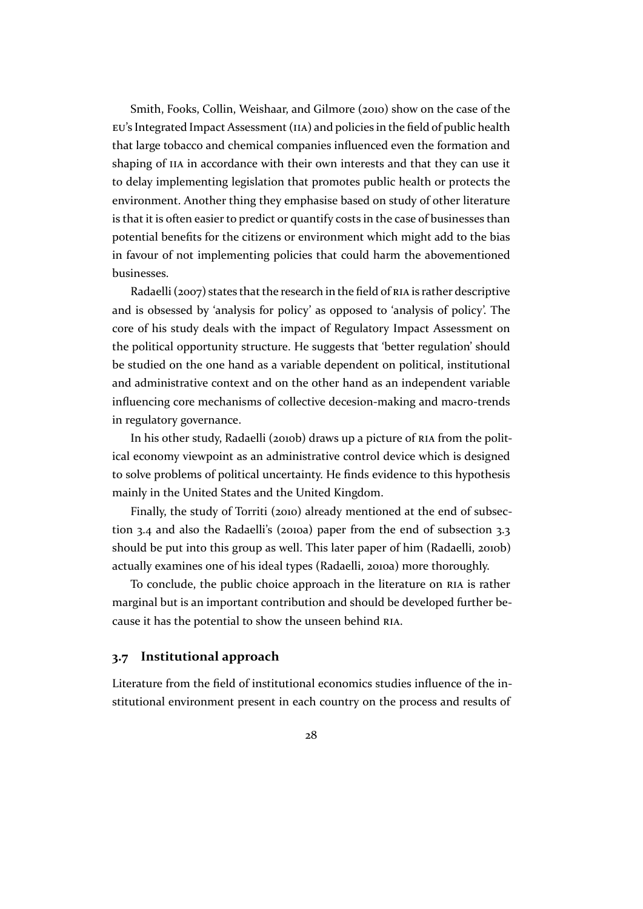Smith, Fooks, Collin, Weishaar, and Gilmore (2010) show on the case of the EU's Integrated Impact Assessment (IIA) and policies in the field of public health that large tobacco and chemical companies influenced even the formation and shaping of IIA in accordance with their own interests and that they can use it to delay implementing legislation that promotes public health or protects the environment. Another thing they emphasise based on study of other literature is that it is often easier to predict or quantify costs in the case of businesses than potential benefits for the citizens or environment which might add to the bias in favour of not implementing policies that could harm the abovementioned businesses.

Radaelli (2007) states that the research in the field of RIA is rather descriptive and is obsessed by 'analysis for policy' as opposed to 'analysis of policy'. The core of his study deals with the impact of Regulatory Impact Assessment on the political opportunity structure. He suggests that 'better regulation' should be studied on the one hand as a variable dependent on political, institutional and administrative context and on the other hand as an independent variable influencing core mechanisms of collective decesion-making and macro-trends in regulatory governance.

In his other study, Radaelli (2010b) draws up a picture of RIA from the political economy viewpoint as an administrative control device which is designed to solve problems of political uncertainty. He finds evidence to this hypothesis mainly in the United States and the United Kingdom.

Finally, the study of Torriti (2010) already mentioned at the end of subsection 3.4 and also the Radaelli's (2010a) paper from the end of subsection 3.3 should be put into this group as well. This later paper of him (Radaelli, 2010b) actually examines one of his ideal types (Radaelli, 2010a) more thoroughly.

To conclude, the public choice approach in the literature on RIA is rather marginal but is an important contribution and should be developed further because it has the potential to show the unseen behind RIA.

## 3.7 Institutional approach

Literature from the field of institutional economics studies influence of the institutional environment present in each country on the process and results of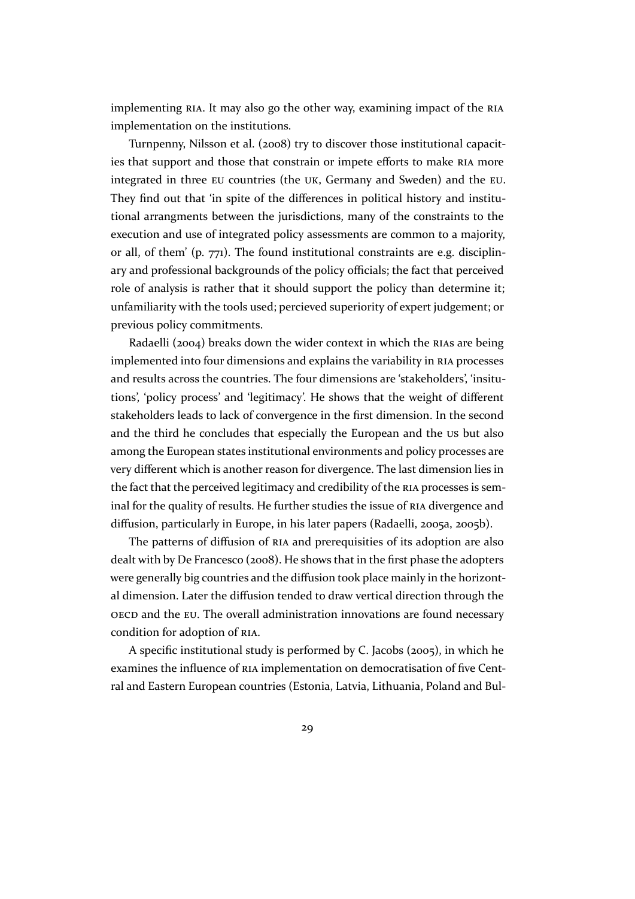implementing RIA. It may also go the other way, examining impact of the RIA implementation on the institutions.

Turnpenny, Nilsson et al. (2008) try to discover those institutional capacities that support and those that constrain or impete efforts to make RIA more integrated in three EU countries (the UK, Germany and Sweden) and the EU. They find out that 'in spite of the differences in political history and institutional arrangments between the jurisdictions, many of the constraints to the execution and use of integrated policy assessments are common to a majority, or all, of them' (p. 771). The found institutional constraints are e.g. disciplinary and professional backgrounds of the policy officials; the fact that perceived role of analysis is rather that it should support the policy than determine it; unfamiliarity with the tools used; percieved superiority of expert judgement; or previous policy commitments.

Radaelli (2004) breaks down the wider context in which the RIAs are being implemented into four dimensions and explains the variability in RIA processes and results across the countries. The four dimensions are 'stakeholders', 'insitutions', 'policy process' and 'legitimacy'. He shows that the weight of different stakeholders leads to lack of convergence in the first dimension. In the second and the third he concludes that especially the European and the US but also among the European states institutional environments and policy processes are very different which is another reason for divergence. The last dimension lies in the fact that the perceived legitimacy and credibility of the RIA processes is seminal for the quality of results. He further studies the issue of RIA divergence and diffusion, particularly in Europe, in his later papers (Radaelli, 2005a, 2005b).

The patterns of diffusion of RIA and prerequisities of its adoption are also dealt with by De Francesco (2008). He shows that in the first phase the adopters were generally big countries and the diffusion took place mainly in the horizontal dimension. Later the diffusion tended to draw vertical direction through the OECD and the EU. The overall administration innovations are found necessary condition for adoption of RIA.

A specific institutional study is performed by C. Jacobs (2005), in which he examines the influence of RIA implementation on democratisation of five Central and Eastern European countries (Estonia, Latvia, Lithuania, Poland and Bul-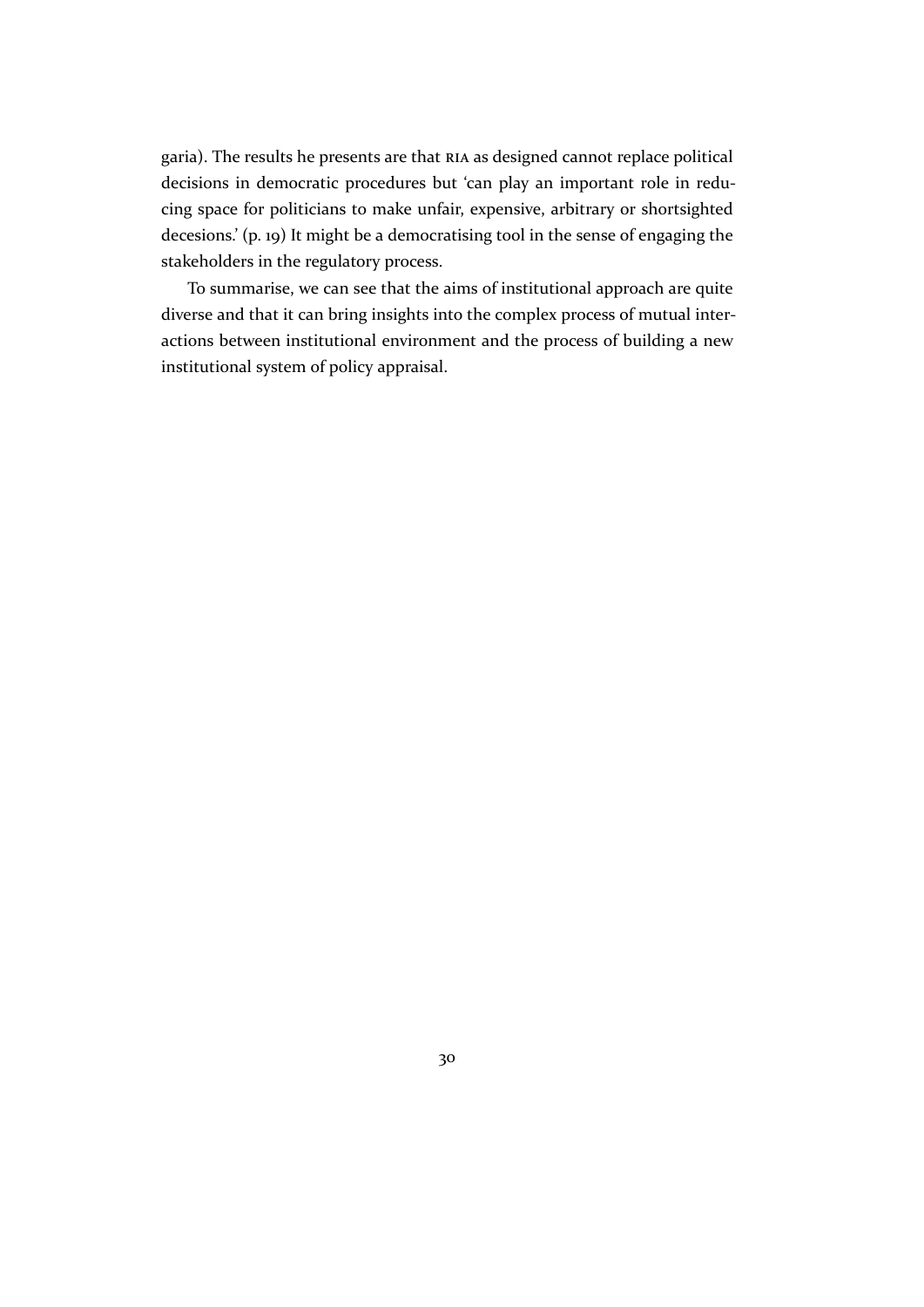garia). The results he presents are that RIA as designed cannot replace political decisions in democratic procedures but 'can play an important role in reducing space for politicians to make unfair, expensive, arbitrary or shortsighted decesions.' (p. 19) It might be a democratising tool in the sense of engaging the stakeholders in the regulatory process.

To summarise, we can see that the aims of institutional approach are quite diverse and that it can bring insights into the complex process of mutual interactions between institutional environment and the process of building a new institutional system of policy appraisal.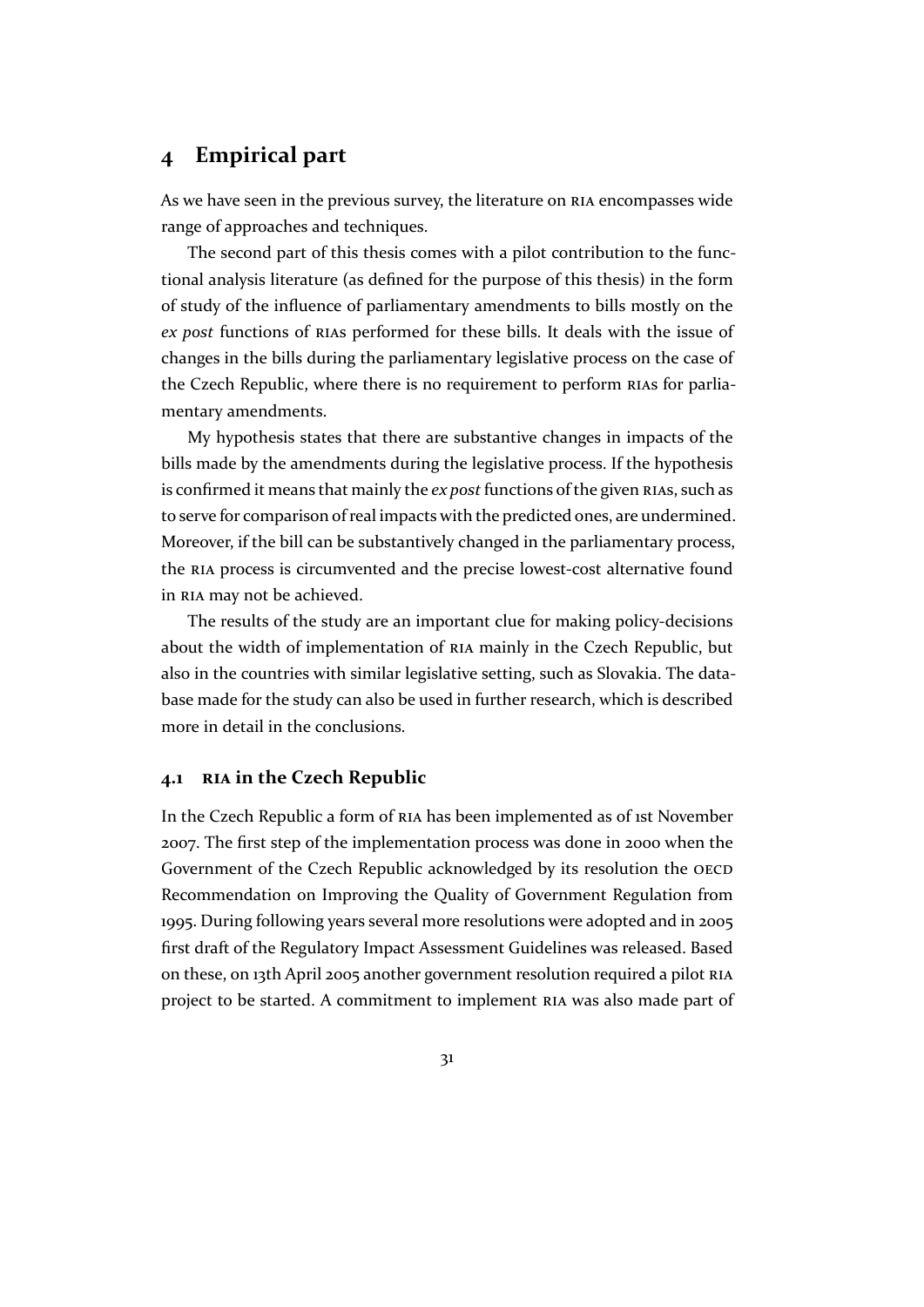# 4 Empirical part

As we have seen in the previous survey, the literature on RIA encompasses wide range of approaches and techniques.

The second part of this thesis comes with a pilot contribution to the functional analysis literature (as defined for the purpose of this thesis) in the form of study of the influence of parliamentary amendments to bills mostly on the *ex post* functions of RIAs performed for these bills. It deals with the issue of changes in the bills during the parliamentary legislative process on the case of the Czech Republic, where there is no requirement to perform RIAs for parliamentary amendments.

My hypothesis states that there are substantive changes in impacts of the bills made by the amendments during the legislative process. If the hypothesis is confirmed it means that mainly the *ex post* functions of the given RIAs, such as to serve for comparison of real impacts with the predicted ones, are undermined. Moreover, if the bill can be substantively changed in the parliamentary process, the RIA process is circumvented and the precise lowest-cost alternative found in RIA may not be achieved.

The results of the study are an important clue for making policy-decisions about the width of implementation of RIA mainly in the Czech Republic, but also in the countries with similar legislative setting, such as Slovakia. The database made for the study can also be used in further research, which is described more in detail in the conclusions.

## 4.1 RIA in the Czech Republic

In the Czech Republic a form of RIA has been implemented as of 1st November 2007. The first step of the implementation process was done in 2000 when the Government of the Czech Republic acknowledged by its resolution the OECD Recommendation on Improving the Quality of Government Regulation from 1995. During following years several more resolutions were adopted and in 2005 first draft of the Regulatory Impact Assessment Guidelines was released. Based on these, on 13th April 2005 another government resolution required a pilot RIA project to be started. A commitment to implement RIA was also made part of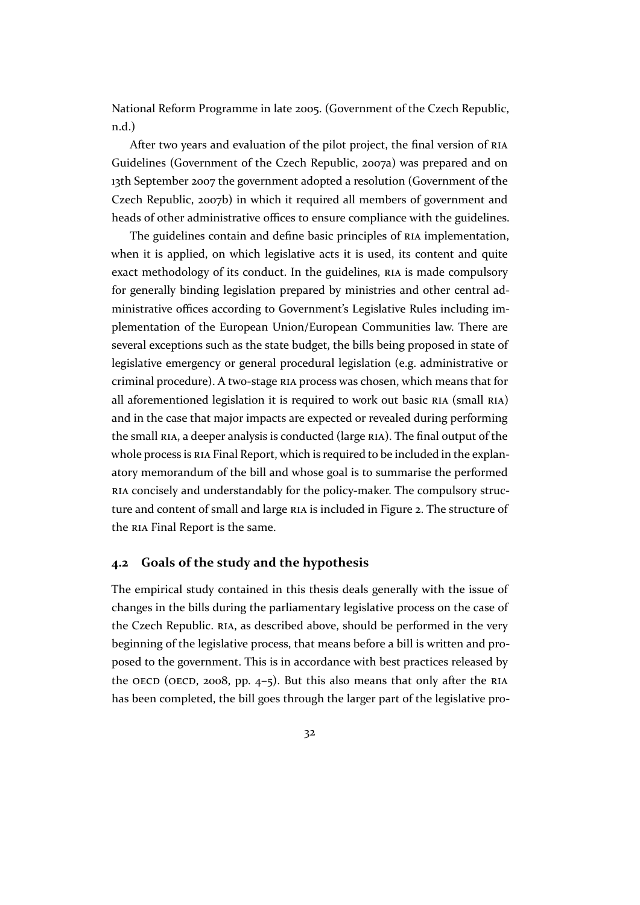National Reform Programme in late 2005. (Government of the Czech Republic, n.d.)

After two years and evaluation of the pilot project, the final version of RIA Guidelines (Government of the Czech Republic, 2007a) was prepared and on 13th September 2007 the government adopted a resolution (Government of the Czech Republic, 2007b) in which it required all members of government and heads of other administrative offices to ensure compliance with the guidelines.

The guidelines contain and define basic principles of RIA implementation, when it is applied, on which legislative acts it is used, its content and quite exact methodology of its conduct. In the guidelines, RIA is made compulsory for generally binding legislation prepared by ministries and other central administrative offices according to Government's Legislative Rules including implementation of the European Union/European Communities law. There are several exceptions such as the state budget, the bills being proposed in state of legislative emergency or general procedural legislation (e.g. administrative or criminal procedure). A two-stage RIA process was chosen, which means that for all aforementioned legislation it is required to work out basic RIA (small RIA) and in the case that major impacts are expected or revealed during performing the small RIA, a deeper analysis is conducted (large RIA). The final output of the whole process is RIA Final Report, which is required to be included in the explanatory memorandum of the bill and whose goal is to summarise the performed RIA concisely and understandably for the policy-maker. The compulsory structure and content of small and large RIA is included in Figure 2. The structure of the RIA Final Report is the same.

## 4.2 Goals of the study and the hypothesis

The empirical study contained in this thesis deals generally with the issue of changes in the bills during the parliamentary legislative process on the case of the Czech Republic. RIA, as described above, should be performed in the very beginning of the legislative process, that means before a bill is written and proposed to the government. This is in accordance with best practices released by the OECD (OECD, 2008, pp. 4–5). But this also means that only after the RIA has been completed, the bill goes through the larger part of the legislative pro-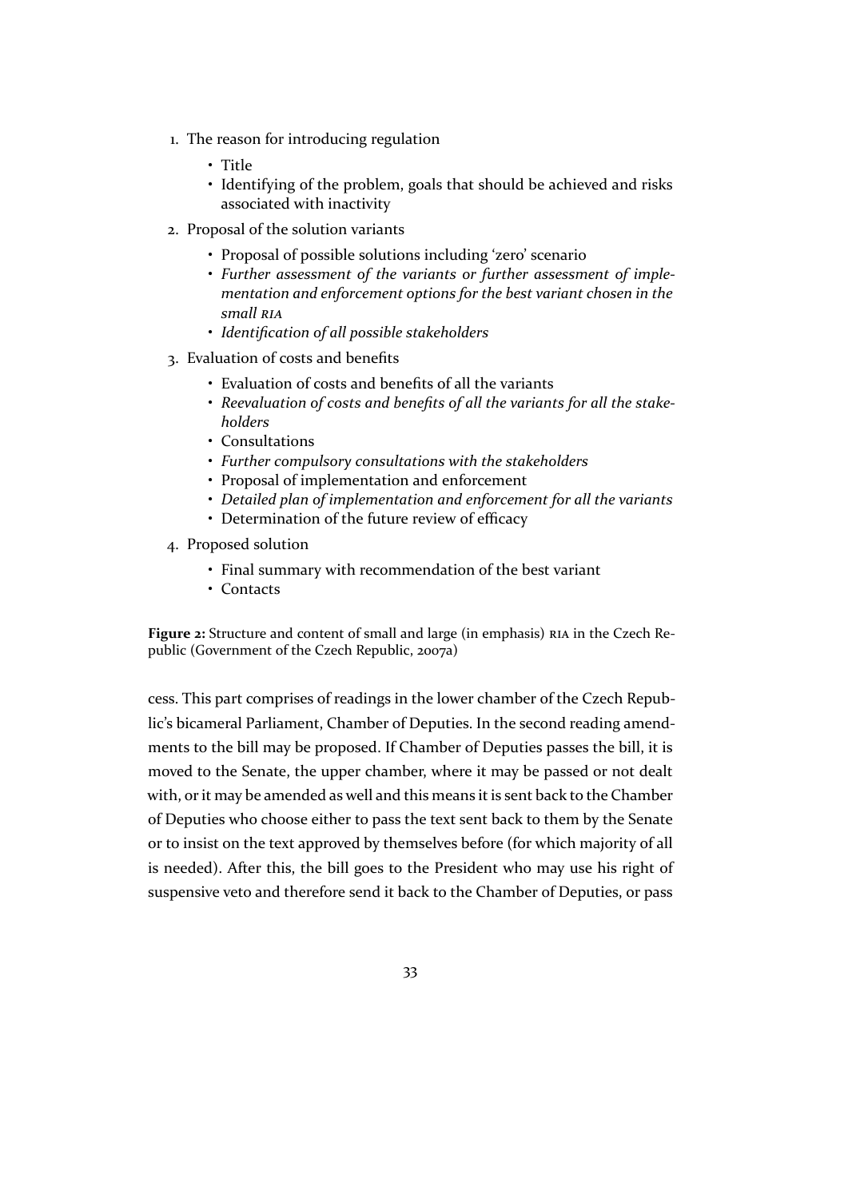1. The reason for introducing regulation
   - Title
   - Identifying of the problem, goals that should be achieved and risks associated with inactivity
2. Proposal of the solution variants
   - Proposal of possible solutions including 'zero' scenario
   - *Further assessment of the variants or further assessment of implementation and enforcement options for the best variant chosen in the small RIA*
   - *Identification of all possible stakeholders*
3. Evaluation of costs and benefits
   - Evaluation of costs and benefits of all the variants
   - *Reevaluation of costs and benefits of all the variants for all the stakeholders*
   - Consultations
   - *Further compulsory consultations with the stakeholders*
   - Proposal of implementation and enforcement
   - *Detailed plan of implementation and enforcement for all the variants*
   - Determination of the future review of efficacy
4. Proposed solution
   - Final summary with recommendation of the best variant
   - Contacts

**Figure 2:** Structure and content of small and large (in emphasis) RIA in the Czech Republic (Government of the Czech Republic, 2007a)

cess. This part comprises of readings in the lower chamber of the Czech Republic's bicameral Parliament, Chamber of Deputies. In the second reading amendments to the bill may be proposed. If Chamber of Deputies passes the bill, it is moved to the Senate, the upper chamber, where it may be passed or not dealt with, or it may be amended as well and this means it is sent back to the Chamber of Deputies who choose either to pass the text sent back to them by the Senate or to insist on the text approved by themselves before (for which majority of all is needed). After this, the bill goes to the President who may use his right of suspensive veto and therefore send it back to the Chamber of Deputies, or pass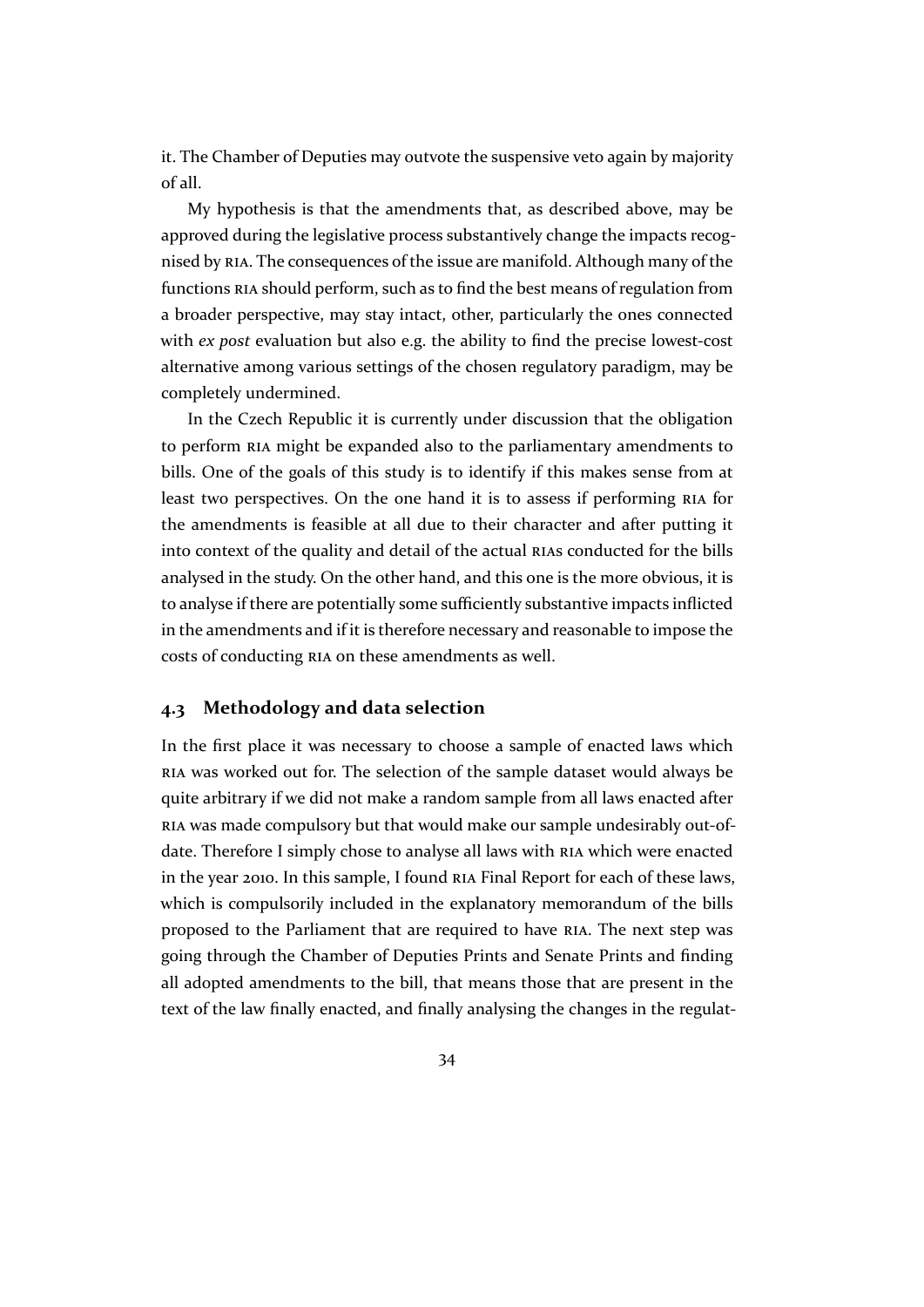it. The Chamber of Deputies may outvote the suspensive veto again by majority of all.

My hypothesis is that the amendments that, as described above, may be approved during the legislative process substantively change the impacts recognised by RIA. The consequences of the issue are manifold. Although many of the functions RIA should perform, such as to find the best means of regulation from a broader perspective, may stay intact, other, particularly the ones connected with *ex post* evaluation but also e.g. the ability to find the precise lowest-cost alternative among various settings of the chosen regulatory paradigm, may be completely undermined.

In the Czech Republic it is currently under discussion that the obligation to perform RIA might be expanded also to the parliamentary amendments to bills. One of the goals of this study is to identify if this makes sense from at least two perspectives. On the one hand it is to assess if performing RIA for the amendments is feasible at all due to their character and after putting it into context of the quality and detail of the actual RIAs conducted for the bills analysed in the study. On the other hand, and this one is the more obvious, it is to analyse if there are potentially some sufficiently substantive impacts inflicted in the amendments and if it is therefore necessary and reasonable to impose the costs of conducting RIA on these amendments as well.

## 4.3 Methodology and data selection

In the first place it was necessary to choose a sample of enacted laws which RIA was worked out for. The selection of the sample dataset would always be quite arbitrary if we did not make a random sample from all laws enacted after RIA was made compulsory but that would make our sample undesirably out-of-date. Therefore I simply chose to analyse all laws with RIA which were enacted in the year 2010. In this sample, I found RIA Final Report for each of these laws, which is compulsorily included in the explanatory memorandum of the bills proposed to the Parliament that are required to have RIA. The next step was going through the Chamber of Deputies Prints and Senate Prints and finding all adopted amendments to the bill, that means those that are present in the text of the law finally enacted, and finally analysing the changes in the regulat-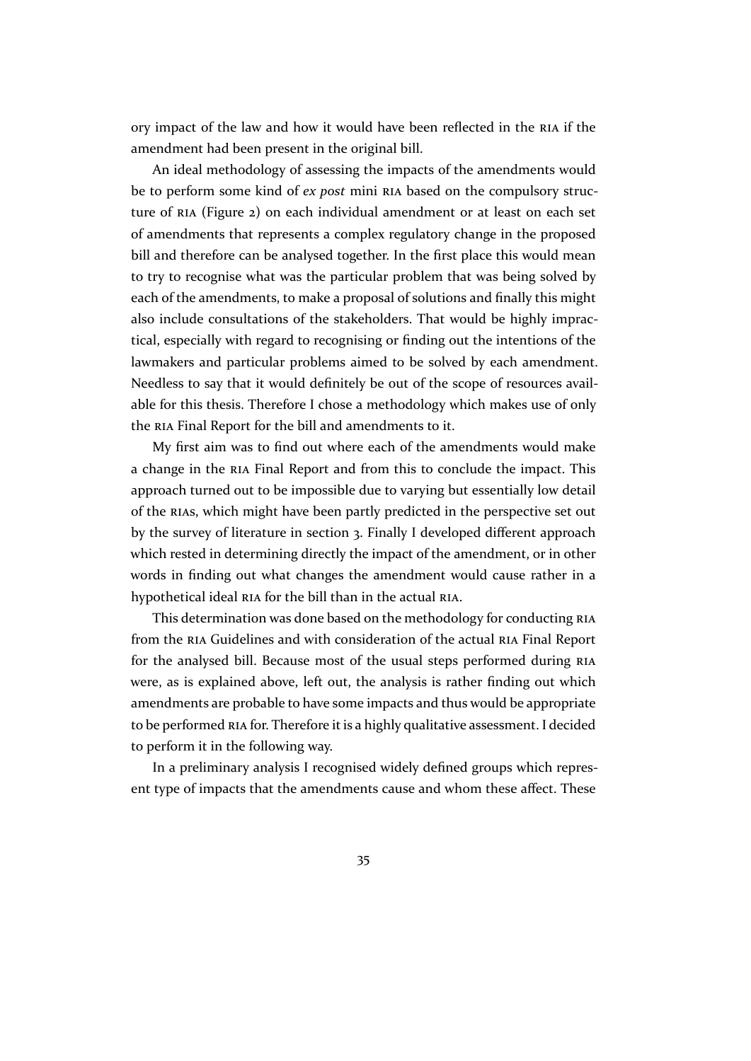ory impact of the law and how it would have been reflected in the RIA if the amendment had been present in the original bill.

An ideal methodology of assessing the impacts of the amendments would be to perform some kind of *ex post* mini RIA based on the compulsory structure of RIA (Figure 2) on each individual amendment or at least on each set of amendments that represents a complex regulatory change in the proposed bill and therefore can be analysed together. In the first place this would mean to try to recognise what was the particular problem that was being solved by each of the amendments, to make a proposal of solutions and finally this might also include consultations of the stakeholders. That would be highly impractical, especially with regard to recognising or finding out the intentions of the lawmakers and particular problems aimed to be solved by each amendment. Needless to say that it would definitely be out of the scope of resources available for this thesis. Therefore I chose a methodology which makes use of only the RIA Final Report for the bill and amendments to it.

My first aim was to find out where each of the amendments would make a change in the RIA Final Report and from this to conclude the impact. This approach turned out to be impossible due to varying but essentially low detail of the RIAs, which might have been partly predicted in the perspective set out by the survey of literature in section 3. Finally I developed different approach which rested in determining directly the impact of the amendment, or in other words in finding out what changes the amendment would cause rather in a hypothetical ideal RIA for the bill than in the actual RIA.

This determination was done based on the methodology for conducting RIA from the RIA Guidelines and with consideration of the actual RIA Final Report for the analysed bill. Because most of the usual steps performed during RIA were, as is explained above, left out, the analysis is rather finding out which amendments are probable to have some impacts and thus would be appropriate to be performed RIA for. Therefore it is a highly qualitative assessment. I decided to perform it in the following way.

In a preliminary analysis I recognised widely defined groups which represent type of impacts that the amendments cause and whom these affect. These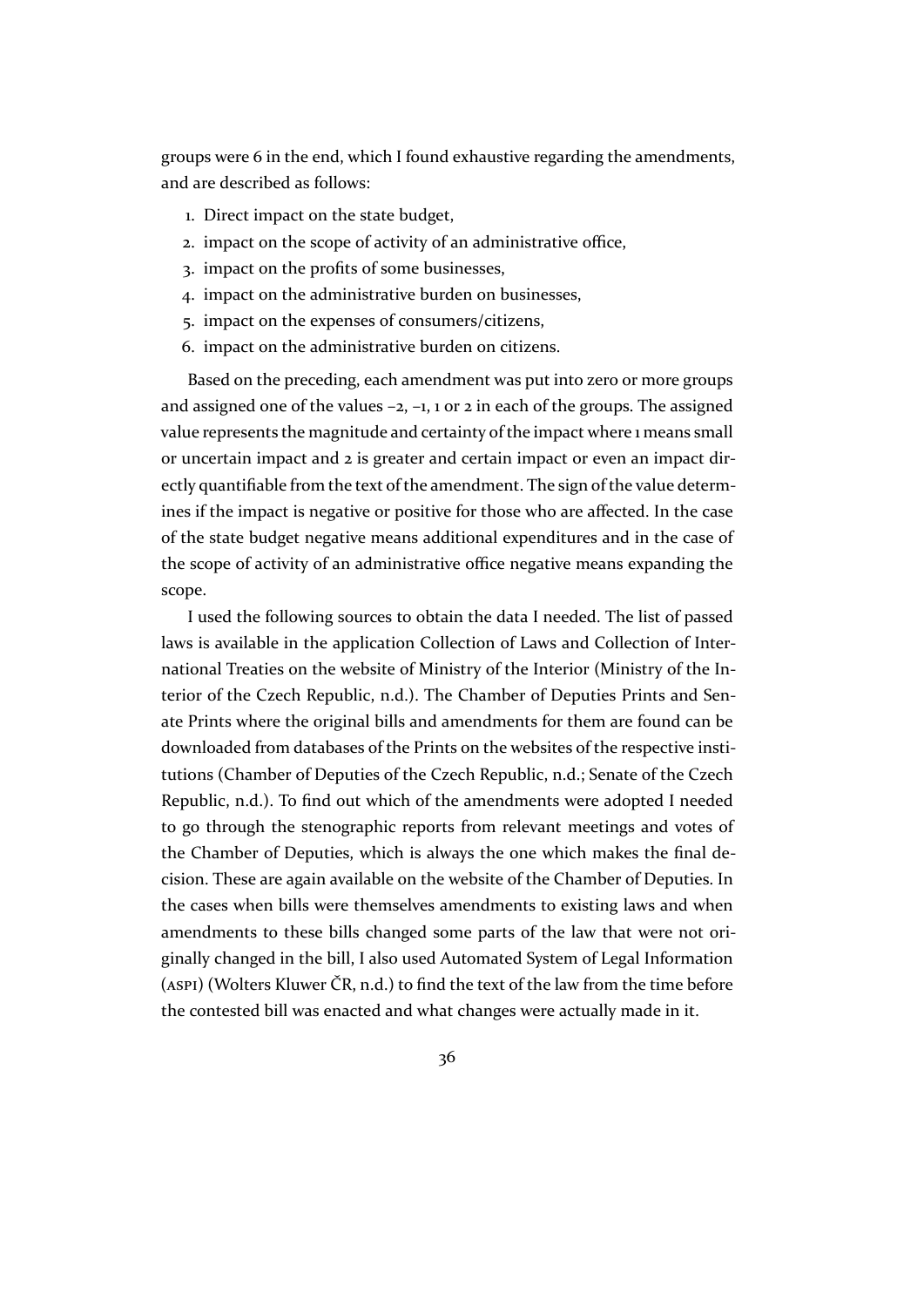groups were 6 in the end, which I found exhaustive regarding the amendments, and are described as follows:

1. Direct impact on the state budget,
2. impact on the scope of activity of an administrative office,
3. impact on the profits of some businesses,
4. impact on the administrative burden on businesses,
5. impact on the expenses of consumers/citizens,
6. impact on the administrative burden on citizens.

Based on the preceding, each amendment was put into zero or more groups and assigned one of the values −2, −1, 1 or 2 in each of the groups. The assigned value represents the magnitude and certainty of the impact where 1 means small or uncertain impact and 2 is greater and certain impact or even an impact directly quantifiable from the text of the amendment. The sign of the value determines if the impact is negative or positive for those who are affected. In the case of the state budget negative means additional expenditures and in the case of the scope of activity of an administrative office negative means expanding the scope.

I used the following sources to obtain the data I needed. The list of passed laws is available in the application Collection of Laws and Collection of International Treaties on the website of Ministry of the Interior (Ministry of the Interior of the Czech Republic, n.d.). The Chamber of Deputies Prints and Senate Prints where the original bills and amendments for them are found can be downloaded from databases of the Prints on the websites of the respective institutions (Chamber of Deputies of the Czech Republic, n.d.; Senate of the Czech Republic, n.d.). To find out which of the amendments were adopted I needed to go through the stenographic reports from relevant meetings and votes of the Chamber of Deputies, which is always the one which makes the final decision. These are again available on the website of the Chamber of Deputies. In the cases when bills were themselves amendments to existing laws and when amendments to these bills changed some parts of the law that were not originally changed in the bill, I also used Automated System of Legal Information (ASPI) (Wolters Kluwer ČR, n.d.) to find the text of the law from the time before the contested bill was enacted and what changes were actually made in it.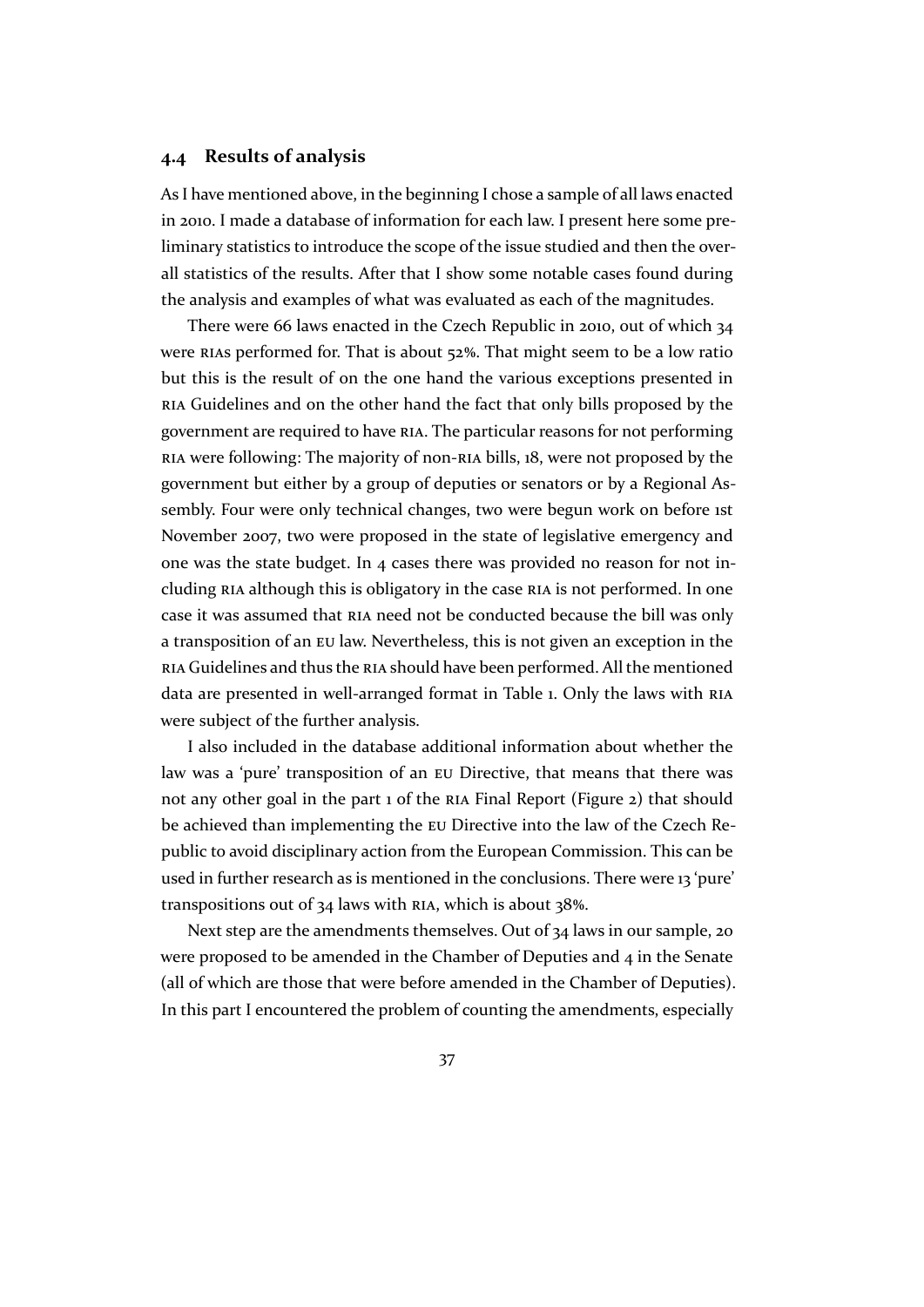### 4.4 Results of analysis

As I have mentioned above, in the beginning I chose a sample of all laws enacted in 2010. I made a database of information for each law. I present here some preliminary statistics to introduce the scope of the issue studied and then the overall statistics of the results. After that I show some notable cases found during the analysis and examples of what was evaluated as each of the magnitudes.

There were 66 laws enacted in the Czech Republic in 2010, out of which 34 were RIAs performed for. That is about 52%. That might seem to be a low ratio but this is the result of on the one hand the various exceptions presented in RIA Guidelines and on the other hand the fact that only bills proposed by the government are required to have RIA. The particular reasons for not performing RIA were following: The majority of non-RIA bills, 18, were not proposed by the government but either by a group of deputies or senators or by a Regional Assembly. Four were only technical changes, two were begun work on before 1st November 2007, two were proposed in the state of legislative emergency and one was the state budget. In 4 cases there was provided no reason for not including RIA although this is obligatory in the case RIA is not performed. In one case it was assumed that RIA need not be conducted because the bill was only a transposition of an EU law. Nevertheless, this is not given an exception in the RIA Guidelines and thus the RIA should have been performed. All the mentioned data are presented in well-arranged format in Table 1. Only the laws with RIA were subject of the further analysis.

I also included in the database additional information about whether the law was a 'pure' transposition of an EU Directive, that means that there was not any other goal in the part 1 of the RIA Final Report (Figure 2) that should be achieved than implementing the EU Directive into the law of the Czech Republic to avoid disciplinary action from the European Commission. This can be used in further research as is mentioned in the conclusions. There were 13 'pure' transpositions out of 34 laws with RIA, which is about 38%.

Next step are the amendments themselves. Out of 34 laws in our sample, 20 were proposed to be amended in the Chamber of Deputies and 4 in the Senate (all of which are those that were before amended in the Chamber of Deputies). In this part I encountered the problem of counting the amendments, especially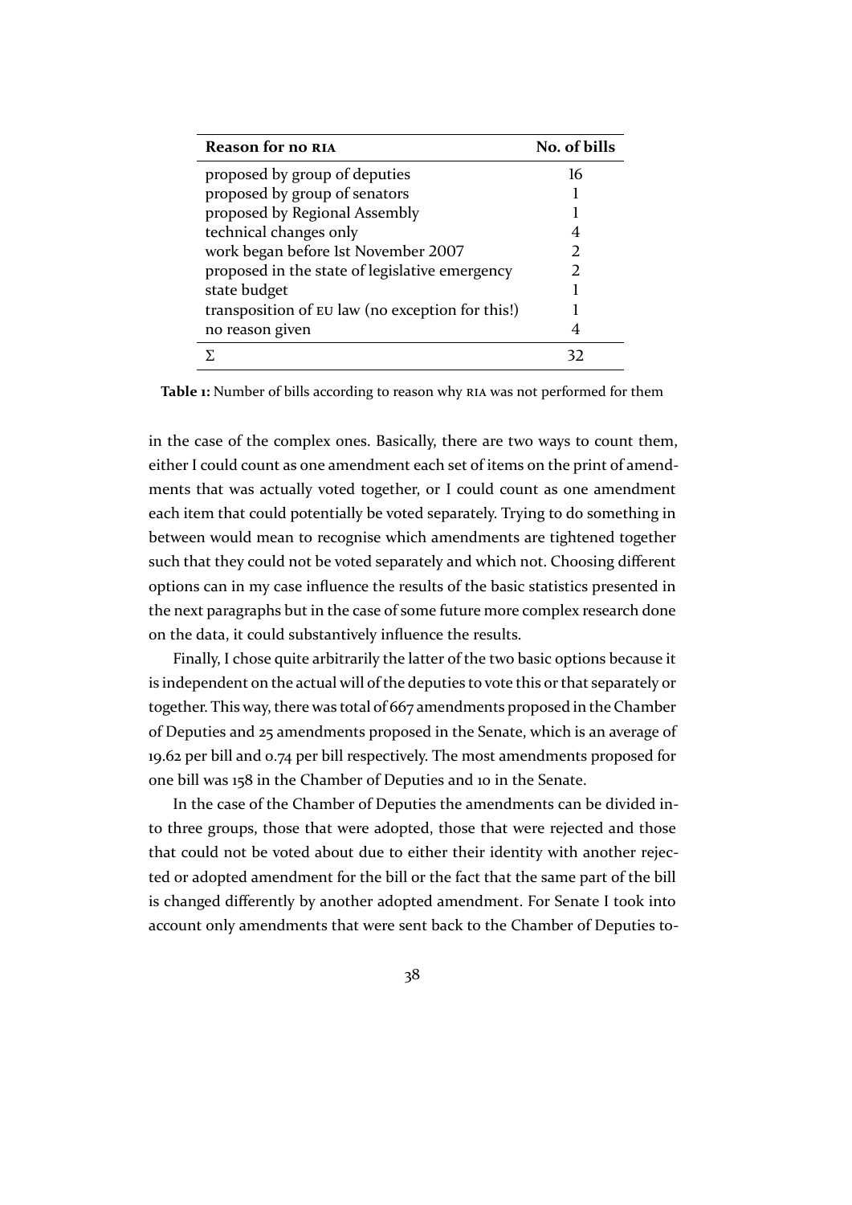| Reason for no RIA | No. of bills |
|---|---|
| proposed by group of deputies | 16 |
| proposed by group of senators | 1 |
| proposed by Regional Assembly | 1 |
| technical changes only | 4 |
| work began before 1st November 2007 | 2 |
| proposed in the state of legislative emergency | 2 |
| state budget | 1 |
| transposition of EU law (no exception for this!) | 1 |
| no reason given | 4 |
| $\Sigma$ | 32 |

**Table 1:** Number of bills according to reason why RIA was not performed for them

in the case of the complex ones. Basically, there are two ways to count them, either I could count as one amendment each set of items on the print of amendments that was actually voted together, or I could count as one amendment each item that could potentially be voted separately. Trying to do something in between would mean to recognise which amendments are tightened together such that they could not be voted separately and which not. Choosing different options can in my case influence the results of the basic statistics presented in the next paragraphs but in the case of some future more complex research done on the data, it could substantively influence the results.

Finally, I chose quite arbitrarily the latter of the two basic options because it is independent on the actual will of the deputies to vote this or that separately or together. This way, there was total of 667 amendments proposed in the Chamber of Deputies and 25 amendments proposed in the Senate, which is an average of 19.62 per bill and 0.74 per bill respectively. The most amendments proposed for one bill was 158 in the Chamber of Deputies and 10 in the Senate.

In the case of the Chamber of Deputies the amendments can be divided into three groups, those that were adopted, those that were rejected and those that could not be voted about due to either their identity with another rejected or adopted amendment for the bill or the fact that the same part of the bill is changed differently by another adopted amendment. For Senate I took into account only amendments that were sent back to the Chamber of Deputies to-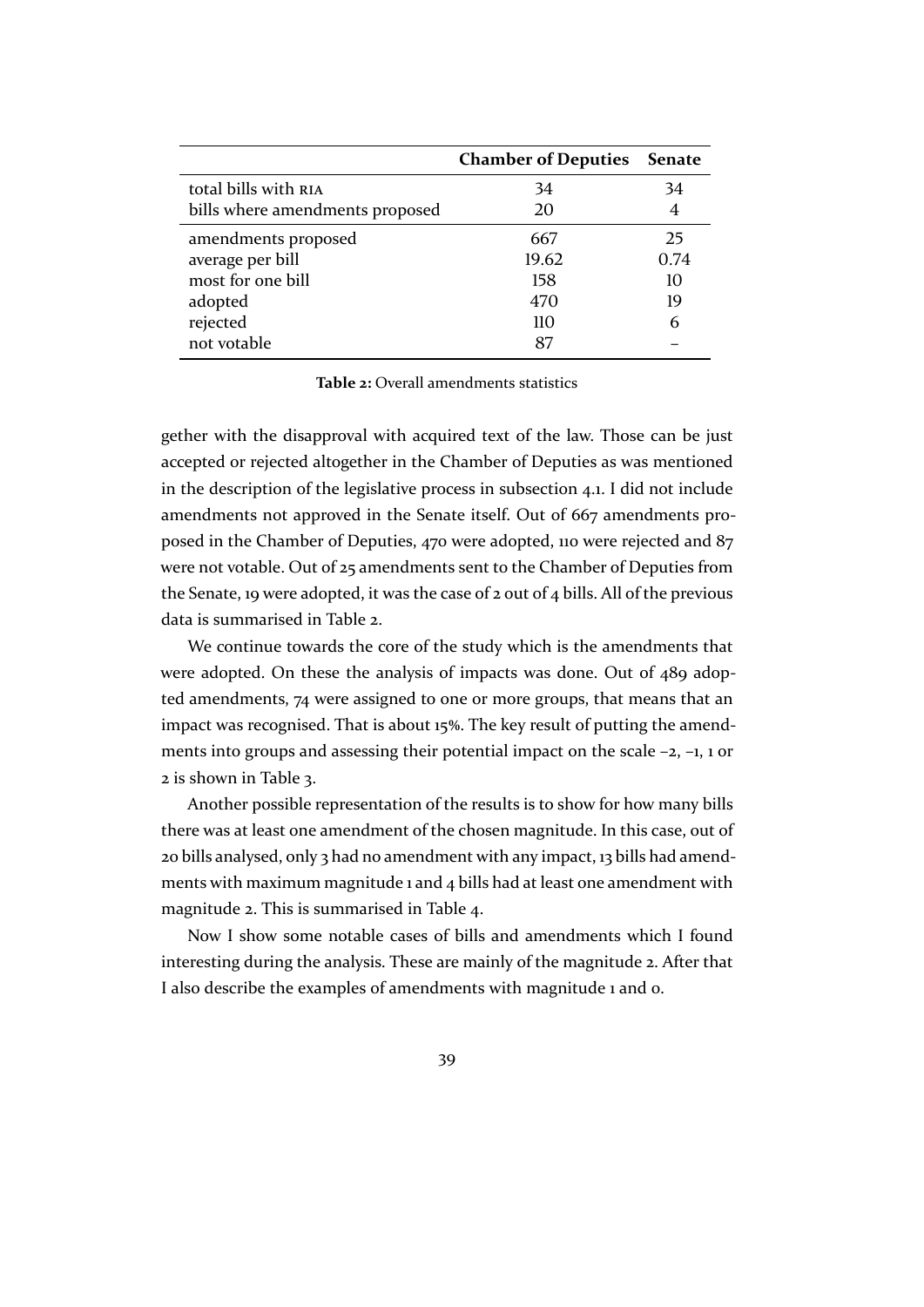| | Chamber of Deputies | Senate |
|---|---|---|
| total bills with RIA | 34 | 34 |
| bills where amendments proposed | 20 | 4 |
| amendments proposed | 667 | 25 |
| average per bill | 19.62 | 0.74 |
| most for one bill | 158 | 10 |
| adopted | 470 | 19 |
| rejected | 110 | 6 |
| not votable | 87 | – |

**Table 2:** Overall amendments statistics

gether with the disapproval with acquired text of the law. Those can be just accepted or rejected altogether in the Chamber of Deputies as was mentioned in the description of the legislative process in subsection 4.1. I did not include amendments not approved in the Senate itself. Out of 667 amendments proposed in the Chamber of Deputies, 470 were adopted, 110 were rejected and 87 were not votable. Out of 25 amendments sent to the Chamber of Deputies from the Senate, 19 were adopted, it was the case of 2 out of 4 bills. All of the previous data is summarised in Table 2.

We continue towards the core of the study which is the amendments that were adopted. On these the analysis of impacts was done. Out of 489 adopted amendments, 74 were assigned to one or more groups, that means that an impact was recognised. That is about 15%. The key result of putting the amendments into groups and assessing their potential impact on the scale −2, −1, 1 or 2 is shown in Table 3.

Another possible representation of the results is to show for how many bills there was at least one amendment of the chosen magnitude. In this case, out of 20 bills analysed, only 3 had no amendment with any impact, 13 bills had amendments with maximum magnitude 1 and 4 bills had at least one amendment with magnitude 2. This is summarised in Table 4.

Now I show some notable cases of bills and amendments which I found interesting during the analysis. These are mainly of the magnitude 2. After that I also describe the examples of amendments with magnitude 1 and 0.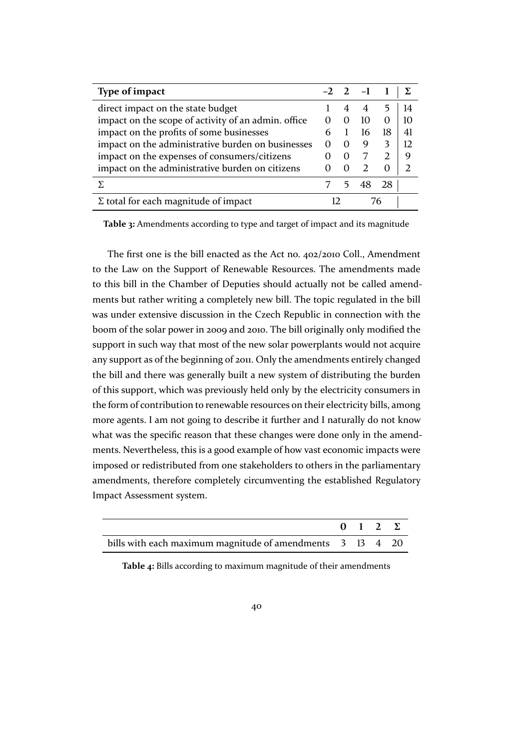| **Type of impact** | **−2** | **2** | **−1** | **1** | **Σ** |
|---|---|---|---|---|---|
| direct impact on the state budget | 1 | 4 | 4 | 5 | 14 |
| impact on the scope of activity of an admin. office | 0 | 0 | 10 | 0 | 10 |
| impact on the profits of some businesses | 6 | 1 | 16 | 18 | 41 |
| impact on the administrative burden on businesses | 0 | 0 | 9 | 3 | 12 |
| impact on the expenses of consumers/citizens | 0 | 0 | 7 | 2 | 9 |
| impact on the administrative burden on citizens | 0 | 0 | 2 | 0 | 2 |
| Σ | 7 | 5 | 48 | 28 | |
| Σ total for each magnitude of impact | 12 | | 76 | | |

**Table 3:** Amendments according to type and target of impact and its magnitude

The first one is the bill enacted as the Act no. 402/2010 Coll., Amendment to the Law on the Support of Renewable Resources. The amendments made to this bill in the Chamber of Deputies should actually not be called amendments but rather writing a completely new bill. The topic regulated in the bill was under extensive discussion in the Czech Republic in connection with the boom of the solar power in 2009 and 2010. The bill originally only modified the support in such way that most of the new solar powerplants would not acquire any support as of the beginning of 2011. Only the amendments entirely changed the bill and there was generally built a new system of distributing the burden of this support, which was previously held only by the electricity consumers in the form of contribution to renewable resources on their electricity bills, among more agents. I am not going to describe it further and I naturally do not know what was the specific reason that these changes were done only in the amendments. Nevertheless, this is a good example of how vast economic impacts were imposed or redistributed from one stakeholders to others in the parliamentary amendments, therefore completely circumventing the established Regulatory Impact Assessment system.

| | **0** | **1** | **2** | **Σ** |
|---|---|---|---|---|
| bills with each maximum magnitude of amendments | 3 | 13 | 4 | 20 |

**Table 4:** Bills according to maximum magnitude of their amendments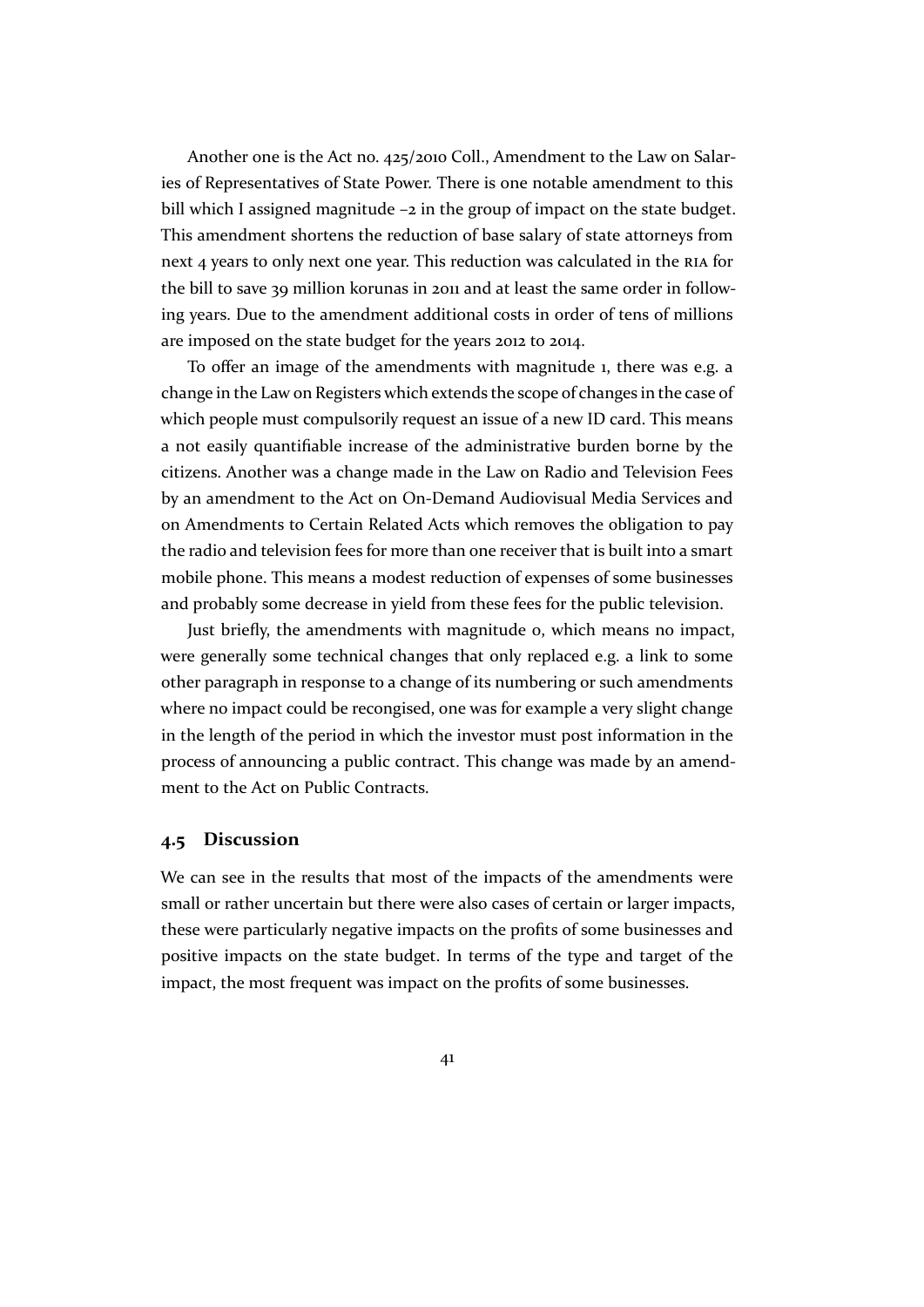Another one is the Act no. 425/2010 Coll., Amendment to the Law on Salaries of Representatives of State Power. There is one notable amendment to this bill which I assigned magnitude −2 in the group of impact on the state budget. This amendment shortens the reduction of base salary of state attorneys from next 4 years to only next one year. This reduction was calculated in the RIA for the bill to save 39 million korunas in 2011 and at least the same order in following years. Due to the amendment additional costs in order of tens of millions are imposed on the state budget for the years 2012 to 2014.

To offer an image of the amendments with magnitude 1, there was e.g. a change in the Law on Registers which extends the scope of changes in the case of which people must compulsorily request an issue of a new ID card. This means a not easily quantifiable increase of the administrative burden borne by the citizens. Another was a change made in the Law on Radio and Television Fees by an amendment to the Act on On-Demand Audiovisual Media Services and on Amendments to Certain Related Acts which removes the obligation to pay the radio and television fees for more than one receiver that is built into a smart mobile phone. This means a modest reduction of expenses of some businesses and probably some decrease in yield from these fees for the public television.

Just briefly, the amendments with magnitude 0, which means no impact, were generally some technical changes that only replaced e.g. a link to some other paragraph in response to a change of its numbering or such amendments where no impact could be recongised, one was for example a very slight change in the length of the period in which the investor must post information in the process of announcing a public contract. This change was made by an amendment to the Act on Public Contracts.

### 4.5 Discussion

We can see in the results that most of the impacts of the amendments were small or rather uncertain but there were also cases of certain or larger impacts, these were particularly negative impacts on the profits of some businesses and positive impacts on the state budget. In terms of the type and target of the impact, the most frequent was impact on the profits of some businesses.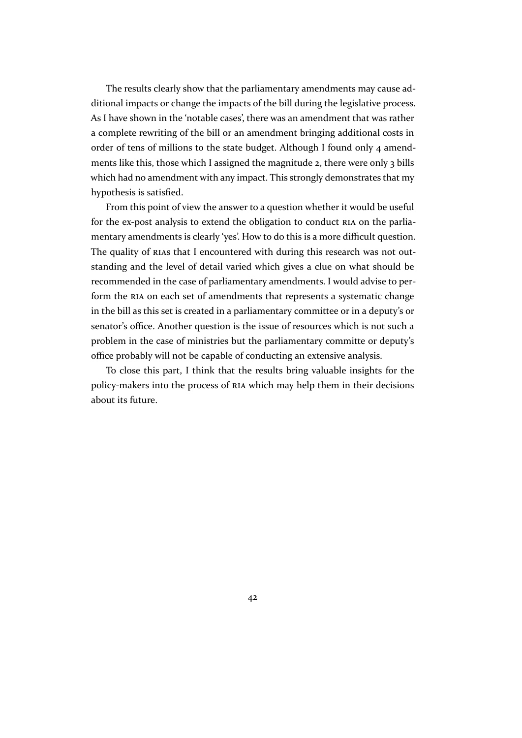The results clearly show that the parliamentary amendments may cause additional impacts or change the impacts of the bill during the legislative process. As I have shown in the 'notable cases', there was an amendment that was rather a complete rewriting of the bill or an amendment bringing additional costs in order of tens of millions to the state budget. Although I found only 4 amendments like this, those which I assigned the magnitude 2, there were only 3 bills which had no amendment with any impact. This strongly demonstrates that my hypothesis is satisfied.

From this point of view the answer to a question whether it would be useful for the ex-post analysis to extend the obligation to conduct RIA on the parliamentary amendments is clearly 'yes'. How to do this is a more difficult question. The quality of RIAs that I encountered with during this research was not outstanding and the level of detail varied which gives a clue on what should be recommended in the case of parliamentary amendments. I would advise to perform the RIA on each set of amendments that represents a systematic change in the bill as this set is created in a parliamentary committee or in a deputy's or senator's office. Another question is the issue of resources which is not such a problem in the case of ministries but the parliamentary committe or deputy's office probably will not be capable of conducting an extensive analysis.

To close this part, I think that the results bring valuable insights for the policy-makers into the process of RIA which may help them in their decisions about its future.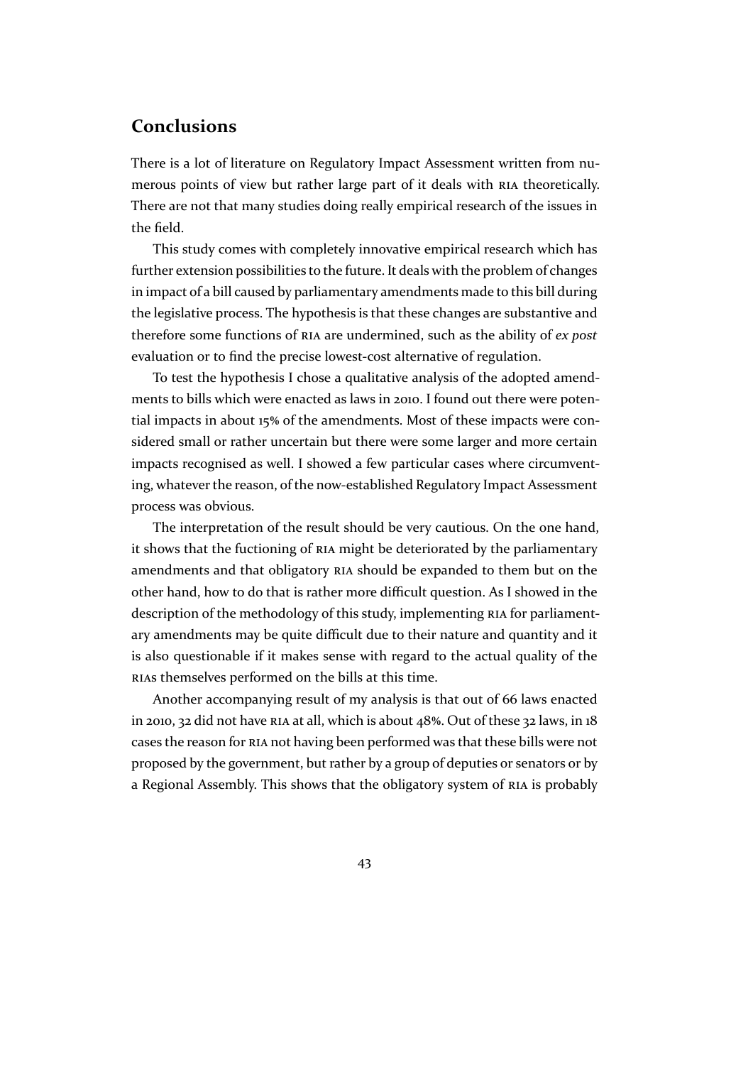## Conclusions

There is a lot of literature on Regulatory Impact Assessment written from numerous points of view but rather large part of it deals with RIA theoretically. There are not that many studies doing really empirical research of the issues in the field.

This study comes with completely innovative empirical research which has further extension possibilities to the future. It deals with the problem of changes in impact of a bill caused by parliamentary amendments made to this bill during the legislative process. The hypothesis is that these changes are substantive and therefore some functions of RIA are undermined, such as the ability of *ex post* evaluation or to find the precise lowest-cost alternative of regulation.

To test the hypothesis I chose a qualitative analysis of the adopted amendments to bills which were enacted as laws in 2010. I found out there were potential impacts in about 15% of the amendments. Most of these impacts were considered small or rather uncertain but there were some larger and more certain impacts recognised as well. I showed a few particular cases where circumventing, whatever the reason, of the now-established Regulatory Impact Assessment process was obvious.

The interpretation of the result should be very cautious. On the one hand, it shows that the fuctioning of RIA might be deteriorated by the parliamentary amendments and that obligatory RIA should be expanded to them but on the other hand, how to do that is rather more difficult question. As I showed in the description of the methodology of this study, implementing RIA for parliamentary amendments may be quite difficult due to their nature and quantity and it is also questionable if it makes sense with regard to the actual quality of the RIAs themselves performed on the bills at this time.

Another accompanying result of my analysis is that out of 66 laws enacted in 2010, 32 did not have RIA at all, which is about 48%. Out of these 32 laws, in 18 cases the reason for RIA not having been performed was that these bills were not proposed by the government, but rather by a group of deputies or senators or by a Regional Assembly. This shows that the obligatory system of RIA is probably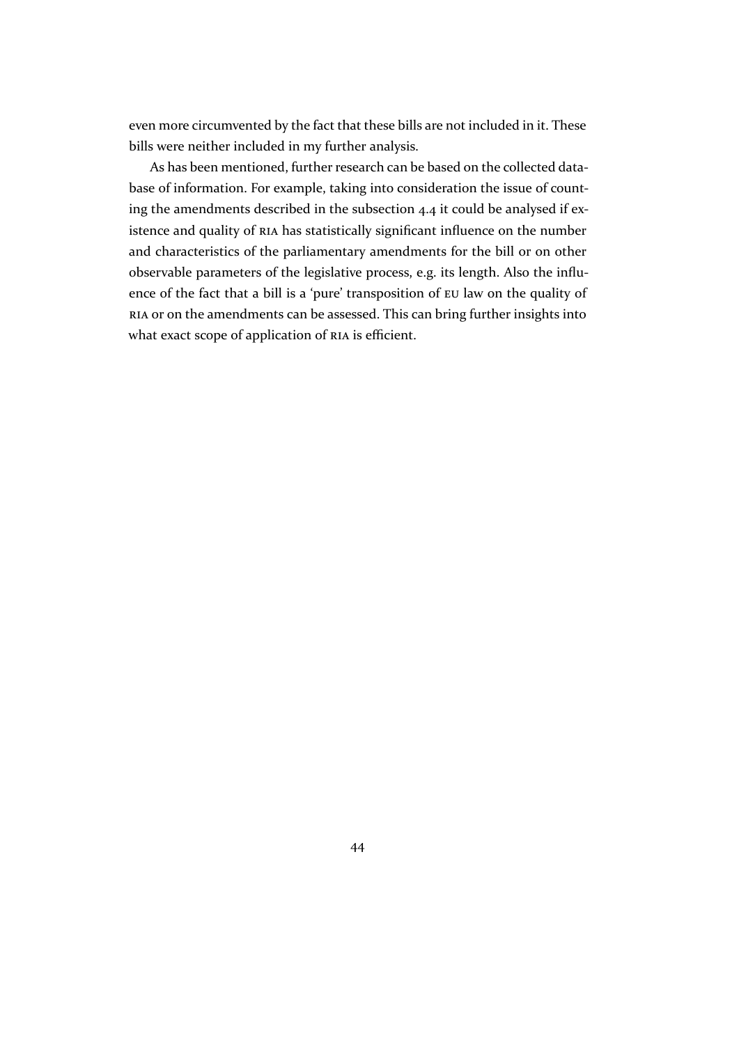even more circumvented by the fact that these bills are not included in it. These bills were neither included in my further analysis.

As has been mentioned, further research can be based on the collected database of information. For example, taking into consideration the issue of counting the amendments described in the subsection 4.4 it could be analysed if existence and quality of RIA has statistically significant influence on the number and characteristics of the parliamentary amendments for the bill or on other observable parameters of the legislative process, e.g. its length. Also the influence of the fact that a bill is a 'pure' transposition of EU law on the quality of RIA or on the amendments can be assessed. This can bring further insights into what exact scope of application of RIA is efficient.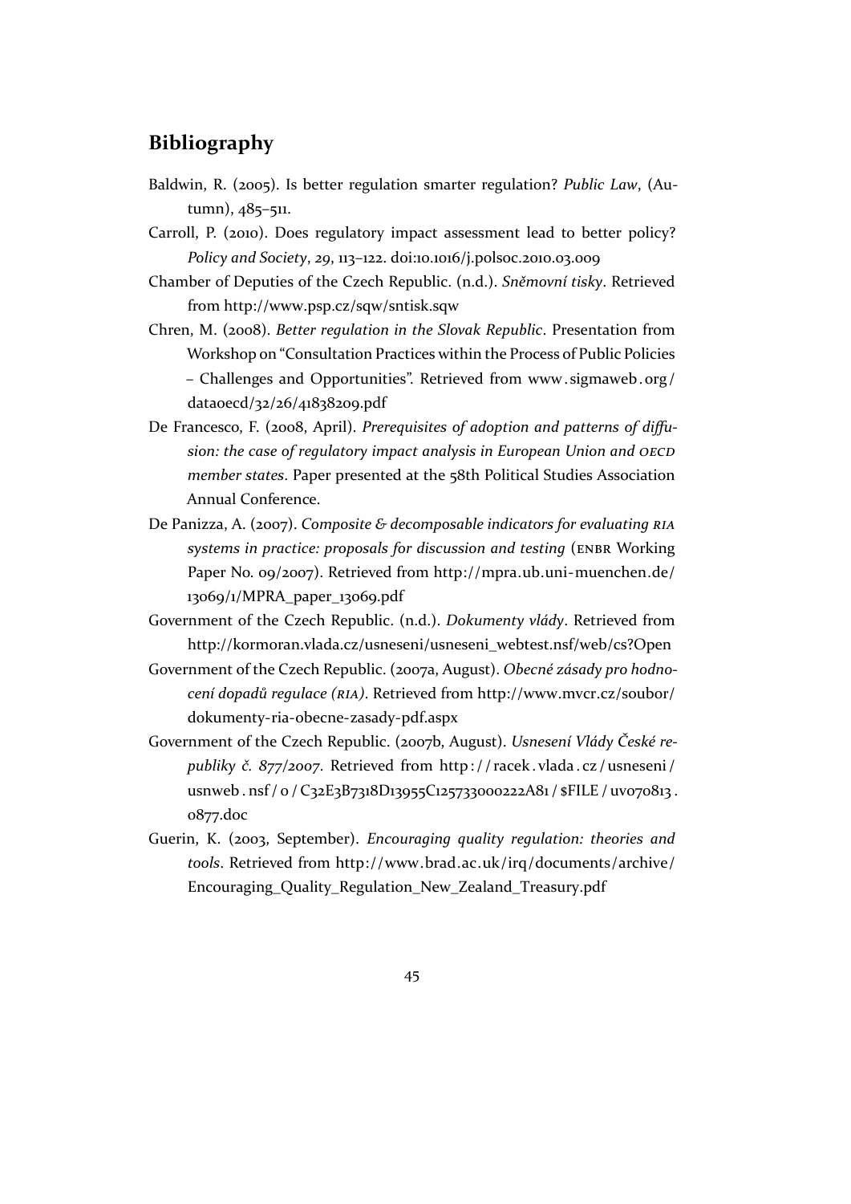# Bibliography

Baldwin, R. (2005). Is better regulation smarter regulation? *Public Law*, (Autumn), 485–511.

Carroll, P. (2010). Does regulatory impact assessment lead to better policy? *Policy and Society*, *29*, 113–122. doi:10.1016/j.polsoc.2010.03.009

Chamber of Deputies of the Czech Republic. (n.d.). *Sněmovní tisky*. Retrieved from http://www.psp.cz/sqw/sntisk.sqw

Chren, M. (2008). *Better regulation in the Slovak Republic*. Presentation from Workshop on "Consultation Practices within the Process of Public Policies – Challenges and Opportunities". Retrieved from www.sigmaweb.org/dataoecd/32/26/41838209.pdf

De Francesco, F. (2008, April). *Prerequisites of adoption and patterns of diffusion: the case of regulatory impact analysis in European Union and OECD member states*. Paper presented at the 58th Political Studies Association Annual Conference.

De Panizza, A. (2007). *Composite & decomposable indicators for evaluating RIA systems in practice: proposals for discussion and testing* (ENBR Working Paper No. 09/2007). Retrieved from http://mpra.ub.uni-muenchen.de/13069/1/MPRA_paper_13069.pdf

Government of the Czech Republic. (n.d.). *Dokumenty vlády*. Retrieved from http://kormoran.vlada.cz/usneseni/usneseni_webtest.nsf/web/cs?Open

Government of the Czech Republic. (2007a, August). *Obecné zásady pro hodnocení dopadů regulace (RIA)*. Retrieved from http://www.mvcr.cz/soubor/dokumenty-ria-obecne-zasady-pdf.aspx

Government of the Czech Republic. (2007b, August). *Usnesení Vlády České republiky č. 877/2007*. Retrieved from http://racek.vlada.cz/usneseni/usnweb.nsf/0/C32E3B7318D13955C125733000222A81/$FILE/uv070813.0877.doc

Guerin, K. (2003, September). *Encouraging quality regulation: theories and tools*. Retrieved from http://www.brad.ac.uk/irq/documents/archive/Encouraging_Quality_Regulation_New_Zealand_Treasury.pdf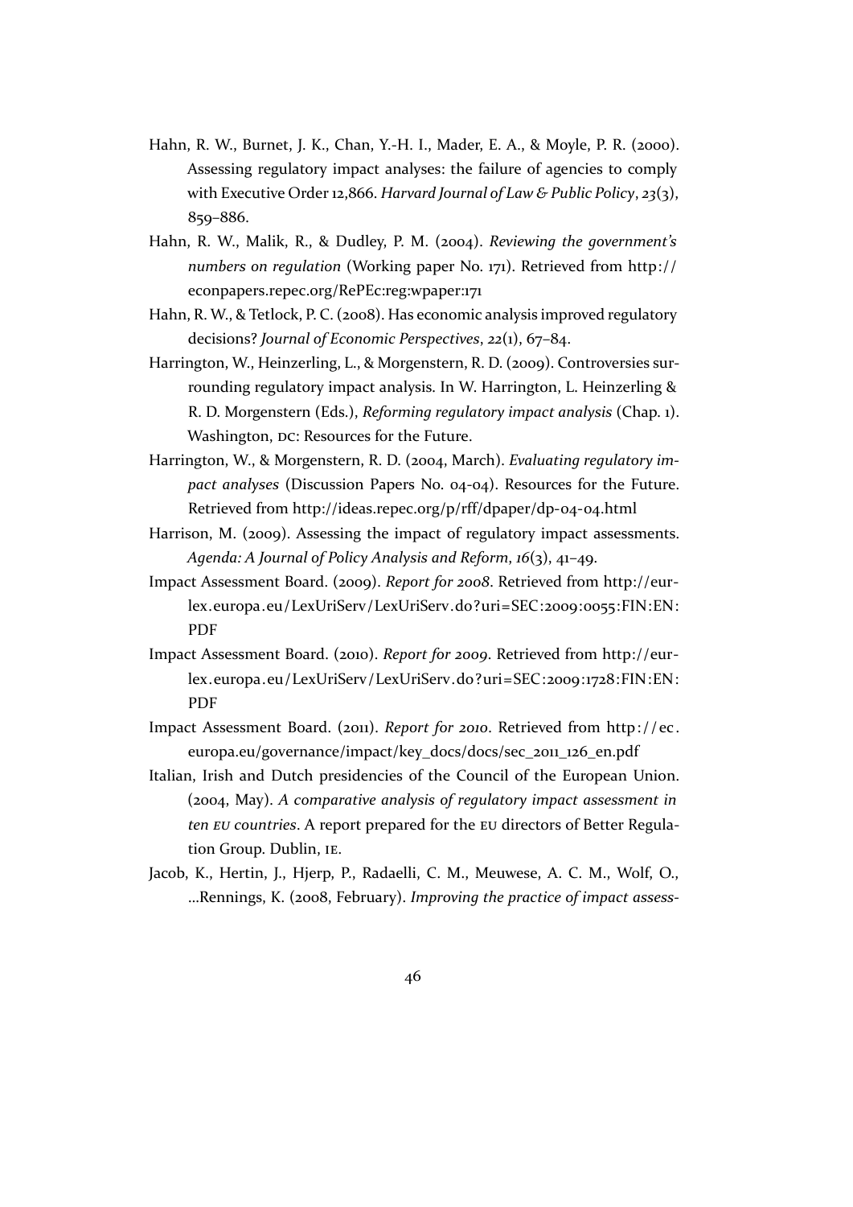Hahn, R. W., Burnet, J. K., Chan, Y.-H. I., Mader, E. A., & Moyle, P. R. (2000). Assessing regulatory impact analyses: the failure of agencies to comply with Executive Order 12,866. *Harvard Journal of Law & Public Policy*, *23*(3), 859–886.

Hahn, R. W., Malik, R., & Dudley, P. M. (2004). *Reviewing the government's numbers on regulation* (Working paper No. 171). Retrieved from http://econpapers.repec.org/RePEc:reg:wpaper:171

Hahn, R. W., & Tetlock, P. C. (2008). Has economic analysis improved regulatory decisions? *Journal of Economic Perspectives*, *22*(1), 67–84.

Harrington, W., Heinzerling, L., & Morgenstern, R. D. (2009). Controversies surrounding regulatory impact analysis. In W. Harrington, L. Heinzerling & R. D. Morgenstern (Eds.), *Reforming regulatory impact analysis* (Chap. 1). Washington, DC: Resources for the Future.

Harrington, W., & Morgenstern, R. D. (2004, March). *Evaluating regulatory impact analyses* (Discussion Papers No. 04-04). Resources for the Future. Retrieved from http://ideas.repec.org/p/rff/dpaper/dp-04-04.html

Harrison, M. (2009). Assessing the impact of regulatory impact assessments. *Agenda: A Journal of Policy Analysis and Reform*, *16*(3), 41–49.

Impact Assessment Board. (2009). *Report for 2008*. Retrieved from http://eur-lex.europa.eu/LexUriServ/LexUriServ.do?uri=SEC:2009:0055:FIN:EN:PDF

Impact Assessment Board. (2010). *Report for 2009*. Retrieved from http://eur-lex.europa.eu/LexUriServ/LexUriServ.do?uri=SEC:2009:1728:FIN:EN:PDF

Impact Assessment Board. (2011). *Report for 2010*. Retrieved from http://ec.europa.eu/governance/impact/key_docs/docs/sec_2011_126_en.pdf

Italian, Irish and Dutch presidencies of the Council of the European Union. (2004, May). *A comparative analysis of regulatory impact assessment in ten EU countries*. A report prepared for the EU directors of Better Regulation Group. Dublin, IE.

Jacob, K., Hertin, J., Hjerp, P., Radaelli, C. M., Meuwese, A. C. M., Wolf, O., ...Rennings, K. (2008, February). *Improving the practice of impact assess-*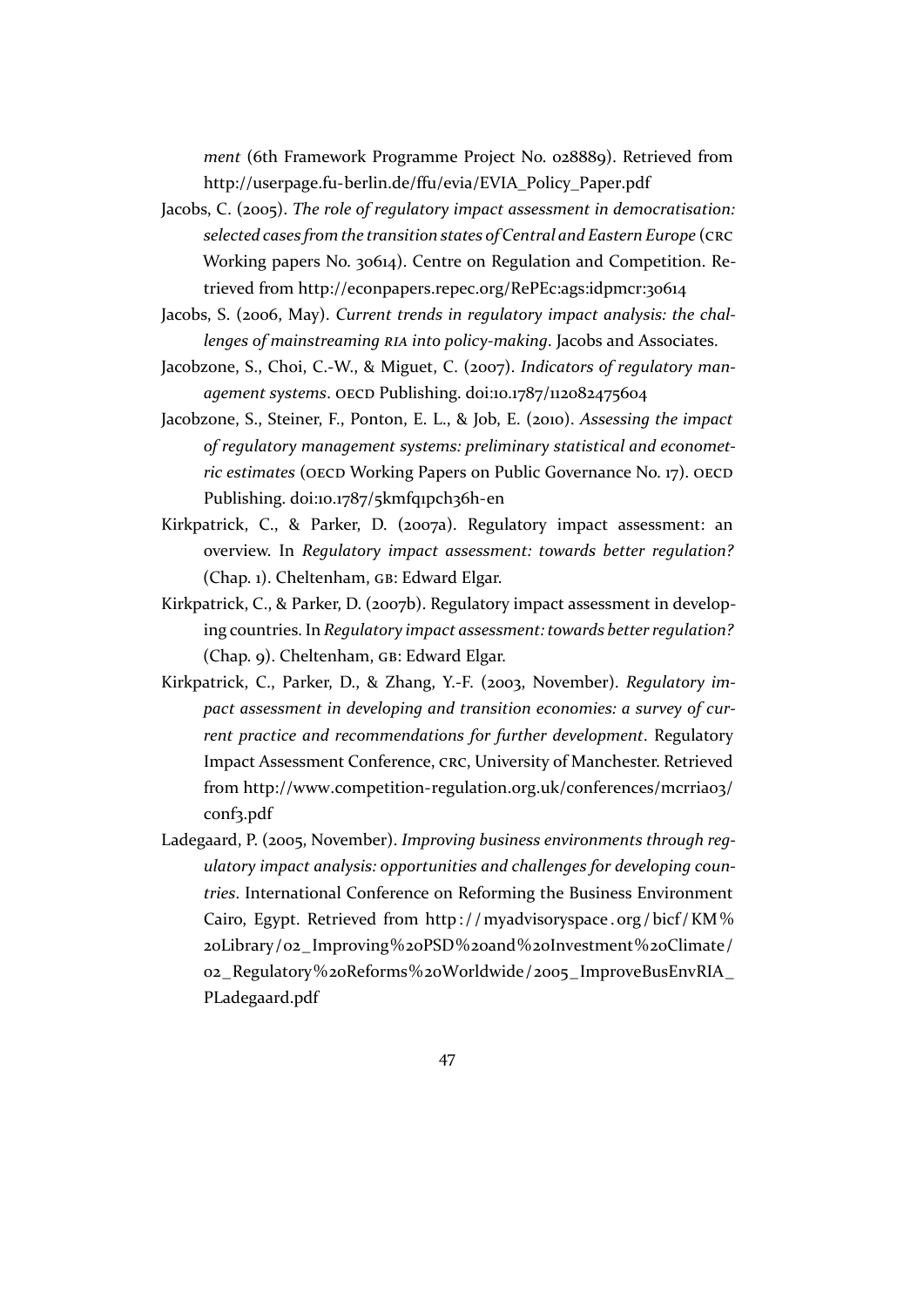*ment* (6th Framework Programme Project No. 028889). Retrieved from http://userpage.fu-berlin.de/ffu/evia/EVIA_Policy_Paper.pdf

Jacobs, C. (2005). *The role of regulatory impact assessment in democratisation: selected cases from the transition states of Central and Eastern Europe* (CRC Working papers No. 30614). Centre on Regulation and Competition. Retrieved from http://econpapers.repec.org/RePEc:ags:idpmcr:30614

Jacobs, S. (2006, May). *Current trends in regulatory impact analysis: the challenges of mainstreaming RIA into policy-making*. Jacobs and Associates.

Jacobzone, S., Choi, C.-W., & Miguet, C. (2007). *Indicators of regulatory management systems*. OECD Publishing. doi:10.1787/112082475604

Jacobzone, S., Steiner, F., Ponton, E. L., & Job, E. (2010). *Assessing the impact of regulatory management systems: preliminary statistical and econometric estimates* (OECD Working Papers on Public Governance No. 17). OECD Publishing. doi:10.1787/5kmfq1pch36h-en

Kirkpatrick, C., & Parker, D. (2007a). Regulatory impact assessment: an overview. In *Regulatory impact assessment: towards better regulation?* (Chap. 1). Cheltenham, GB: Edward Elgar.

Kirkpatrick, C., & Parker, D. (2007b). Regulatory impact assessment in developing countries. In *Regulatory impact assessment: towards better regulation?* (Chap. 9). Cheltenham, GB: Edward Elgar.

Kirkpatrick, C., Parker, D., & Zhang, Y.-F. (2003, November). *Regulatory impact assessment in developing and transition economies: a survey of current practice and recommendations for further development*. Regulatory Impact Assessment Conference, CRC, University of Manchester. Retrieved from http://www.competition-regulation.org.uk/conferences/mcrria03/conf3.pdf

Ladegaard, P. (2005, November). *Improving business environments through regulatory impact analysis: opportunities and challenges for developing countries*. International Conference on Reforming the Business Environment Cairo, Egypt. Retrieved from http://myadvisoryspace.org/bicf/KM%20Library/02_Improving%20PSD%20and%20Investment%20Climate/02_Regulatory%20Reforms%20Worldwide/2005_ImproveBusEnvRIA_PLadegaard.pdf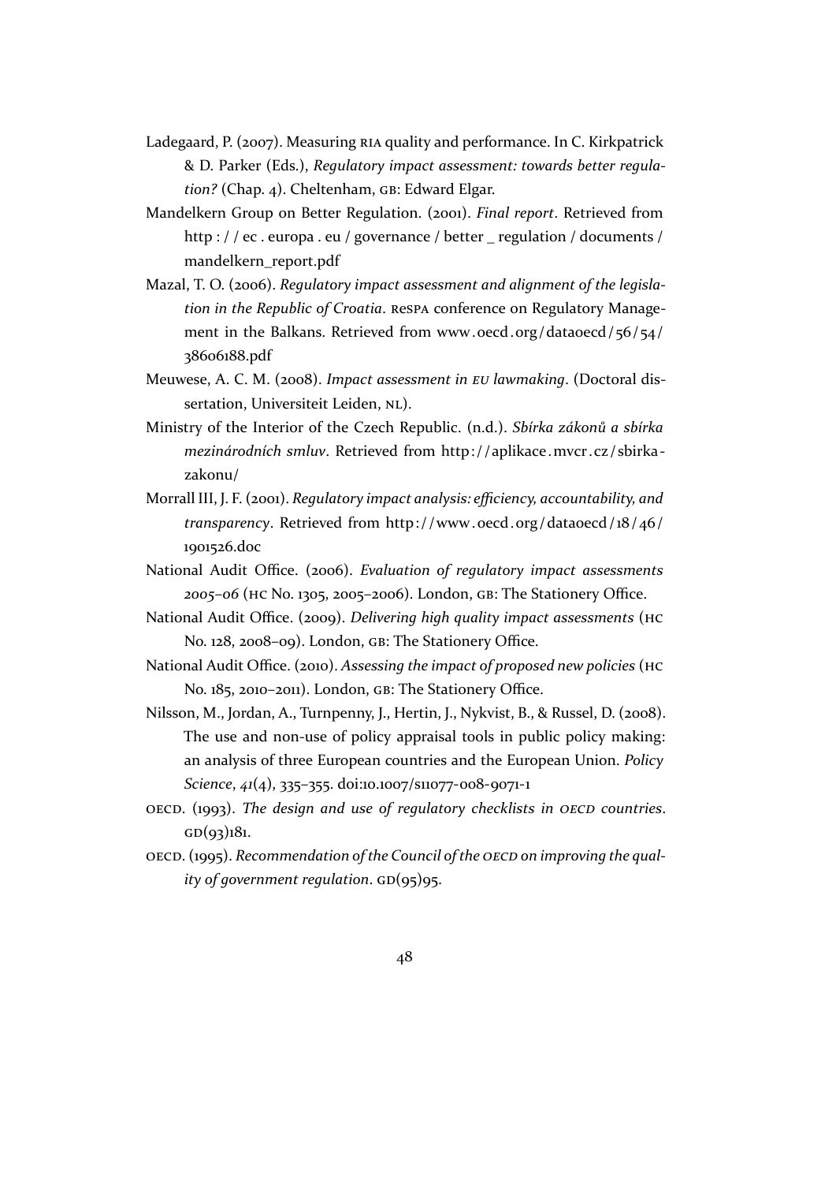Ladegaard, P. (2007). Measuring RIA quality and performance. In C. Kirkpatrick & D. Parker (Eds.), *Regulatory impact assessment: towards better regulation?* (Chap. 4). Cheltenham, GB: Edward Elgar.

Mandelkern Group on Better Regulation. (2001). *Final report*. Retrieved from http://ec.europa.eu/governance/better_regulation/documents/mandelkern_report.pdf

Mazal, T. O. (2006). *Regulatory impact assessment and alignment of the legislation in the Republic of Croatia*. RESPA conference on Regulatory Management in the Balkans. Retrieved from www.oecd.org/dataoecd/56/54/38606188.pdf

Meuwese, A. C. M. (2008). *Impact assessment in EU lawmaking*. (Doctoral dissertation, Universiteit Leiden, NL).

Ministry of the Interior of the Czech Republic. (n.d.). *Sbírka zákonů a sbírka mezinárodních smluv*. Retrieved from http://aplikace.mvcr.cz/sbirka-zakonu/

Morrall III, J. F. (2001). *Regulatory impact analysis: efficiency, accountability, and transparency*. Retrieved from http://www.oecd.org/dataoecd/18/46/1901526.doc

National Audit Office. (2006). *Evaluation of regulatory impact assessments 2005–06* (HC No. 1305, 2005–2006). London, GB: The Stationery Office.

National Audit Office. (2009). *Delivering high quality impact assessments* (HC No. 128, 2008–09). London, GB: The Stationery Office.

National Audit Office. (2010). *Assessing the impact of proposed new policies* (HC No. 185, 2010–2011). London, GB: The Stationery Office.

Nilsson, M., Jordan, A., Turnpenny, J., Hertin, J., Nykvist, B., & Russel, D. (2008). The use and non-use of policy appraisal tools in public policy making: an analysis of three European countries and the European Union. *Policy Science*, *41*(4), 335–355. doi:10.1007/s11077-008-9071-1

OECD. (1993). *The design and use of regulatory checklists in OECD countries*. GD(93)181.

OECD. (1995). *Recommendation of the Council of the OECD on improving the quality of government regulation*. GD(95)95.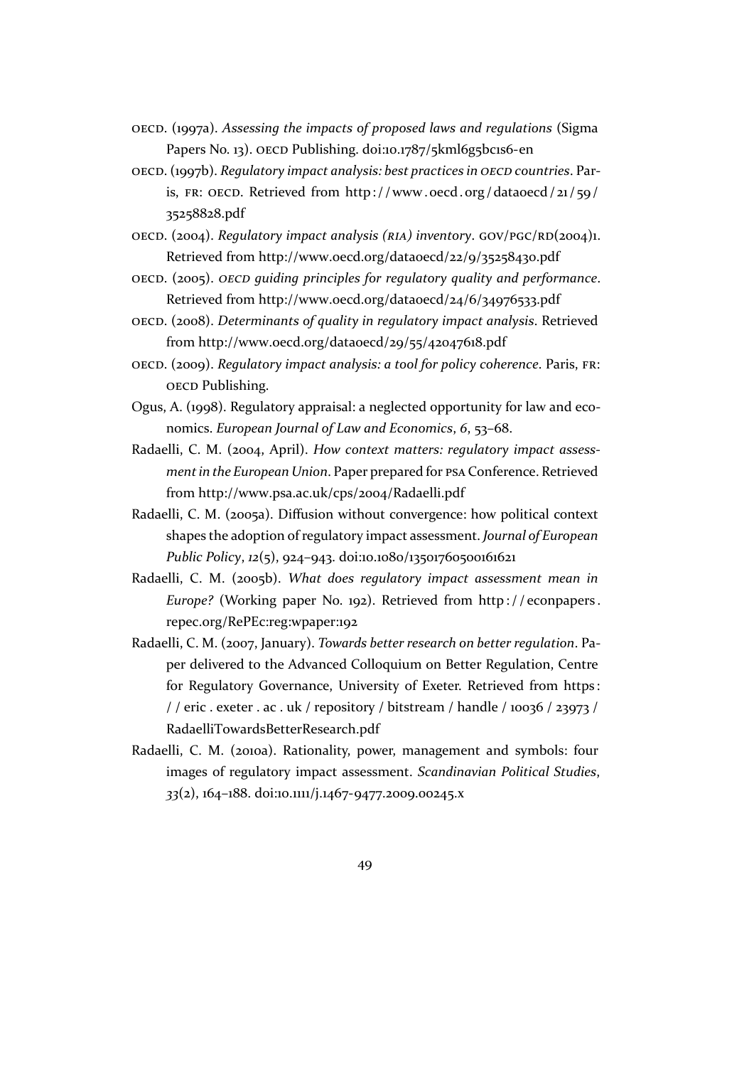OECD. (1997a). *Assessing the impacts of proposed laws and regulations* (Sigma Papers No. 13). OECD Publishing. doi:10.1787/5kml6g5bc1s6-en

OECD. (1997b). *Regulatory impact analysis: best practices in OECD countries*. Paris, FR: OECD. Retrieved from http://www.oecd.org/dataoecd/21/59/35258828.pdf

OECD. (2004). *Regulatory impact analysis (RIA) inventory*. GOV/PGC/RD(2004)1. Retrieved from http://www.oecd.org/dataoecd/22/9/35258430.pdf

OECD. (2005). *OECD guiding principles for regulatory quality and performance*. Retrieved from http://www.oecd.org/dataoecd/24/6/34976533.pdf

OECD. (2008). *Determinants of quality in regulatory impact analysis*. Retrieved from http://www.oecd.org/dataoecd/29/55/42047618.pdf

OECD. (2009). *Regulatory impact analysis: a tool for policy coherence*. Paris, FR: OECD Publishing.

Ogus, A. (1998). Regulatory appraisal: a neglected opportunity for law and economics. *European Journal of Law and Economics*, *6*, 53–68.

Radaelli, C. M. (2004, April). *How context matters: regulatory impact assessment in the European Union*. Paper prepared for PSA Conference. Retrieved from http://www.psa.ac.uk/cps/2004/Radaelli.pdf

Radaelli, C. M. (2005a). Diffusion without convergence: how political context shapes the adoption of regulatory impact assessment. *Journal of European Public Policy*, *12*(5), 924–943. doi:10.1080/13501760500161621

Radaelli, C. M. (2005b). *What does regulatory impact assessment mean in Europe?* (Working paper No. 192). Retrieved from http://econpapers.repec.org/RePEc:reg:wpaper:192

Radaelli, C. M. (2007, January). *Towards better research on better regulation*. Paper delivered to the Advanced Colloquium on Better Regulation, Centre for Regulatory Governance, University of Exeter. Retrieved from https://eric.exeter.ac.uk/repository/bitstream/handle/10036/23973/RadaelliTowardsBetterResearch.pdf

Radaelli, C. M. (2010a). Rationality, power, management and symbols: four images of regulatory impact assessment. *Scandinavian Political Studies*, *33*(2), 164–188. doi:10.1111/j.1467-9477.2009.00245.x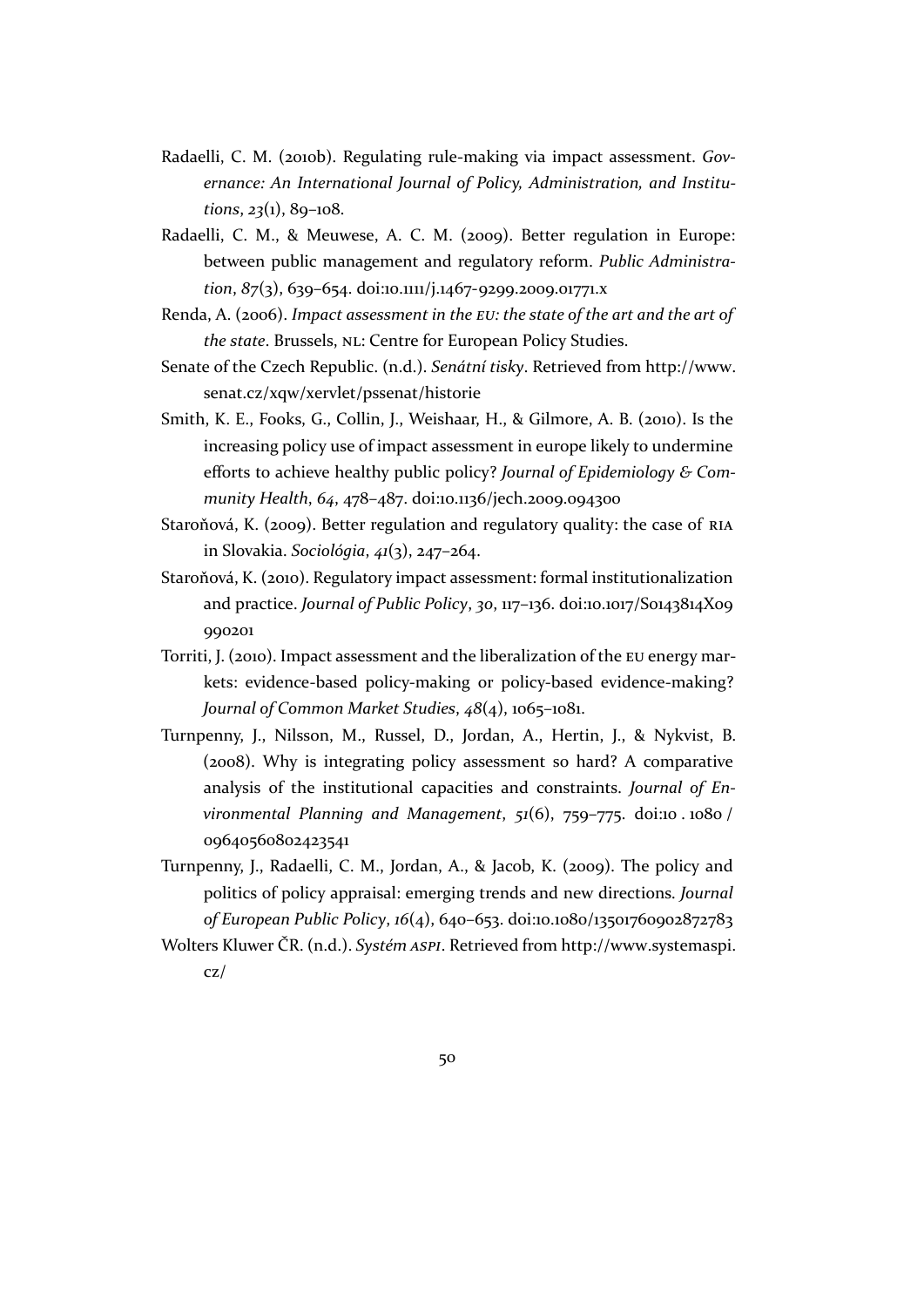Radaelli, C. M. (2010b). Regulating rule-making via impact assessment. *Governance: An International Journal of Policy, Administration, and Institutions*, *23*(1), 89–108.

Radaelli, C. M., & Meuwese, A. C. M. (2009). Better regulation in Europe: between public management and regulatory reform. *Public Administration*, *87*(3), 639–654. doi:10.1111/j.1467-9299.2009.01771.x

Renda, A. (2006). *Impact assessment in the EU: the state of the art and the art of the state*. Brussels, NL: Centre for European Policy Studies.

Senate of the Czech Republic. (n.d.). *Senátní tisky*. Retrieved from http://www.senat.cz/xqw/xervlet/pssenat/historie

Smith, K. E., Fooks, G., Collin, J., Weishaar, H., & Gilmore, A. B. (2010). Is the increasing policy use of impact assessment in europe likely to undermine efforts to achieve healthy public policy? *Journal of Epidemiology & Community Health*, *64*, 478–487. doi:10.1136/jech.2009.094300

Staroňová, K. (2009). Better regulation and regulatory quality: the case of RIA in Slovakia. *Sociológia*, *41*(3), 247–264.

Staroňová, K. (2010). Regulatory impact assessment: formal institutionalization and practice. *Journal of Public Policy*, *30*, 117–136. doi:10.1017/S0143814X09990201

Torriti, J. (2010). Impact assessment and the liberalization of the EU energy markets: evidence-based policy-making or policy-based evidence-making? *Journal of Common Market Studies*, *48*(4), 1065–1081.

Turnpenny, J., Nilsson, M., Russel, D., Jordan, A., Hertin, J., & Nykvist, B. (2008). Why is integrating policy assessment so hard? A comparative analysis of the institutional capacities and constraints. *Journal of Environmental Planning and Management*, *51*(6), 759–775. doi:10.1080/09640560802423541

Turnpenny, J., Radaelli, C. M., Jordan, A., & Jacob, K. (2009). The policy and politics of policy appraisal: emerging trends and new directions. *Journal of European Public Policy*, *16*(4), 640–653. doi:10.1080/13501760902872783

Wolters Kluwer ČR. (n.d.). *Systém ASPI*. Retrieved from http://www.systemaspi.cz/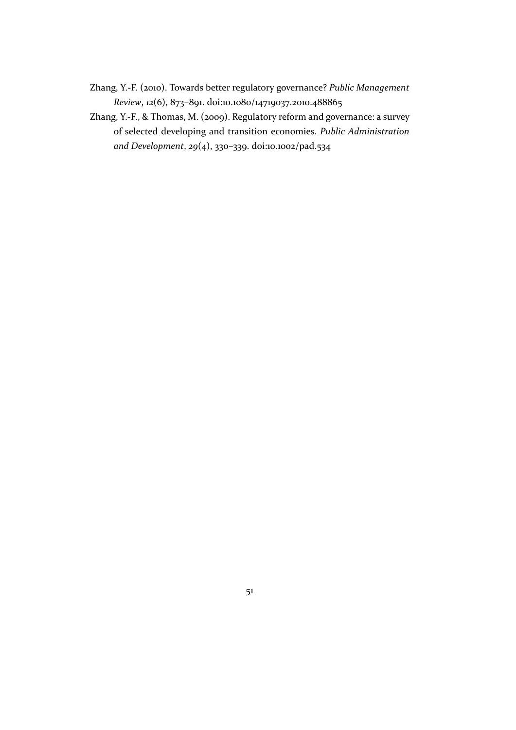Zhang, Y.-F. (2010). Towards better regulatory governance? *Public Management Review*, *12*(6), 873–891. doi:10.1080/14719037.2010.488865

Zhang, Y.-F., & Thomas, M. (2009). Regulatory reform and governance: a survey of selected developing and transition economies. *Public Administration and Development*, *29*(4), 330–339. doi:10.1002/pad.534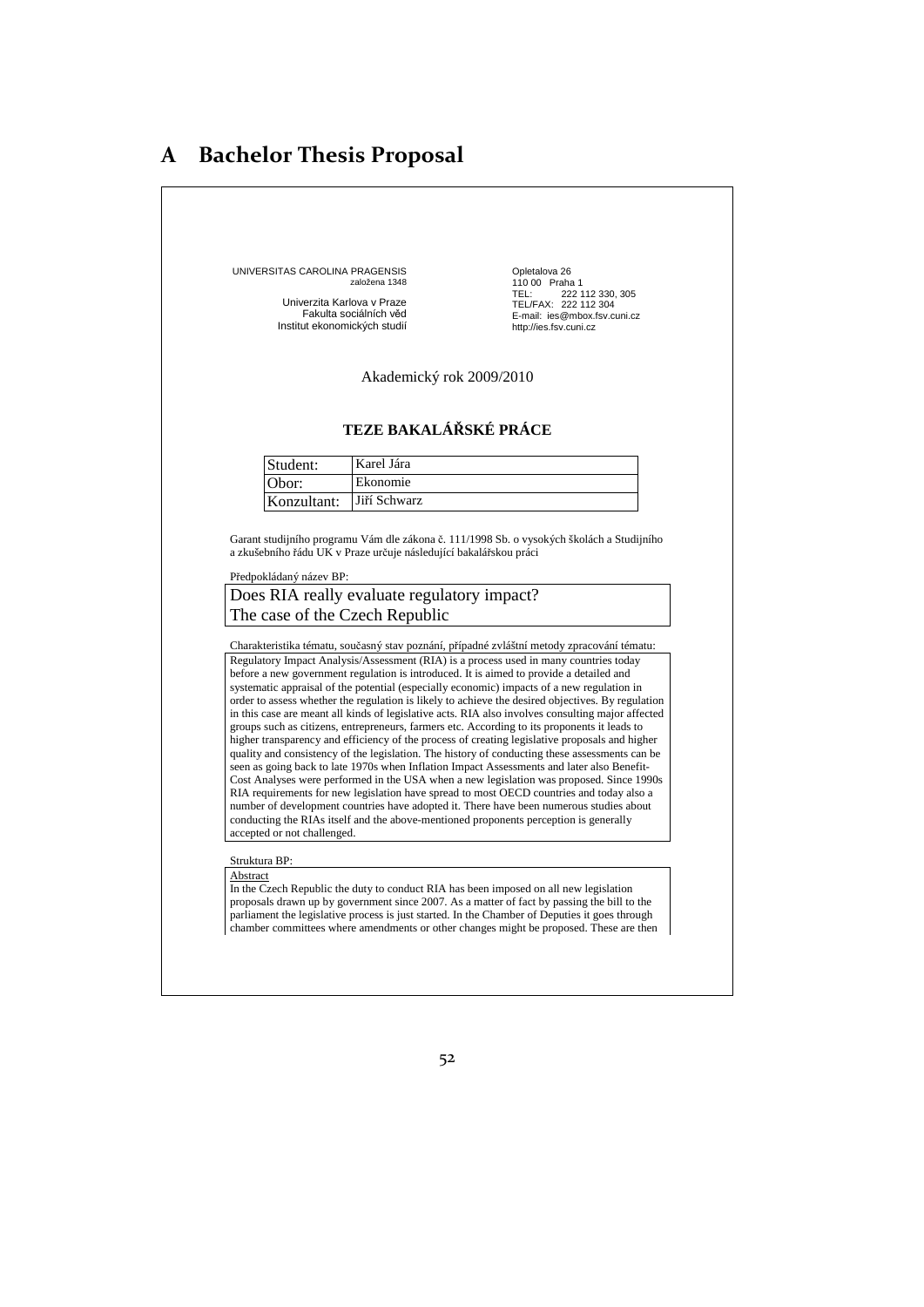# A Bachelor Thesis Proposal

UNIVERSITAS CAROLINA PRAGENSIS
založena 1348

Univerzita Karlova v Praze
Fakulta sociálních věd
Institut ekonomických studií

Opletalova 26
110 00 Praha 1
TEL: 222 112 330, 305
TEL/FAX: 222 112 304
E-mail: ies@mbox.fsv.cuni.cz
http://ies.fsv.cuni.cz

Akademický rok 2009/2010

**TEZE BAKALÁŘSKÉ PRÁCE**

| Student: | Karel Jára |
|---|---|
| Obor: | Ekonomie |
| Konzultant: | Jiří Schwarz |

Garant studijního programu Vám dle zákona č. 111/1998 Sb. o vysokých školách a Studijního a zkušebního řádu UK v Praze určuje následující bakalářskou práci

Předpokládaný název BP:

Does RIA really evaluate regulatory impact?
The case of the Czech Republic

Charakteristika tématu, současný stav poznání, případné zvláštní metody zpracování tématu:

Regulatory Impact Analysis/Assessment (RIA) is a process used in many countries today before a new government regulation is introduced. It is aimed to provide a detailed and systematic appraisal of the potential (especially economic) impacts of a new regulation in order to assess whether the regulation is likely to achieve the desired objectives. By regulation in this case are meant all kinds of legislative acts. RIA also involves consulting major affected groups such as citizens, entrepreneurs, farmers etc. According to its proponents it leads to higher transparency and efficiency of the process of creating legislative proposals and higher quality and consistency of the legislation. The history of conducting these assessments can be seen as going back to late 1970s when Inflation Impact Assessments and later also Benefit-Cost Analyses were performed in the USA when a new legislation was proposed. Since 1990s RIA requirements for new legislation have spread to most OECD countries and today also a number of development countries have adopted it. There have been numerous studies about conducting the RIAs itself and the above-mentioned proponents perception is generally accepted or not challenged.

Struktura BP:

Abstract

In the Czech Republic the duty to conduct RIA has been imposed on all new legislation proposals drawn up by government since 2007. As a matter of fact by passing the bill to the parliament the legislative process is just started. In the Chamber of Deputies it goes through chamber committees where amendments or other changes might be proposed. These are then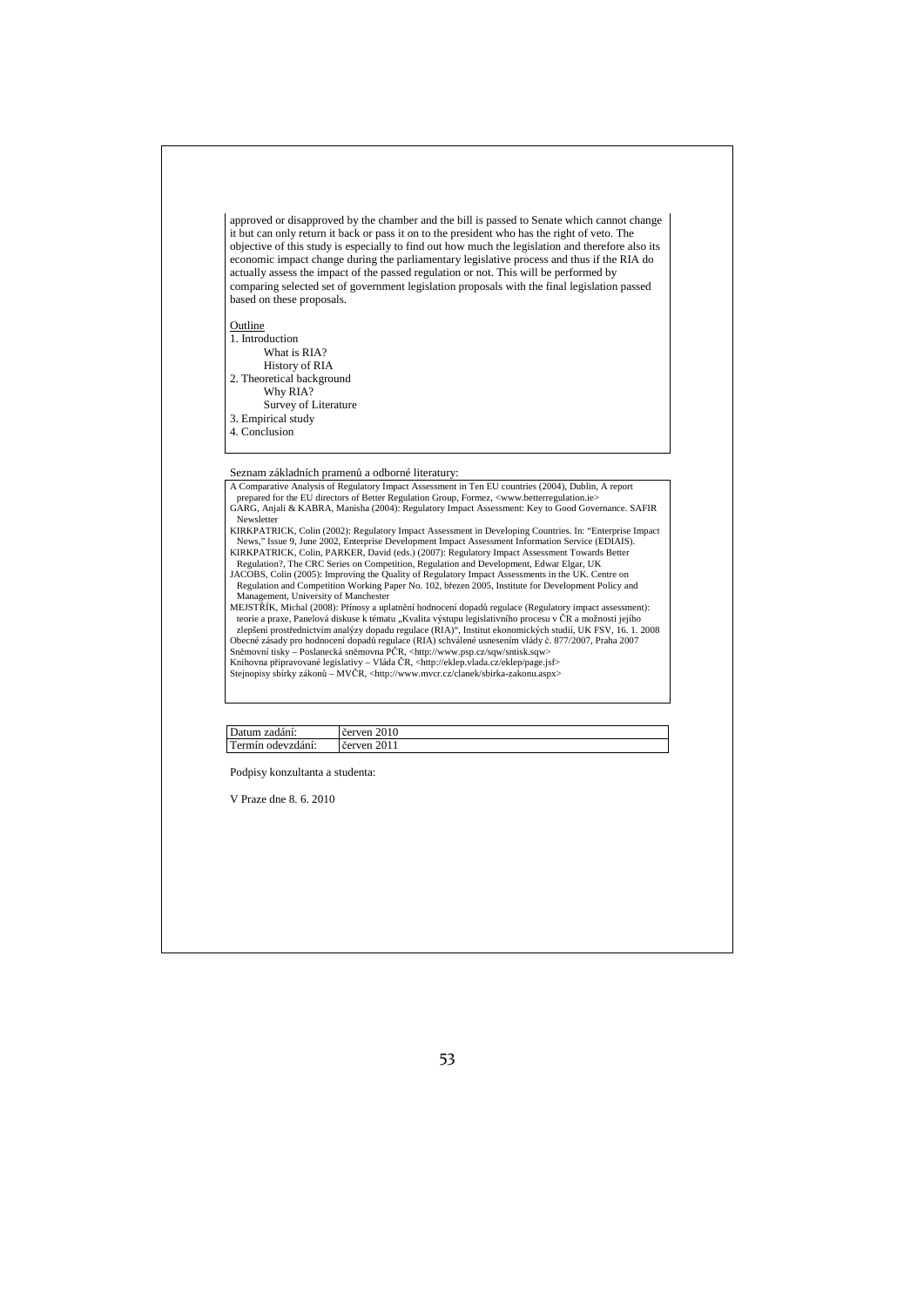approved or disapproved by the chamber and the bill is passed to Senate which cannot change it but can only return it back or pass it on to the president who has the right of veto. The objective of this study is especially to find out how much the legislation and therefore also its economic impact change during the parliamentary legislative process and thus if the RIA do actually assess the impact of the passed regulation or not. This will be performed by comparing selected set of government legislation proposals with the final legislation passed based on these proposals.

Outline

1. Introduction
   - What is RIA?
   - History of RIA
2. Theoretical background
   - Why RIA?
   - Survey of Literature
3. Empirical study
4. Conclusion

Seznam základních pramenů a odborné literatury:

A Comparative Analysis of Regulatory Impact Assessment in Ten EU countries (2004), Dublin, A report prepared for the EU directors of Better Regulation Group, Formez, <www.betterregulation.ie>
GARG, Anjali & KABRA, Manisha (2004): Regulatory Impact Assessment: Key to Good Governance. SAFIR Newsletter
KIRKPATRICK, Colin (2002): Regulatory Impact Assessment in Developing Countries. In: "Enterprise Impact News," Issue 9, June 2002, Enterprise Development Impact Assessment Information Service (EDIAIS).
KIRKPATRICK, Colin, PARKER, David (eds.) (2007): Regulatory Impact Assessment Towards Better Regulation?, The CRC Series on Competition, Regulation and Development, Edwar Elgar, UK
JACOBS, Colin (2005): Improving the Quality of Regulatory Impact Assessments in the UK. Centre on Regulation and Competition Working Paper No. 102, březen 2005, Institute for Development Policy and Management, University of Manchester
MEJSTŘÍK, Michal (2008): Přínosy a uplatnění hodnocení dopadů regulace (Regulatory impact assessment): teorie a praxe, Panelová diskuse k tématu „Kvalita výstupu legislativního procesu v ČR a možnosti jejího zlepšení prostřednictvím analýzy dopadu regulace (RIA)", Institut ekonomických studií, UK FSV, 16. 1. 2008
Obecné zásady pro hodnocení dopadů regulace (RIA) schválené usnesením vlády č. 877/2007, Praha 2007
Sněmovní tisky – Poslanecká sněmovna PČR, <http://www.psp.cz/sqw/sntisk.sqw>
Knihovna připravované legislativy – Vláda ČR, <http://eklep.vlada.cz/eklep/page.jsf>
Stejnopisy sbírky zákonů – MVČR, <http://www.mvcr.cz/clanek/sbirka-zakonu.aspx>

| | |
|---|---|
| Datum zadání: | červen 2010 |
| Termín odevzdání: | červen 2011 |

Podpisy konzultanta a studenta:

V Praze dne 8. 6. 2010